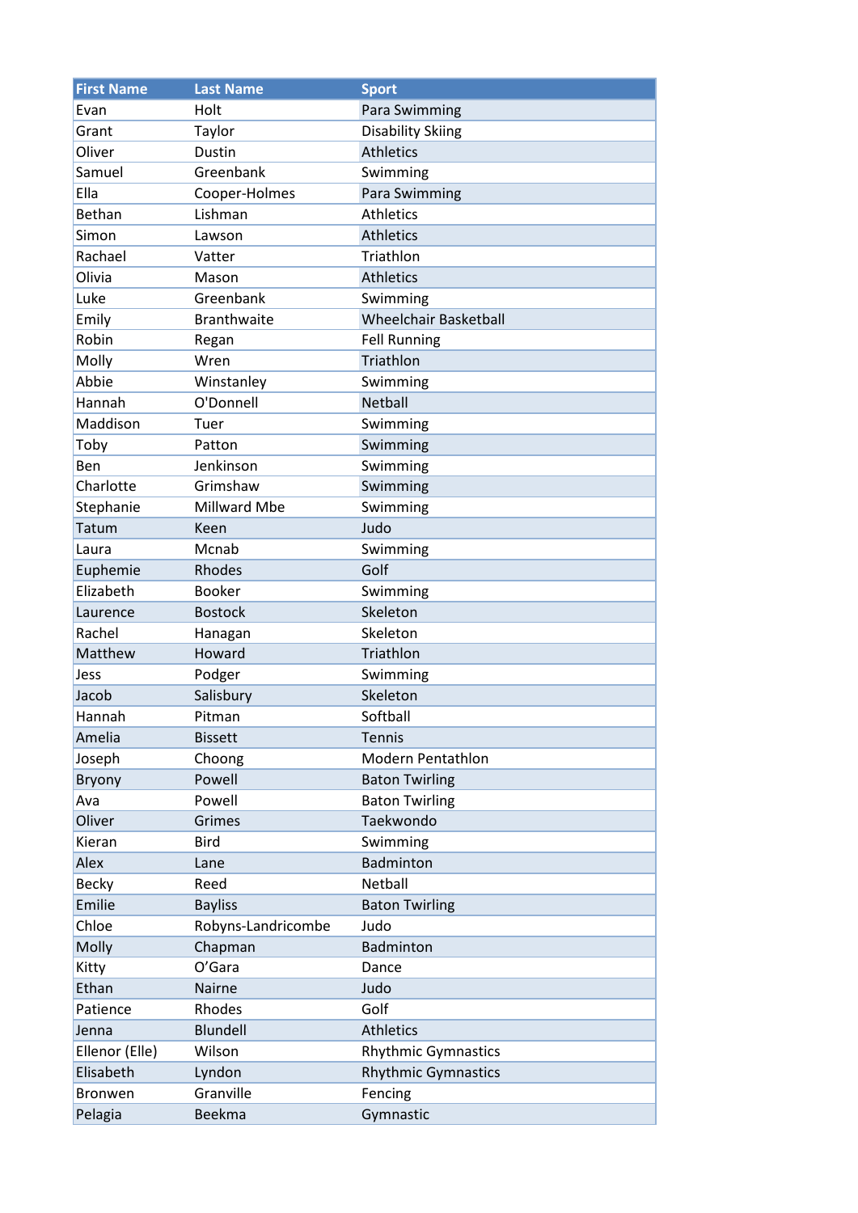| First Name | Last Name | Sport |
|---|---|---|
| Evan | Holt | Para Swimming |
| Grant | Taylor | Disability Skiing |
| Oliver | Dustin | Athletics |
| Samuel | Greenbank | Swimming |
| Ella | Cooper-Holmes | Para Swimming |
| Bethan | Lishman | Athletics |
| Simon | Lawson | Athletics |
| Rachael | Vatter | Triathlon |
| Olivia | Mason | Athletics |
| Luke | Greenbank | Swimming |
| Emily | Branthwaite | Wheelchair Basketball |
| Robin | Regan | Fell Running |
| Molly | Wren | Triathlon |
| Abbie | Winstanley | Swimming |
| Hannah | O'Donnell | Netball |
| Maddison | Tuer | Swimming |
| Toby | Patton | Swimming |
| Ben | Jenkinson | Swimming |
| Charlotte | Grimshaw | Swimming |
| Stephanie | Millward Mbe | Swimming |
| Tatum | Keen | Judo |
| Laura | Mcnab | Swimming |
| Euphemie | Rhodes | Golf |
| Elizabeth | Booker | Swimming |
| Laurence | Bostock | Skeleton |
| Rachel | Hanagan | Skeleton |
| Matthew | Howard | Triathlon |
| Jess | Podger | Swimming |
| Jacob | Salisbury | Skeleton |
| Hannah | Pitman | Softball |
| Amelia | Bissett | Tennis |
| Joseph | Choong | Modern Pentathlon |
| Bryony | Powell | Baton Twirling |
| Ava | Powell | Baton Twirling |
| Oliver | Grimes | Taekwondo |
| Kieran | Bird | Swimming |
| Alex | Lane | Badminton |
| Becky | Reed | Netball |
| Emilie | Bayliss | Baton Twirling |
| Chloe | Robyns-Landricombe | Judo |
| Molly | Chapman | Badminton |
| Kitty | O'Gara | Dance |
| Ethan | Nairne | Judo |
| Patience | Rhodes | Golf |
| Jenna | Blundell | Athletics |
| Ellenor (Elle) | Wilson | Rhythmic Gymnastics |
| Elisabeth | Lyndon | Rhythmic Gymnastics |
| Bronwen | Granville | Fencing |
| Pelagia | Beekma | Gymnastic |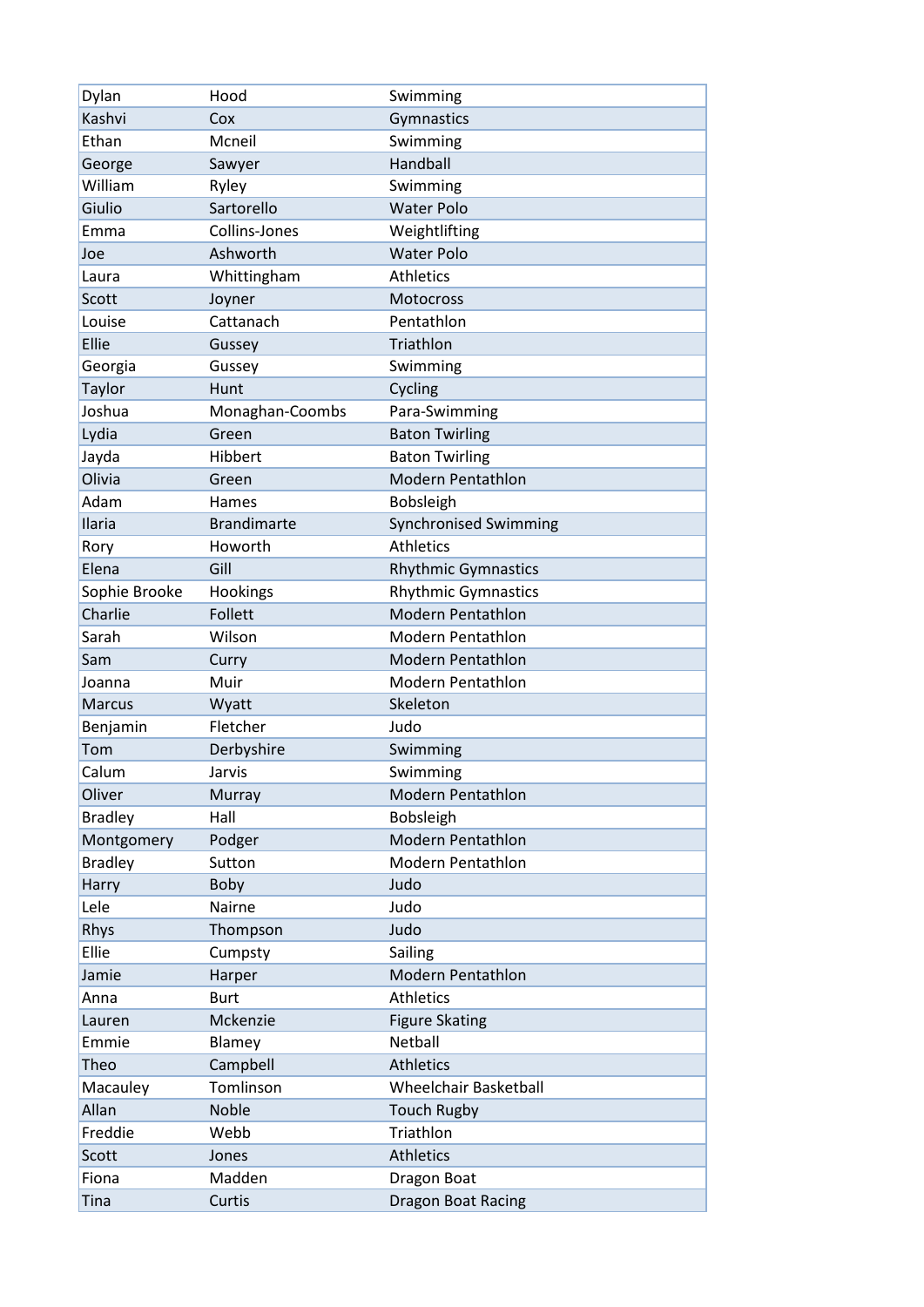| Dylan | Hood | Swimming |
|---|---|---|
| Kashvi | Cox | Gymnastics |
| Ethan | Mcneil | Swimming |
| George | Sawyer | Handball |
| William | Ryley | Swimming |
| Giulio | Sartorello | Water Polo |
| Emma | Collins-Jones | Weightlifting |
| Joe | Ashworth | Water Polo |
| Laura | Whittingham | Athletics |
| Scott | Joyner | Motocross |
| Louise | Cattanach | Pentathlon |
| Ellie | Gussey | Triathlon |
| Georgia | Gussey | Swimming |
| Taylor | Hunt | Cycling |
| Joshua | Monaghan-Coombs | Para-Swimming |
| Lydia | Green | Baton Twirling |
| Jayda | Hibbert | Baton Twirling |
| Olivia | Green | Modern Pentathlon |
| Adam | Hames | Bobsleigh |
| Ilaria | Brandimarte | Synchronised Swimming |
| Rory | Howorth | Athletics |
| Elena | Gill | Rhythmic Gymnastics |
| Sophie Brooke | Hookings | Rhythmic Gymnastics |
| Charlie | Follett | Modern Pentathlon |
| Sarah | Wilson | Modern Pentathlon |
| Sam | Curry | Modern Pentathlon |
| Joanna | Muir | Modern Pentathlon |
| Marcus | Wyatt | Skeleton |
| Benjamin | Fletcher | Judo |
| Tom | Derbyshire | Swimming |
| Calum | Jarvis | Swimming |
| Oliver | Murray | Modern Pentathlon |
| Bradley | Hall | Bobsleigh |
| Montgomery | Podger | Modern Pentathlon |
| Bradley | Sutton | Modern Pentathlon |
| Harry | Boby | Judo |
| Lele | Nairne | Judo |
| Rhys | Thompson | Judo |
| Ellie | Cumpsty | Sailing |
| Jamie | Harper | Modern Pentathlon |
| Anna | Burt | Athletics |
| Lauren | Mckenzie | Figure Skating |
| Emmie | Blamey | Netball |
| Theo | Campbell | Athletics |
| Macauley | Tomlinson | Wheelchair Basketball |
| Allan | Noble | Touch Rugby |
| Freddie | Webb | Triathlon |
| Scott | Jones | Athletics |
| Fiona | Madden | Dragon Boat |
| Tina | Curtis | Dragon Boat Racing |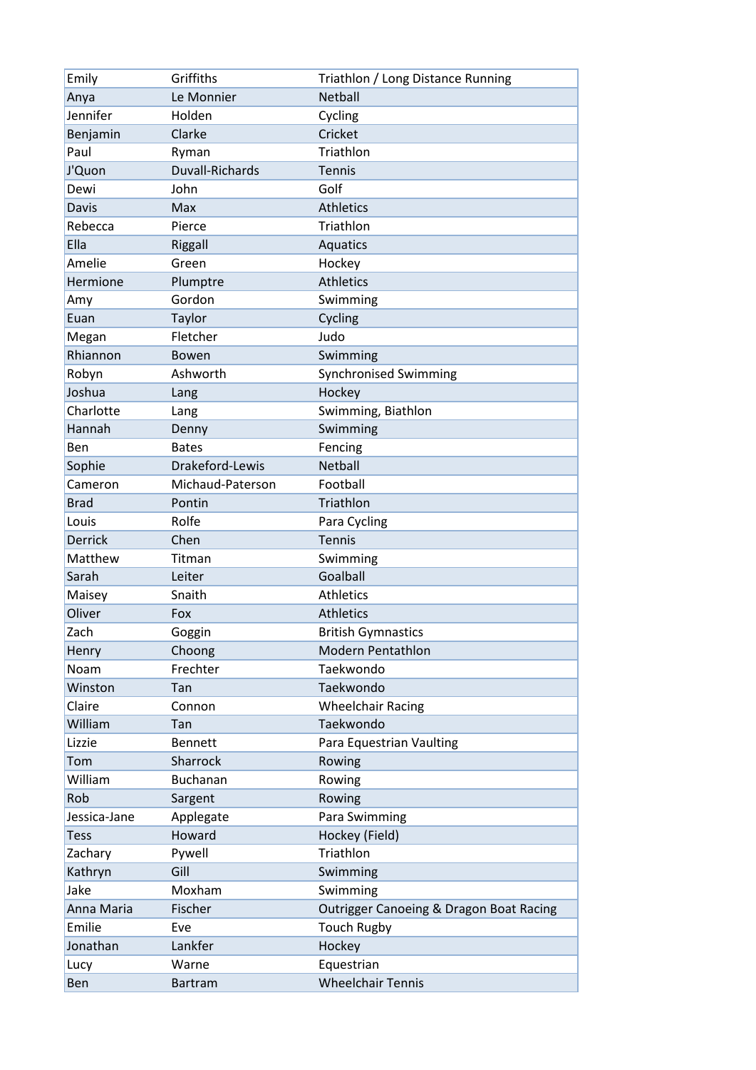| | | |
|---|---|---|
| Emily | Griffiths | Triathlon / Long Distance Running |
| Anya | Le Monnier | Netball |
| Jennifer | Holden | Cycling |
| Benjamin | Clarke | Cricket |
| Paul | Ryman | Triathlon |
| J'Quon | Duvall-Richards | Tennis |
| Dewi | John | Golf |
| Davis | Max | Athletics |
| Rebecca | Pierce | Triathlon |
| Ella | Riggall | Aquatics |
| Amelie | Green | Hockey |
| Hermione | Plumptre | Athletics |
| Amy | Gordon | Swimming |
| Euan | Taylor | Cycling |
| Megan | Fletcher | Judo |
| Rhiannon | Bowen | Swimming |
| Robyn | Ashworth | Synchronised Swimming |
| Joshua | Lang | Hockey |
| Charlotte | Lang | Swimming, Biathlon |
| Hannah | Denny | Swimming |
| Ben | Bates | Fencing |
| Sophie | Drakeford-Lewis | Netball |
| Cameron | Michaud-Paterson | Football |
| Brad | Pontin | Triathlon |
| Louis | Rolfe | Para Cycling |
| Derrick | Chen | Tennis |
| Matthew | Titman | Swimming |
| Sarah | Leiter | Goalball |
| Maisey | Snaith | Athletics |
| Oliver | Fox | Athletics |
| Zach | Goggin | British Gymnastics |
| Henry | Choong | Modern Pentathlon |
| Noam | Frechter | Taekwondo |
| Winston | Tan | Taekwondo |
| Claire | Connon | Wheelchair Racing |
| William | Tan | Taekwondo |
| Lizzie | Bennett | Para Equestrian Vaulting |
| Tom | Sharrock | Rowing |
| William | Buchanan | Rowing |
| Rob | Sargent | Rowing |
| Jessica-Jane | Applegate | Para Swimming |
| Tess | Howard | Hockey (Field) |
| Zachary | Pywell | Triathlon |
| Kathryn | Gill | Swimming |
| Jake | Moxham | Swimming |
| Anna Maria | Fischer | Outrigger Canoeing & Dragon Boat Racing |
| Emilie | Eve | Touch Rugby |
| Jonathan | Lankfer | Hockey |
| Lucy | Warne | Equestrian |
| Ben | Bartram | Wheelchair Tennis |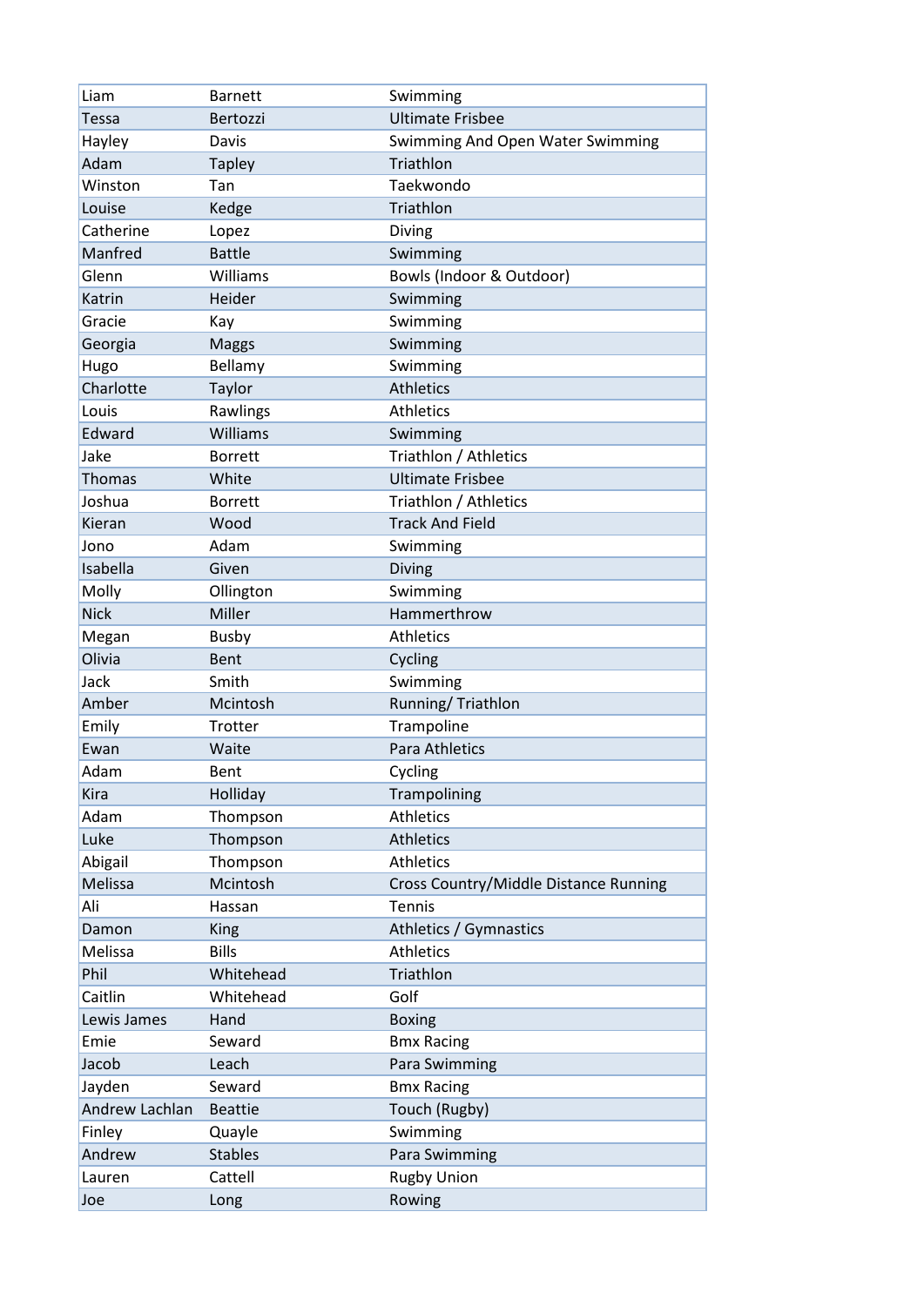| Liam | Barnett | Swimming |
|---|---|---|
| Tessa | Bertozzi | Ultimate Frisbee |
| Hayley | Davis | Swimming And Open Water Swimming |
| Adam | Tapley | Triathlon |
| Winston | Tan | Taekwondo |
| Louise | Kedge | Triathlon |
| Catherine | Lopez | Diving |
| Manfred | Battle | Swimming |
| Glenn | Williams | Bowls (Indoor & Outdoor) |
| Katrin | Heider | Swimming |
| Gracie | Kay | Swimming |
| Georgia | Maggs | Swimming |
| Hugo | Bellamy | Swimming |
| Charlotte | Taylor | Athletics |
| Louis | Rawlings | Athletics |
| Edward | Williams | Swimming |
| Jake | Borrett | Triathlon / Athletics |
| Thomas | White | Ultimate Frisbee |
| Joshua | Borrett | Triathlon / Athletics |
| Kieran | Wood | Track And Field |
| Jono | Adam | Swimming |
| Isabella | Given | Diving |
| Molly | Ollington | Swimming |
| Nick | Miller | Hammerthrow |
| Megan | Busby | Athletics |
| Olivia | Bent | Cycling |
| Jack | Smith | Swimming |
| Amber | Mcintosh | Running/ Triathlon |
| Emily | Trotter | Trampoline |
| Ewan | Waite | Para Athletics |
| Adam | Bent | Cycling |
| Kira | Holliday | Trampolining |
| Adam | Thompson | Athletics |
| Luke | Thompson | Athletics |
| Abigail | Thompson | Athletics |
| Melissa | Mcintosh | Cross Country/Middle Distance Running |
| Ali | Hassan | Tennis |
| Damon | King | Athletics / Gymnastics |
| Melissa | Bills | Athletics |
| Phil | Whitehead | Triathlon |
| Caitlin | Whitehead | Golf |
| Lewis James | Hand | Boxing |
| Emie | Seward | Bmx Racing |
| Jacob | Leach | Para Swimming |
| Jayden | Seward | Bmx Racing |
| Andrew Lachlan | Beattie | Touch (Rugby) |
| Finley | Quayle | Swimming |
| Andrew | Stables | Para Swimming |
| Lauren | Cattell | Rugby Union |
| Joe | Long | Rowing |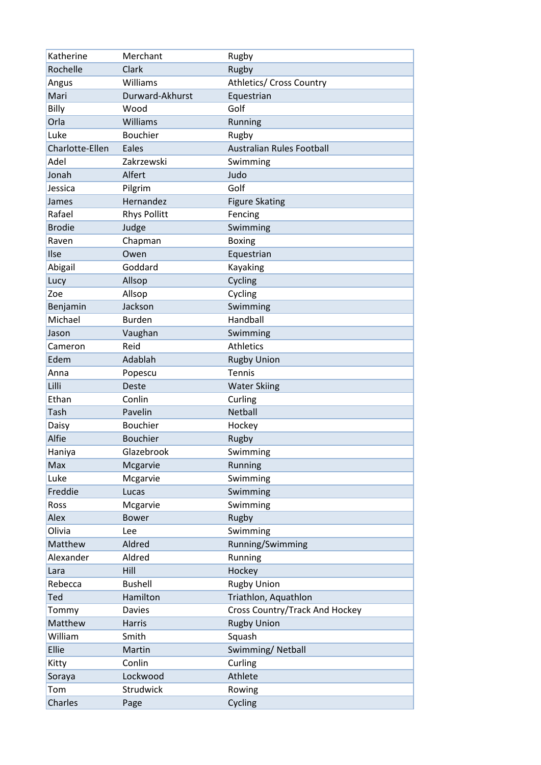| Katherine | Merchant | Rugby |
| --- | --- | --- |
| Rochelle | Clark | Rugby |
| Angus | Williams | Athletics/ Cross Country |
| Mari | Durward-Akhurst | Equestrian |
| Billy | Wood | Golf |
| Orla | Williams | Running |
| Luke | Bouchier | Rugby |
| Charlotte-Ellen | Eales | Australian Rules Football |
| Adel | Zakrzewski | Swimming |
| Jonah | Alfert | Judo |
| Jessica | Pilgrim | Golf |
| James | Hernandez | Figure Skating |
| Rafael | Rhys Pollitt | Fencing |
| Brodie | Judge | Swimming |
| Raven | Chapman | Boxing |
| Ilse | Owen | Equestrian |
| Abigail | Goddard | Kayaking |
| Lucy | Allsop | Cycling |
| Zoe | Allsop | Cycling |
| Benjamin | Jackson | Swimming |
| Michael | Burden | Handball |
| Jason | Vaughan | Swimming |
| Cameron | Reid | Athletics |
| Edem | Adablah | Rugby Union |
| Anna | Popescu | Tennis |
| Lilli | Deste | Water Skiing |
| Ethan | Conlin | Curling |
| Tash | Pavelin | Netball |
| Daisy | Bouchier | Hockey |
| Alfie | Bouchier | Rugby |
| Haniya | Glazebrook | Swimming |
| Max | Mcgarvie | Running |
| Luke | Mcgarvie | Swimming |
| Freddie | Lucas | Swimming |
| Ross | Mcgarvie | Swimming |
| Alex | Bower | Rugby |
| Olivia | Lee | Swimming |
| Matthew | Aldred | Running/Swimming |
| Alexander | Aldred | Running |
| Lara | Hill | Hockey |
| Rebecca | Bushell | Rugby Union |
| Ted | Hamilton | Triathlon, Aquathlon |
| Tommy | Davies | Cross Country/Track And Hockey |
| Matthew | Harris | Rugby Union |
| William | Smith | Squash |
| Ellie | Martin | Swimming/ Netball |
| Kitty | Conlin | Curling |
| Soraya | Lockwood | Athlete |
| Tom | Strudwick | Rowing |
| Charles | Page | Cycling |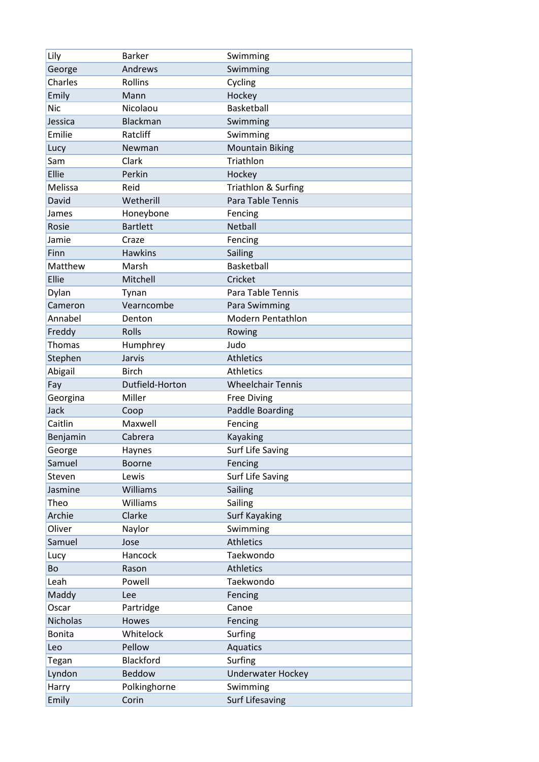| | | |
|---|---|---|
| Lily | Barker | Swimming |
| George | Andrews | Swimming |
| Charles | Rollins | Cycling |
| Emily | Mann | Hockey |
| Nic | Nicolaou | Basketball |
| Jessica | Blackman | Swimming |
| Emilie | Ratcliff | Swimming |
| Lucy | Newman | Mountain Biking |
| Sam | Clark | Triathlon |
| Ellie | Perkin | Hockey |
| Melissa | Reid | Triathlon & Surfing |
| David | Wetherill | Para Table Tennis |
| James | Honeybone | Fencing |
| Rosie | Bartlett | Netball |
| Jamie | Craze | Fencing |
| Finn | Hawkins | Sailing |
| Matthew | Marsh | Basketball |
| Ellie | Mitchell | Cricket |
| Dylan | Tynan | Para Table Tennis |
| Cameron | Vearncombe | Para Swimming |
| Annabel | Denton | Modern Pentathlon |
| Freddy | Rolls | Rowing |
| Thomas | Humphrey | Judo |
| Stephen | Jarvis | Athletics |
| Abigail | Birch | Athletics |
| Fay | Dutfield-Horton | Wheelchair Tennis |
| Georgina | Miller | Free Diving |
| Jack | Coop | Paddle Boarding |
| Caitlin | Maxwell | Fencing |
| Benjamin | Cabrera | Kayaking |
| George | Haynes | Surf Life Saving |
| Samuel | Boorne | Fencing |
| Steven | Lewis | Surf Life Saving |
| Jasmine | Williams | Sailing |
| Theo | Williams | Sailing |
| Archie | Clarke | Surf Kayaking |
| Oliver | Naylor | Swimming |
| Samuel | Jose | Athletics |
| Lucy | Hancock | Taekwondo |
| Bo | Rason | Athletics |
| Leah | Powell | Taekwondo |
| Maddy | Lee | Fencing |
| Oscar | Partridge | Canoe |
| Nicholas | Howes | Fencing |
| Bonita | Whitelock | Surfing |
| Leo | Pellow | Aquatics |
| Tegan | Blackford | Surfing |
| Lyndon | Beddow | Underwater Hockey |
| Harry | Polkinghorne | Swimming |
| Emily | Corin | Surf Lifesaving |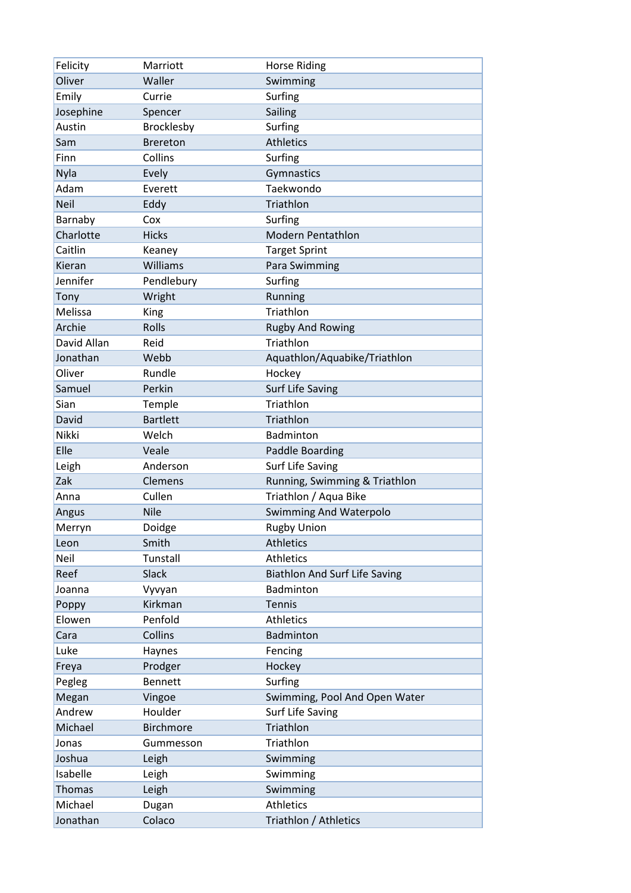| | | |
|---|---|---|
| Felicity | Marriott | Horse Riding |
| Oliver | Waller | Swimming |
| Emily | Currie | Surfing |
| Josephine | Spencer | Sailing |
| Austin | Brocklesby | Surfing |
| Sam | Brereton | Athletics |
| Finn | Collins | Surfing |
| Nyla | Evely | Gymnastics |
| Adam | Everett | Taekwondo |
| Neil | Eddy | Triathlon |
| Barnaby | Cox | Surfing |
| Charlotte | Hicks | Modern Pentathlon |
| Caitlin | Keaney | Target Sprint |
| Kieran | Williams | Para Swimming |
| Jennifer | Pendlebury | Surfing |
| Tony | Wright | Running |
| Melissa | King | Triathlon |
| Archie | Rolls | Rugby And Rowing |
| David Allan | Reid | Triathlon |
| Jonathan | Webb | Aquathlon/Aquabike/Triathlon |
| Oliver | Rundle | Hockey |
| Samuel | Perkin | Surf Life Saving |
| Sian | Temple | Triathlon |
| David | Bartlett | Triathlon |
| Nikki | Welch | Badminton |
| Elle | Veale | Paddle Boarding |
| Leigh | Anderson | Surf Life Saving |
| Zak | Clemens | Running, Swimming & Triathlon |
| Anna | Cullen | Triathlon / Aqua Bike |
| Angus | Nile | Swimming And Waterpolo |
| Merryn | Doidge | Rugby Union |
| Leon | Smith | Athletics |
| Neil | Tunstall | Athletics |
| Reef | Slack | Biathlon And Surf Life Saving |
| Joanna | Vyvyan | Badminton |
| Poppy | Kirkman | Tennis |
| Elowen | Penfold | Athletics |
| Cara | Collins | Badminton |
| Luke | Haynes | Fencing |
| Freya | Prodger | Hockey |
| Pegleg | Bennett | Surfing |
| Megan | Vingoe | Swimming, Pool And Open Water |
| Andrew | Houlder | Surf Life Saving |
| Michael | Birchmore | Triathlon |
| Jonas | Gummesson | Triathlon |
| Joshua | Leigh | Swimming |
| Isabelle | Leigh | Swimming |
| Thomas | Leigh | Swimming |
| Michael | Dugan | Athletics |
| Jonathan | Colaco | Triathlon / Athletics |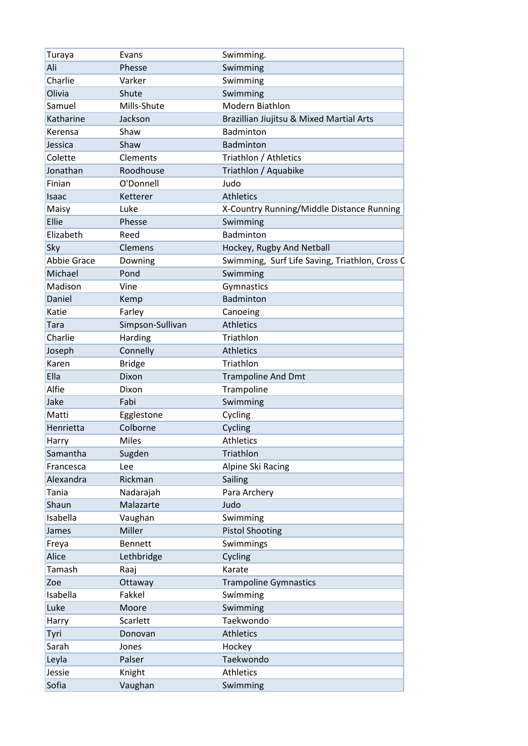| Turaya | Evans | Swimming. |
|---|---|---|
| Ali | Phesse | Swimming |
| Charlie | Varker | Swimming |
| Olivia | Shute | Swimming |
| Samuel | Mills-Shute | Modern Biathlon |
| Katharine | Jackson | Brazillian Jiujitsu & Mixed Martial Arts |
| Kerensa | Shaw | Badminton |
| Jessica | Shaw | Badminton |
| Colette | Clements | Triathlon / Athletics |
| Jonathan | Roodhouse | Triathlon / Aquabike |
| Finian | O'Donnell | Judo |
| Isaac | Ketterer | Athletics |
| Maisy | Luke | X-Country Running/Middle Distance Running |
| Ellie | Phesse | Swimming |
| Elizabeth | Reed | Badminton |
| Sky | Clemens | Hockey, Rugby And Netball |
| Abbie Grace | Downing | Swimming, Surf Life Saving, Triathlon, Cross C |
| Michael | Pond | Swimming |
| Madison | Vine | Gymnastics |
| Daniel | Kemp | Badminton |
| Katie | Farley | Canoeing |
| Tara | Simpson-Sullivan | Athletics |
| Charlie | Harding | Triathlon |
| Joseph | Connelly | Athletics |
| Karen | Bridge | Triathlon |
| Ella | Dixon | Trampoline And Dmt |
| Alfie | Dixon | Trampoline |
| Jake | Fabi | Swimming |
| Matti | Egglestone | Cycling |
| Henrietta | Colborne | Cycling |
| Harry | Miles | Athletics |
| Samantha | Sugden | Triathlon |
| Francesca | Lee | Alpine Ski Racing |
| Alexandra | Rickman | Sailing |
| Tania | Nadarajah | Para Archery |
| Shaun | Malazarte | Judo |
| Isabella | Vaughan | Swimming |
| James | Miller | Pistol Shooting |
| Freya | Bennett | Swimmings |
| Alice | Lethbridge | Cycling |
| Tamash | Raaj | Karate |
| Zoe | Ottaway | Trampoline Gymnastics |
| Isabella | Fakkel | Swimming |
| Luke | Moore | Swimming |
| Harry | Scarlett | Taekwondo |
| Tyri | Donovan | Athletics |
| Sarah | Jones | Hockey |
| Leyla | Palser | Taekwondo |
| Jessie | Knight | Athletics |
| Sofia | Vaughan | Swimming |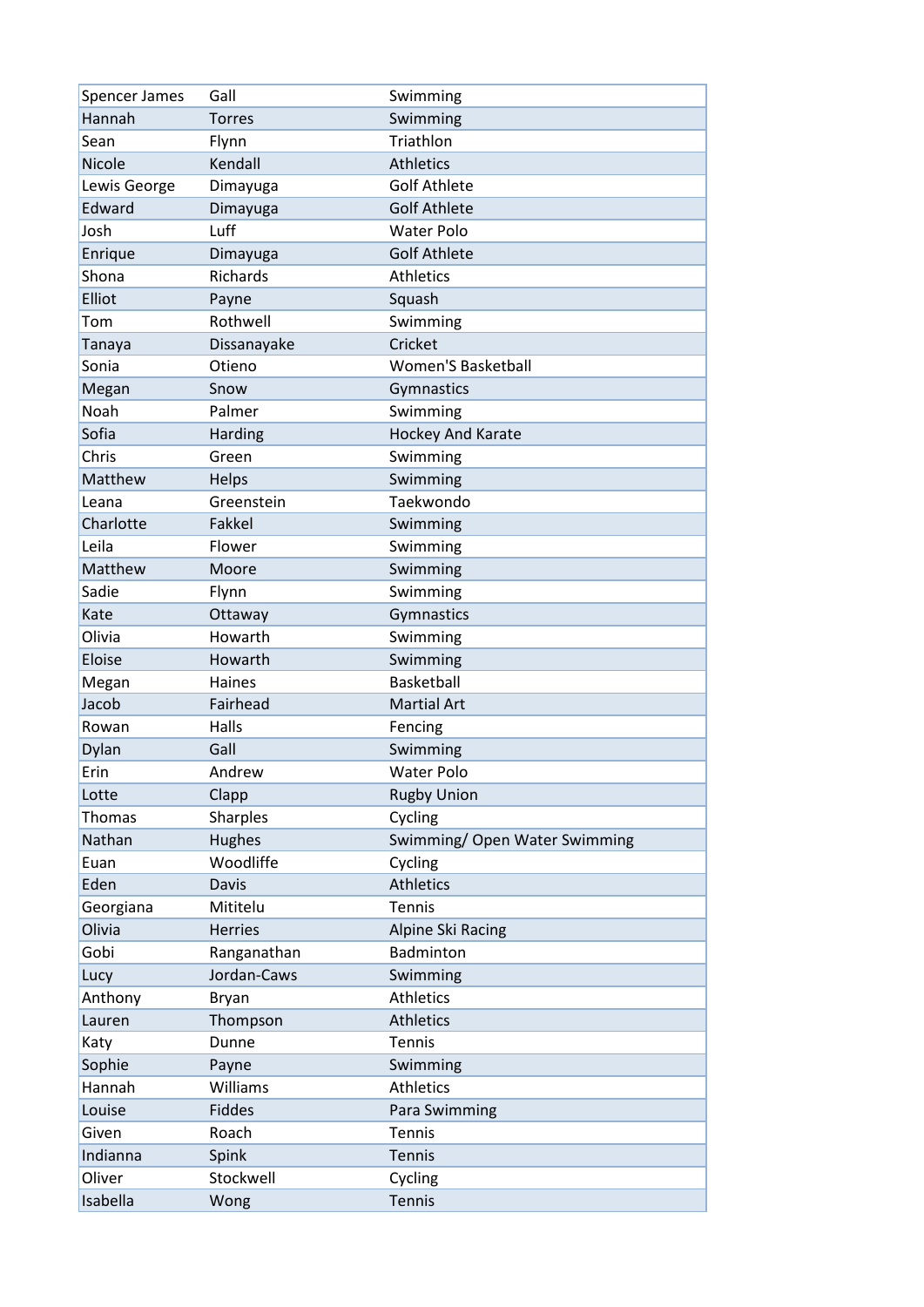| | | |
|---|---|---|
| Spencer James | Gall | Swimming |
| Hannah | Torres | Swimming |
| Sean | Flynn | Triathlon |
| Nicole | Kendall | Athletics |
| Lewis George | Dimayuga | Golf Athlete |
| Edward | Dimayuga | Golf Athlete |
| Josh | Luff | Water Polo |
| Enrique | Dimayuga | Golf Athlete |
| Shona | Richards | Athletics |
| Elliot | Payne | Squash |
| Tom | Rothwell | Swimming |
| Tanaya | Dissanayake | Cricket |
| Sonia | Otieno | Women'S Basketball |
| Megan | Snow | Gymnastics |
| Noah | Palmer | Swimming |
| Sofia | Harding | Hockey And Karate |
| Chris | Green | Swimming |
| Matthew | Helps | Swimming |
| Leana | Greenstein | Taekwondo |
| Charlotte | Fakkel | Swimming |
| Leila | Flower | Swimming |
| Matthew | Moore | Swimming |
| Sadie | Flynn | Swimming |
| Kate | Ottaway | Gymnastics |
| Olivia | Howarth | Swimming |
| Eloise | Howarth | Swimming |
| Megan | Haines | Basketball |
| Jacob | Fairhead | Martial Art |
| Rowan | Halls | Fencing |
| Dylan | Gall | Swimming |
| Erin | Andrew | Water Polo |
| Lotte | Clapp | Rugby Union |
| Thomas | Sharples | Cycling |
| Nathan | Hughes | Swimming/ Open Water Swimming |
| Euan | Woodliffe | Cycling |
| Eden | Davis | Athletics |
| Georgiana | Mititelu | Tennis |
| Olivia | Herries | Alpine Ski Racing |
| Gobi | Ranganathan | Badminton |
| Lucy | Jordan-Caws | Swimming |
| Anthony | Bryan | Athletics |
| Lauren | Thompson | Athletics |
| Katy | Dunne | Tennis |
| Sophie | Payne | Swimming |
| Hannah | Williams | Athletics |
| Louise | Fiddes | Para Swimming |
| Given | Roach | Tennis |
| Indianna | Spink | Tennis |
| Oliver | Stockwell | Cycling |
| Isabella | Wong | Tennis |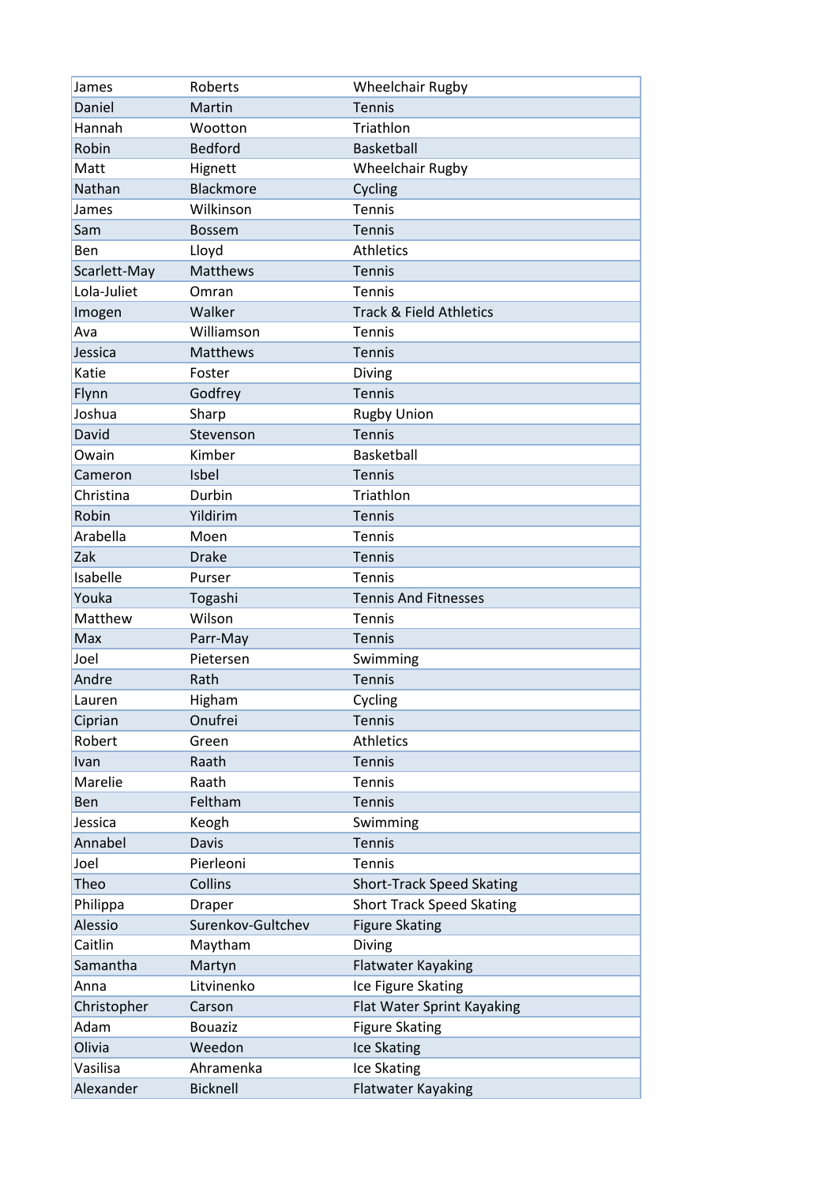| | | |
|---|---|---|
| James | Roberts | Wheelchair Rugby |
| Daniel | Martin | Tennis |
| Hannah | Wootton | Triathlon |
| Robin | Bedford | Basketball |
| Matt | Hignett | Wheelchair Rugby |
| Nathan | Blackmore | Cycling |
| James | Wilkinson | Tennis |
| Sam | Bossem | Tennis |
| Ben | Lloyd | Athletics |
| Scarlett-May | Matthews | Tennis |
| Lola-Juliet | Omran | Tennis |
| Imogen | Walker | Track & Field Athletics |
| Ava | Williamson | Tennis |
| Jessica | Matthews | Tennis |
| Katie | Foster | Diving |
| Flynn | Godfrey | Tennis |
| Joshua | Sharp | Rugby Union |
| David | Stevenson | Tennis |
| Owain | Kimber | Basketball |
| Cameron | Isbel | Tennis |
| Christina | Durbin | Triathlon |
| Robin | Yildirim | Tennis |
| Arabella | Moen | Tennis |
| Zak | Drake | Tennis |
| Isabelle | Purser | Tennis |
| Youka | Togashi | Tennis And Fitnesses |
| Matthew | Wilson | Tennis |
| Max | Parr-May | Tennis |
| Joel | Pietersen | Swimming |
| Andre | Rath | Tennis |
| Lauren | Higham | Cycling |
| Ciprian | Onufrei | Tennis |
| Robert | Green | Athletics |
| Ivan | Raath | Tennis |
| Marelie | Raath | Tennis |
| Ben | Feltham | Tennis |
| Jessica | Keogh | Swimming |
| Annabel | Davis | Tennis |
| Joel | Pierleoni | Tennis |
| Theo | Collins | Short-Track Speed Skating |
| Philippa | Draper | Short Track Speed Skating |
| Alessio | Surenkov-Gultchev | Figure Skating |
| Caitlin | Maytham | Diving |
| Samantha | Martyn | Flatwater Kayaking |
| Anna | Litvinenko | Ice Figure Skating |
| Christopher | Carson | Flat Water Sprint Kayaking |
| Adam | Bouaziz | Figure Skating |
| Olivia | Weedon | Ice Skating |
| Vasilisa | Ahramenka | Ice Skating |
| Alexander | Bicknell | Flatwater Kayaking |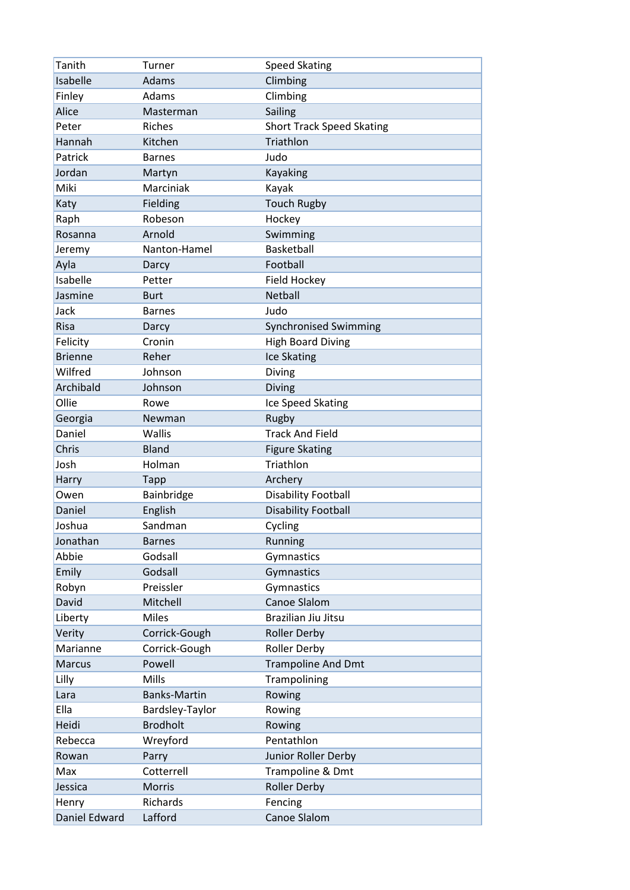| | | |
|---|---|---|
| Tanith | Turner | Speed Skating |
| Isabelle | Adams | Climbing |
| Finley | Adams | Climbing |
| Alice | Masterman | Sailing |
| Peter | Riches | Short Track Speed Skating |
| Hannah | Kitchen | Triathlon |
| Patrick | Barnes | Judo |
| Jordan | Martyn | Kayaking |
| Miki | Marciniak | Kayak |
| Katy | Fielding | Touch Rugby |
| Raph | Robeson | Hockey |
| Rosanna | Arnold | Swimming |
| Jeremy | Nanton-Hamel | Basketball |
| Ayla | Darcy | Football |
| Isabelle | Petter | Field Hockey |
| Jasmine | Burt | Netball |
| Jack | Barnes | Judo |
| Risa | Darcy | Synchronised Swimming |
| Felicity | Cronin | High Board Diving |
| Brienne | Reher | Ice Skating |
| Wilfred | Johnson | Diving |
| Archibald | Johnson | Diving |
| Ollie | Rowe | Ice Speed Skating |
| Georgia | Newman | Rugby |
| Daniel | Wallis | Track And Field |
| Chris | Bland | Figure Skating |
| Josh | Holman | Triathlon |
| Harry | Tapp | Archery |
| Owen | Bainbridge | Disability Football |
| Daniel | English | Disability Football |
| Joshua | Sandman | Cycling |
| Jonathan | Barnes | Running |
| Abbie | Godsall | Gymnastics |
| Emily | Godsall | Gymnastics |
| Robyn | Preissler | Gymnastics |
| David | Mitchell | Canoe Slalom |
| Liberty | Miles | Brazilian Jiu Jitsu |
| Verity | Corrick-Gough | Roller Derby |
| Marianne | Corrick-Gough | Roller Derby |
| Marcus | Powell | Trampoline And Dmt |
| Lilly | Mills | Trampolining |
| Lara | Banks-Martin | Rowing |
| Ella | Bardsley-Taylor | Rowing |
| Heidi | Brodholt | Rowing |
| Rebecca | Wreyford | Pentathlon |
| Rowan | Parry | Junior Roller Derby |
| Max | Cotterrell | Trampoline & Dmt |
| Jessica | Morris | Roller Derby |
| Henry | Richards | Fencing |
| Daniel Edward | Lafford | Canoe Slalom |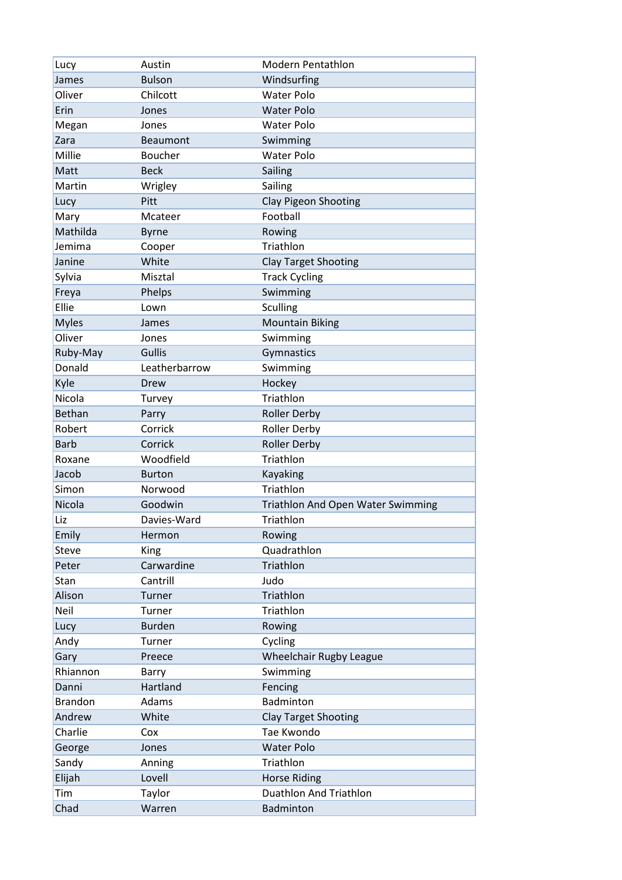| Lucy | Austin | Modern Pentathlon |
|---|---|---|
| James | Bulson | Windsurfing |
| Oliver | Chilcott | Water Polo |
| Erin | Jones | Water Polo |
| Megan | Jones | Water Polo |
| Zara | Beaumont | Swimming |
| Millie | Boucher | Water Polo |
| Matt | Beck | Sailing |
| Martin | Wrigley | Sailing |
| Lucy | Pitt | Clay Pigeon Shooting |
| Mary | Mcateer | Football |
| Mathilda | Byrne | Rowing |
| Jemima | Cooper | Triathlon |
| Janine | White | Clay Target Shooting |
| Sylvia | Misztal | Track Cycling |
| Freya | Phelps | Swimming |
| Ellie | Lown | Sculling |
| Myles | James | Mountain Biking |
| Oliver | Jones | Swimming |
| Ruby-May | Gullis | Gymnastics |
| Donald | Leatherbarrow | Swimming |
| Kyle | Drew | Hockey |
| Nicola | Turvey | Triathlon |
| Bethan | Parry | Roller Derby |
| Robert | Corrick | Roller Derby |
| Barb | Corrick | Roller Derby |
| Roxane | Woodfield | Triathlon |
| Jacob | Burton | Kayaking |
| Simon | Norwood | Triathlon |
| Nicola | Goodwin | Triathlon And Open Water Swimming |
| Liz | Davies-Ward | Triathlon |
| Emily | Hermon | Rowing |
| Steve | King | Quadrathlon |
| Peter | Carwardine | Triathlon |
| Stan | Cantrill | Judo |
| Alison | Turner | Triathlon |
| Neil | Turner | Triathlon |
| Lucy | Burden | Rowing |
| Andy | Turner | Cycling |
| Gary | Preece | Wheelchair Rugby League |
| Rhiannon | Barry | Swimming |
| Danni | Hartland | Fencing |
| Brandon | Adams | Badminton |
| Andrew | White | Clay Target Shooting |
| Charlie | Cox | Tae Kwondo |
| George | Jones | Water Polo |
| Sandy | Anning | Triathlon |
| Elijah | Lovell | Horse Riding |
| Tim | Taylor | Duathlon And Triathlon |
| Chad | Warren | Badminton |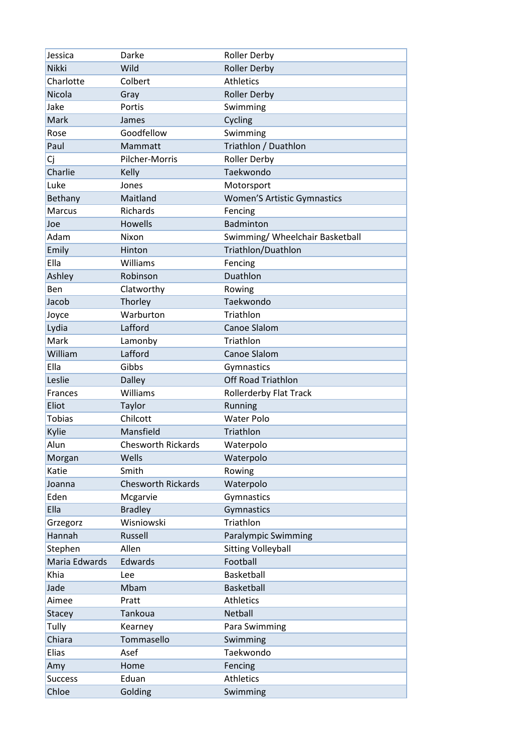| Jessica | Darke | Roller Derby |
|---|---|---|
| Nikki | Wild | Roller Derby |
| Charlotte | Colbert | Athletics |
| Nicola | Gray | Roller Derby |
| Jake | Portis | Swimming |
| Mark | James | Cycling |
| Rose | Goodfellow | Swimming |
| Paul | Mammatt | Triathlon / Duathlon |
| Cj | Pilcher-Morris | Roller Derby |
| Charlie | Kelly | Taekwondo |
| Luke | Jones | Motorsport |
| Bethany | Maitland | Women'S Artistic Gymnastics |
| Marcus | Richards | Fencing |
| Joe | Howells | Badminton |
| Adam | Nixon | Swimming/ Wheelchair Basketball |
| Emily | Hinton | Triathlon/Duathlon |
| Ella | Williams | Fencing |
| Ashley | Robinson | Duathlon |
| Ben | Clatworthy | Rowing |
| Jacob | Thorley | Taekwondo |
| Joyce | Warburton | Triathlon |
| Lydia | Lafford | Canoe Slalom |
| Mark | Lamonby | Triathlon |
| William | Lafford | Canoe Slalom |
| Ella | Gibbs | Gymnastics |
| Leslie | Dalley | Off Road Triathlon |
| Frances | Williams | Rollerderby Flat Track |
| Eliot | Taylor | Running |
| Tobias | Chilcott | Water Polo |
| Kylie | Mansfield | Triathlon |
| Alun | Chesworth Rickards | Waterpolo |
| Morgan | Wells | Waterpolo |
| Katie | Smith | Rowing |
| Joanna | Chesworth Rickards | Waterpolo |
| Eden | Mcgarvie | Gymnastics |
| Ella | Bradley | Gymnastics |
| Grzegorz | Wisniowski | Triathlon |
| Hannah | Russell | Paralympic Swimming |
| Stephen | Allen | Sitting Volleyball |
| Maria Edwards | Edwards | Football |
| Khia | Lee | Basketball |
| Jade | Mbam | Basketball |
| Aimee | Pratt | Athletics |
| Stacey | Tankoua | Netball |
| Tully | Kearney | Para Swimming |
| Chiara | Tommasello | Swimming |
| Elias | Asef | Taekwondo |
| Amy | Home | Fencing |
| Success | Eduan | Athletics |
| Chloe | Golding | Swimming |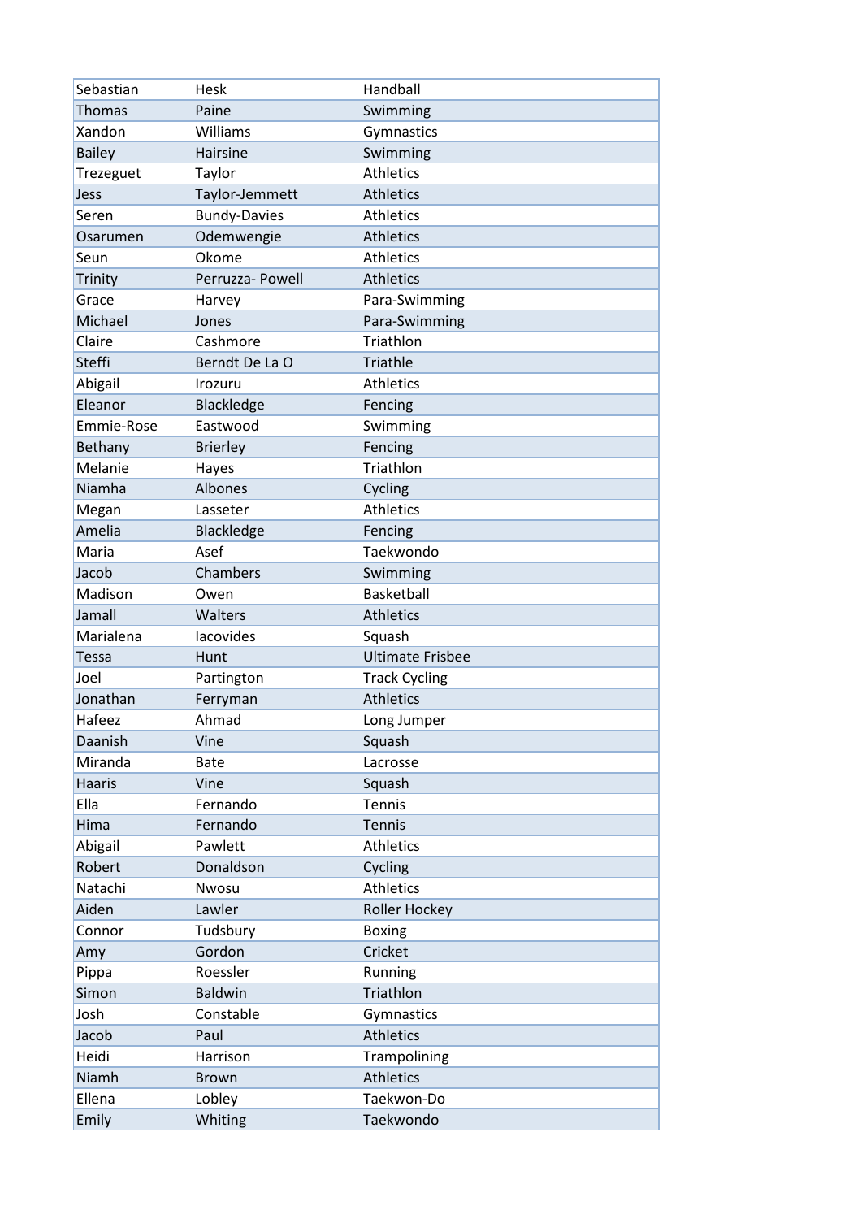| | | |
|---|---|---|
| Sebastian | Hesk | Handball |
| Thomas | Paine | Swimming |
| Xandon | Williams | Gymnastics |
| Bailey | Hairsine | Swimming |
| Trezeguet | Taylor | Athletics |
| Jess | Taylor-Jemmett | Athletics |
| Seren | Bundy-Davies | Athletics |
| Osarumen | Odemwengie | Athletics |
| Seun | Okome | Athletics |
| Trinity | Perruzza- Powell | Athletics |
| Grace | Harvey | Para-Swimming |
| Michael | Jones | Para-Swimming |
| Claire | Cashmore | Triathlon |
| Steffi | Berndt De La O | Triathle |
| Abigail | Irozuru | Athletics |
| Eleanor | Blackledge | Fencing |
| Emmie-Rose | Eastwood | Swimming |
| Bethany | Brierley | Fencing |
| Melanie | Hayes | Triathlon |
| Niamha | Albones | Cycling |
| Megan | Lasseter | Athletics |
| Amelia | Blackledge | Fencing |
| Maria | Asef | Taekwondo |
| Jacob | Chambers | Swimming |
| Madison | Owen | Basketball |
| Jamall | Walters | Athletics |
| Marialena | Iacovides | Squash |
| Tessa | Hunt | Ultimate Frisbee |
| Joel | Partington | Track Cycling |
| Jonathan | Ferryman | Athletics |
| Hafeez | Ahmad | Long Jumper |
| Daanish | Vine | Squash |
| Miranda | Bate | Lacrosse |
| Haaris | Vine | Squash |
| Ella | Fernando | Tennis |
| Hima | Fernando | Tennis |
| Abigail | Pawlett | Athletics |
| Robert | Donaldson | Cycling |
| Natachi | Nwosu | Athletics |
| Aiden | Lawler | Roller Hockey |
| Connor | Tudsbury | Boxing |
| Amy | Gordon | Cricket |
| Pippa | Roessler | Running |
| Simon | Baldwin | Triathlon |
| Josh | Constable | Gymnastics |
| Jacob | Paul | Athletics |
| Heidi | Harrison | Trampolining |
| Niamh | Brown | Athletics |
| Ellena | Lobley | Taekwon-Do |
| Emily | Whiting | Taekwondo |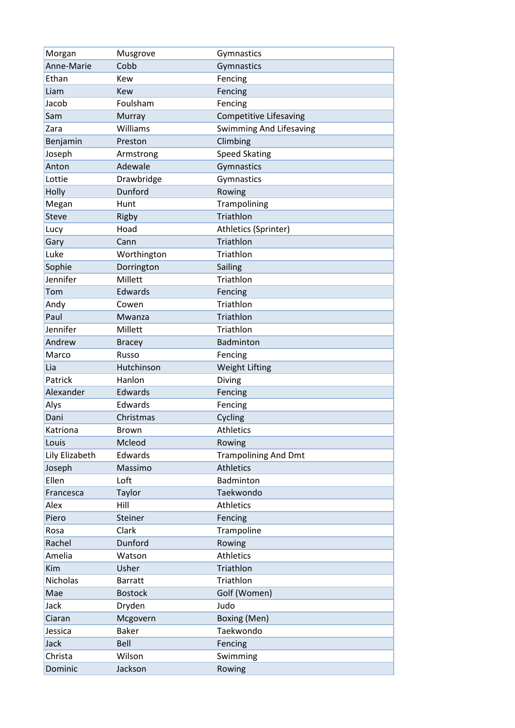| Morgan | Musgrove | Gymnastics |
|---|---|---|
| Anne-Marie | Cobb | Gymnastics |
| Ethan | Kew | Fencing |
| Liam | Kew | Fencing |
| Jacob | Foulsham | Fencing |
| Sam | Murray | Competitive Lifesaving |
| Zara | Williams | Swimming And Lifesaving |
| Benjamin | Preston | Climbing |
| Joseph | Armstrong | Speed Skating |
| Anton | Adewale | Gymnastics |
| Lottie | Drawbridge | Gymnastics |
| Holly | Dunford | Rowing |
| Megan | Hunt | Trampolining |
| Steve | Rigby | Triathlon |
| Lucy | Hoad | Athletics (Sprinter) |
| Gary | Cann | Triathlon |
| Luke | Worthington | Triathlon |
| Sophie | Dorrington | Sailing |
| Jennifer | Millett | Triathlon |
| Tom | Edwards | Fencing |
| Andy | Cowen | Triathlon |
| Paul | Mwanza | Triathlon |
| Jennifer | Millett | Triathlon |
| Andrew | Bracey | Badminton |
| Marco | Russo | Fencing |
| Lia | Hutchinson | Weight Lifting |
| Patrick | Hanlon | Diving |
| Alexander | Edwards | Fencing |
| Alys | Edwards | Fencing |
| Dani | Christmas | Cycling |
| Katriona | Brown | Athletics |
| Louis | Mcleod | Rowing |
| Lily Elizabeth | Edwards | Trampolining And Dmt |
| Joseph | Massimo | Athletics |
| Ellen | Loft | Badminton |
| Francesca | Taylor | Taekwondo |
| Alex | Hill | Athletics |
| Piero | Steiner | Fencing |
| Rosa | Clark | Trampoline |
| Rachel | Dunford | Rowing |
| Amelia | Watson | Athletics |
| Kim | Usher | Triathlon |
| Nicholas | Barratt | Triathlon |
| Mae | Bostock | Golf (Women) |
| Jack | Dryden | Judo |
| Ciaran | Mcgovern | Boxing (Men) |
| Jessica | Baker | Taekwondo |
| Jack | Bell | Fencing |
| Christa | Wilson | Swimming |
| Dominic | Jackson | Rowing |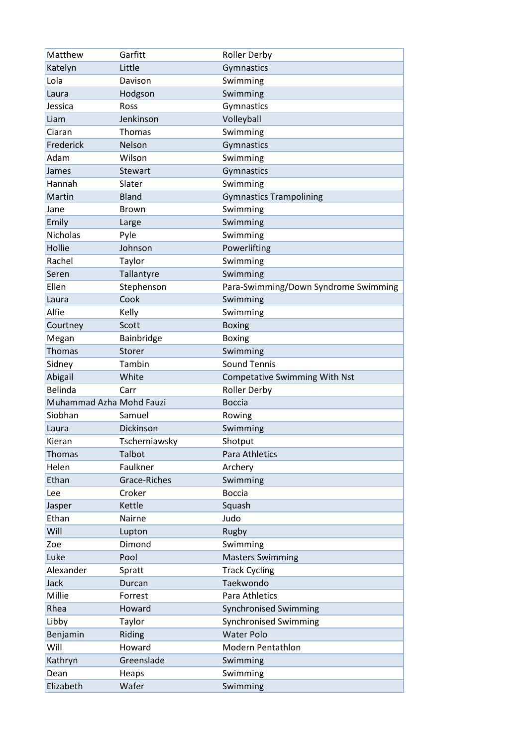| | | |
|---|---|---|
| Matthew | Garfitt | Roller Derby |
| Katelyn | Little | Gymnastics |
| Lola | Davison | Swimming |
| Laura | Hodgson | Swimming |
| Jessica | Ross | Gymnastics |
| Liam | Jenkinson | Volleyball |
| Ciaran | Thomas | Swimming |
| Frederick | Nelson | Gymnastics |
| Adam | Wilson | Swimming |
| James | Stewart | Gymnastics |
| Hannah | Slater | Swimming |
| Martin | Bland | Gymnastics Trampolining |
| Jane | Brown | Swimming |
| Emily | Large | Swimming |
| Nicholas | Pyle | Swimming |
| Hollie | Johnson | Powerlifting |
| Rachel | Taylor | Swimming |
| Seren | Tallantyre | Swimming |
| Ellen | Stephenson | Para-Swimming/Down Syndrome Swimming |
| Laura | Cook | Swimming |
| Alfie | Kelly | Swimming |
| Courtney | Scott | Boxing |
| Megan | Bainbridge | Boxing |
| Thomas | Storer | Swimming |
| Sidney | Tambin | Sound Tennis |
| Abigail | White | Competative Swimming With Nst |
| Belinda | Carr | Roller Derby |
| Muhammad Azha | Mohd Fauzi | Boccia |
| Siobhan | Samuel | Rowing |
| Laura | Dickinson | Swimming |
| Kieran | Tscherniawsky | Shotput |
| Thomas | Talbot | Para Athletics |
| Helen | Faulkner | Archery |
| Ethan | Grace-Riches | Swimming |
| Lee | Croker | Boccia |
| Jasper | Kettle | Squash |
| Ethan | Nairne | Judo |
| Will | Lupton | Rugby |
| Zoe | Dimond | Swimming |
| Luke | Pool | Masters Swimming |
| Alexander | Spratt | Track Cycling |
| Jack | Durcan | Taekwondo |
| Millie | Forrest | Para Athletics |
| Rhea | Howard | Synchronised Swimming |
| Libby | Taylor | Synchronised Swimming |
| Benjamin | Riding | Water Polo |
| Will | Howard | Modern Pentathlon |
| Kathryn | Greenslade | Swimming |
| Dean | Heaps | Swimming |
| Elizabeth | Wafer | Swimming |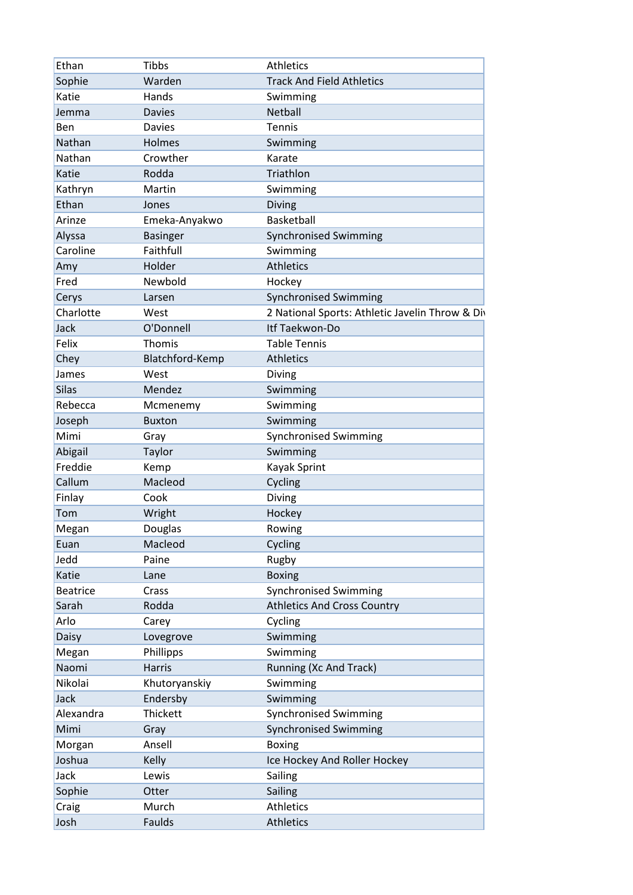| Ethan | Tibbs | Athletics |
|---|---|---|
| Sophie | Warden | Track And Field Athletics |
| Katie | Hands | Swimming |
| Jemma | Davies | Netball |
| Ben | Davies | Tennis |
| Nathan | Holmes | Swimming |
| Nathan | Crowther | Karate |
| Katie | Rodda | Triathlon |
| Kathryn | Martin | Swimming |
| Ethan | Jones | Diving |
| Arinze | Emeka-Anyakwo | Basketball |
| Alyssa | Basinger | Synchronised Swimming |
| Caroline | Faithfull | Swimming |
| Amy | Holder | Athletics |
| Fred | Newbold | Hockey |
| Cerys | Larsen | Synchronised Swimming |
| Charlotte | West | 2 National Sports: Athletic Javelin Throw & Div |
| Jack | O'Donnell | Itf Taekwon-Do |
| Felix | Thomis | Table Tennis |
| Chey | Blatchford-Kemp | Athletics |
| James | West | Diving |
| Silas | Mendez | Swimming |
| Rebecca | Mcmenemy | Swimming |
| Joseph | Buxton | Swimming |
| Mimi | Gray | Synchronised Swimming |
| Abigail | Taylor | Swimming |
| Freddie | Kemp | Kayak Sprint |
| Callum | Macleod | Cycling |
| Finlay | Cook | Diving |
| Tom | Wright | Hockey |
| Megan | Douglas | Rowing |
| Euan | Macleod | Cycling |
| Jedd | Paine | Rugby |
| Katie | Lane | Boxing |
| Beatrice | Crass | Synchronised Swimming |
| Sarah | Rodda | Athletics And Cross Country |
| Arlo | Carey | Cycling |
| Daisy | Lovegrove | Swimming |
| Megan | Phillipps | Swimming |
| Naomi | Harris | Running (Xc And Track) |
| Nikolai | Khutoryanskiy | Swimming |
| Jack | Endersby | Swimming |
| Alexandra | Thickett | Synchronised Swimming |
| Mimi | Gray | Synchronised Swimming |
| Morgan | Ansell | Boxing |
| Joshua | Kelly | Ice Hockey And Roller Hockey |
| Jack | Lewis | Sailing |
| Sophie | Otter | Sailing |
| Craig | Murch | Athletics |
| Josh | Faulds | Athletics |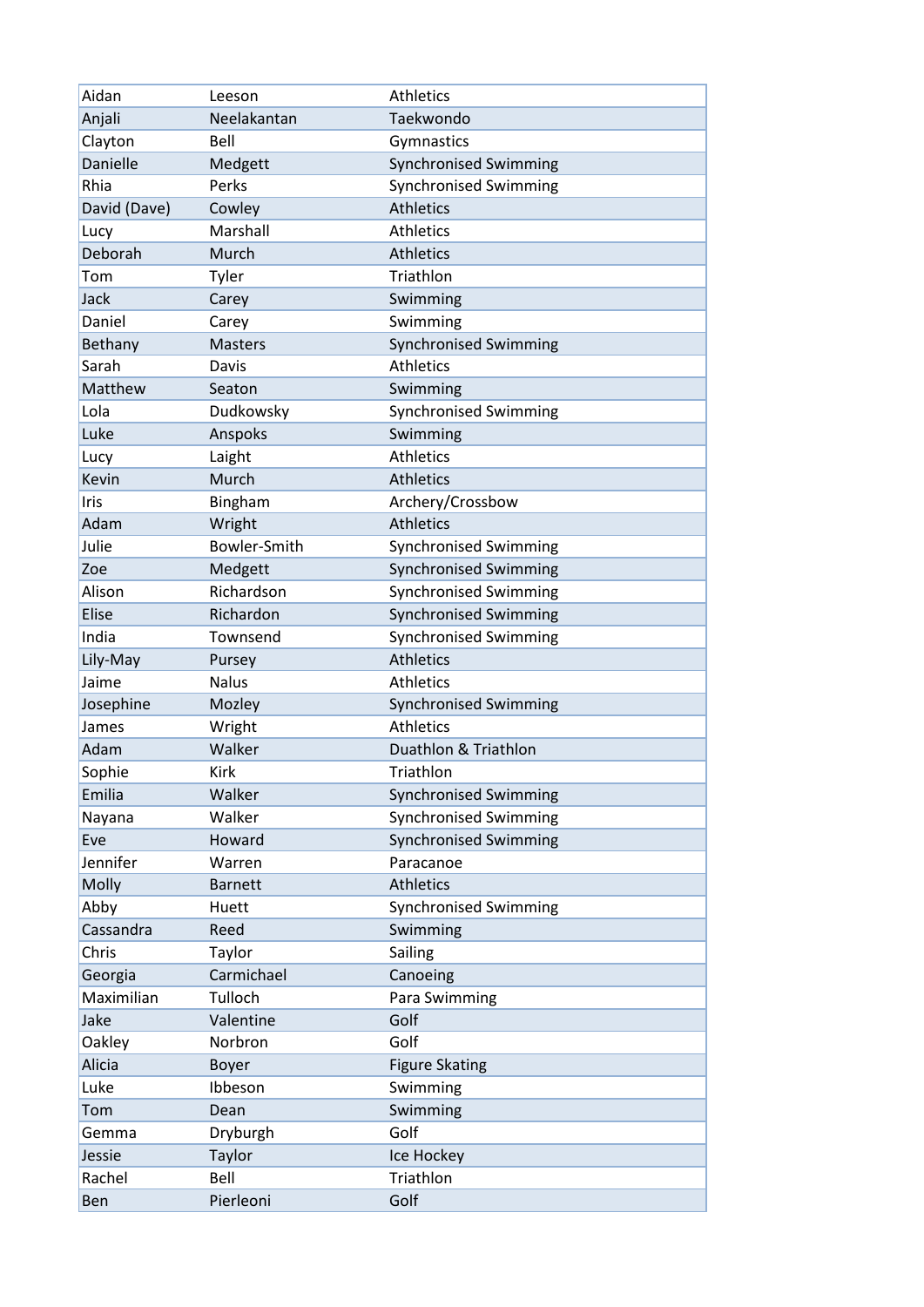| | | |
|---|---|---|
| Aidan | Leeson | Athletics |
| Anjali | Neelakantan | Taekwondo |
| Clayton | Bell | Gymnastics |
| Danielle | Medgett | Synchronised Swimming |
| Rhia | Perks | Synchronised Swimming |
| David (Dave) | Cowley | Athletics |
| Lucy | Marshall | Athletics |
| Deborah | Murch | Athletics |
| Tom | Tyler | Triathlon |
| Jack | Carey | Swimming |
| Daniel | Carey | Swimming |
| Bethany | Masters | Synchronised Swimming |
| Sarah | Davis | Athletics |
| Matthew | Seaton | Swimming |
| Lola | Dudkowsky | Synchronised Swimming |
| Luke | Anspoks | Swimming |
| Lucy | Laight | Athletics |
| Kevin | Murch | Athletics |
| Iris | Bingham | Archery/Crossbow |
| Adam | Wright | Athletics |
| Julie | Bowler-Smith | Synchronised Swimming |
| Zoe | Medgett | Synchronised Swimming |
| Alison | Richardson | Synchronised Swimming |
| Elise | Richardon | Synchronised Swimming |
| India | Townsend | Synchronised Swimming |
| Lily-May | Pursey | Athletics |
| Jaime | Nalus | Athletics |
| Josephine | Mozley | Synchronised Swimming |
| James | Wright | Athletics |
| Adam | Walker | Duathlon & Triathlon |
| Sophie | Kirk | Triathlon |
| Emilia | Walker | Synchronised Swimming |
| Nayana | Walker | Synchronised Swimming |
| Eve | Howard | Synchronised Swimming |
| Jennifer | Warren | Paracanoe |
| Molly | Barnett | Athletics |
| Abby | Huett | Synchronised Swimming |
| Cassandra | Reed | Swimming |
| Chris | Taylor | Sailing |
| Georgia | Carmichael | Canoeing |
| Maximilian | Tulloch | Para Swimming |
| Jake | Valentine | Golf |
| Oakley | Norbron | Golf |
| Alicia | Boyer | Figure Skating |
| Luke | Ibbeson | Swimming |
| Tom | Dean | Swimming |
| Gemma | Dryburgh | Golf |
| Jessie | Taylor | Ice Hockey |
| Rachel | Bell | Triathlon |
| Ben | Pierleoni | Golf |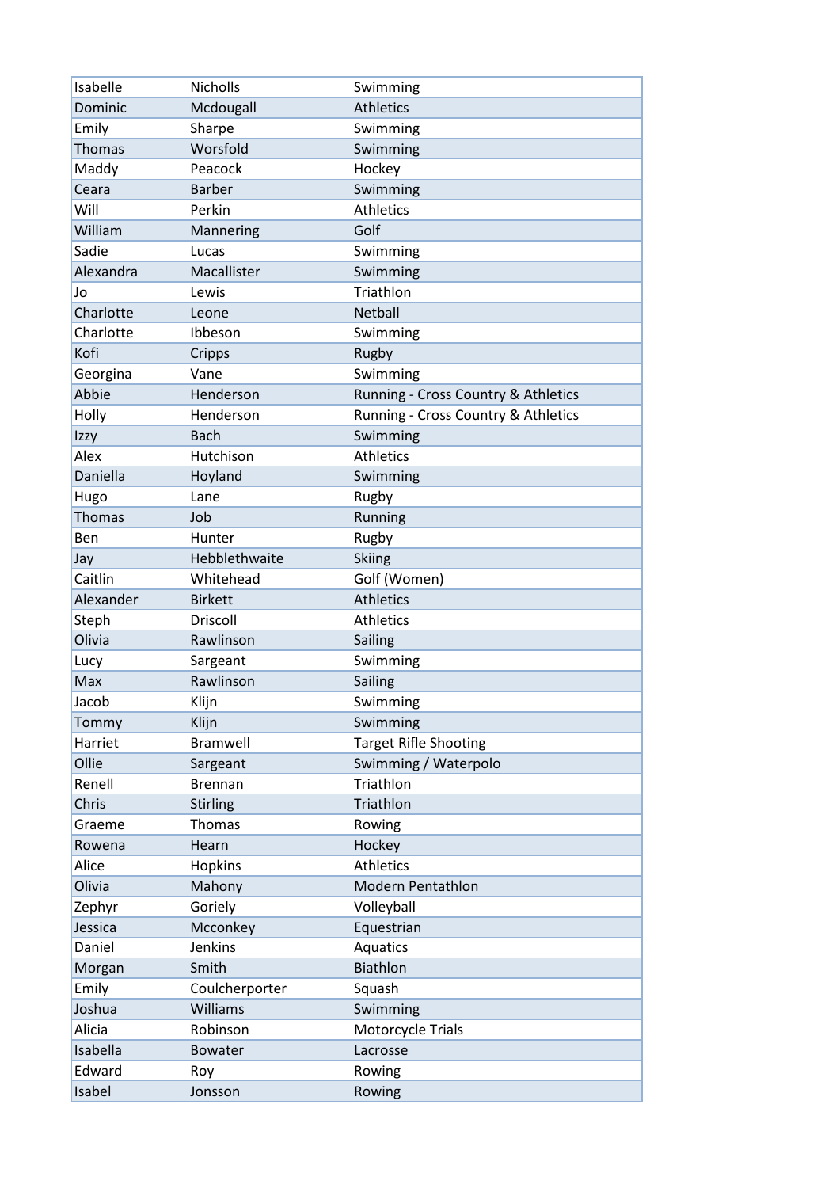| | | |
|---|---|---|
| Isabelle | Nicholls | Swimming |
| Dominic | Mcdougall | Athletics |
| Emily | Sharpe | Swimming |
| Thomas | Worsfold | Swimming |
| Maddy | Peacock | Hockey |
| Ceara | Barber | Swimming |
| Will | Perkin | Athletics |
| William | Mannering | Golf |
| Sadie | Lucas | Swimming |
| Alexandra | Macallister | Swimming |
| Jo | Lewis | Triathlon |
| Charlotte | Leone | Netball |
| Charlotte | Ibbeson | Swimming |
| Kofi | Cripps | Rugby |
| Georgina | Vane | Swimming |
| Abbie | Henderson | Running - Cross Country & Athletics |
| Holly | Henderson | Running - Cross Country & Athletics |
| Izzy | Bach | Swimming |
| Alex | Hutchison | Athletics |
| Daniella | Hoyland | Swimming |
| Hugo | Lane | Rugby |
| Thomas | Job | Running |
| Ben | Hunter | Rugby |
| Jay | Hebblethwaite | Skiing |
| Caitlin | Whitehead | Golf (Women) |
| Alexander | Birkett | Athletics |
| Steph | Driscoll | Athletics |
| Olivia | Rawlinson | Sailing |
| Lucy | Sargeant | Swimming |
| Max | Rawlinson | Sailing |
| Jacob | Klijn | Swimming |
| Tommy | Klijn | Swimming |
| Harriet | Bramwell | Target Rifle Shooting |
| Ollie | Sargeant | Swimming / Waterpolo |
| Renell | Brennan | Triathlon |
| Chris | Stirling | Triathlon |
| Graeme | Thomas | Rowing |
| Rowena | Hearn | Hockey |
| Alice | Hopkins | Athletics |
| Olivia | Mahony | Modern Pentathlon |
| Zephyr | Goriely | Volleyball |
| Jessica | Mcconkey | Equestrian |
| Daniel | Jenkins | Aquatics |
| Morgan | Smith | Biathlon |
| Emily | Coulcherporter | Squash |
| Joshua | Williams | Swimming |
| Alicia | Robinson | Motorcycle Trials |
| Isabella | Bowater | Lacrosse |
| Edward | Roy | Rowing |
| Isabel | Jonsson | Rowing |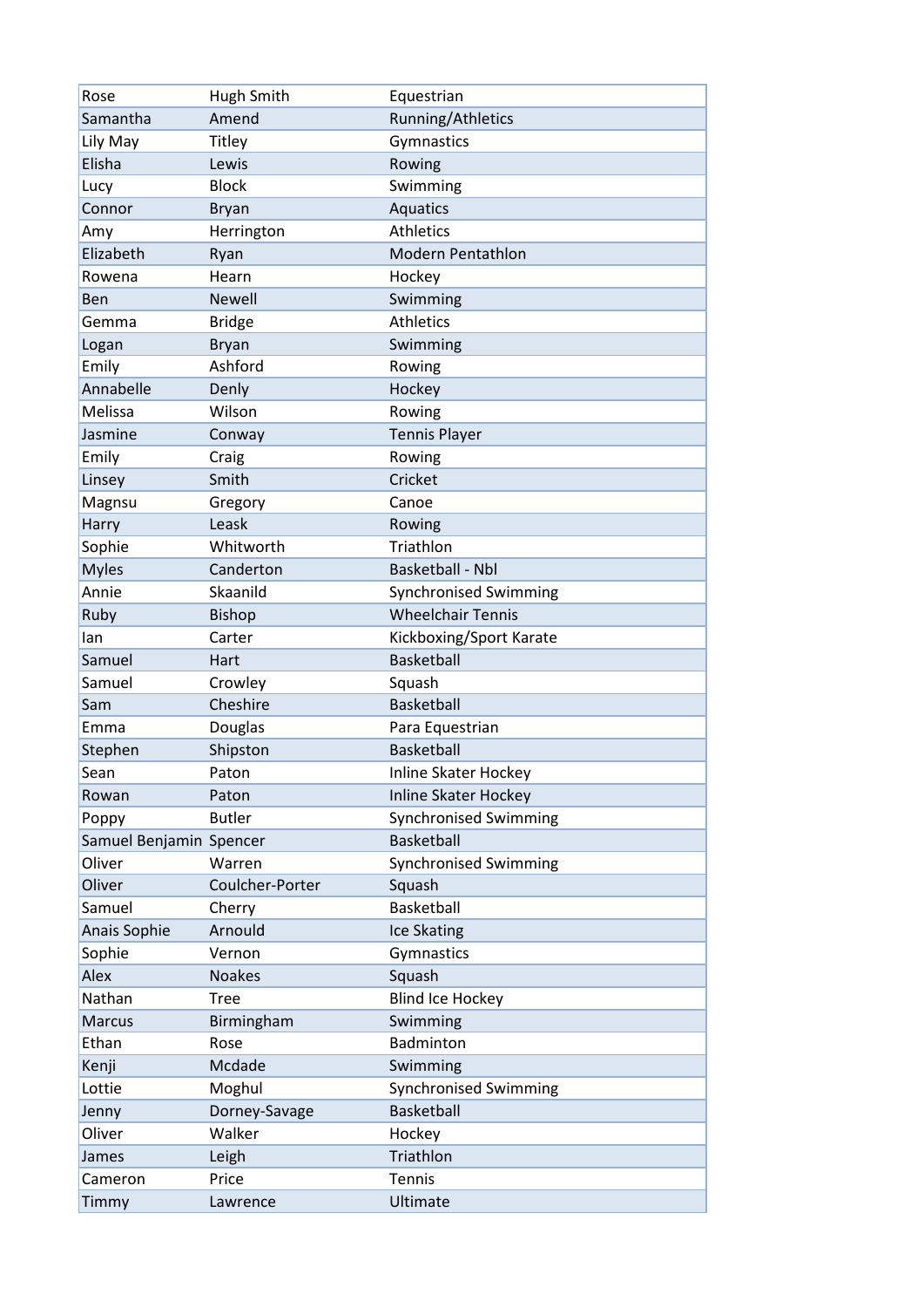| Rose | Hugh Smith | Equestrian |
|---|---|---|
| Samantha | Amend | Running/Athletics |
| Lily May | Titley | Gymnastics |
| Elisha | Lewis | Rowing |
| Lucy | Block | Swimming |
| Connor | Bryan | Aquatics |
| Amy | Herrington | Athletics |
| Elizabeth | Ryan | Modern Pentathlon |
| Rowena | Hearn | Hockey |
| Ben | Newell | Swimming |
| Gemma | Bridge | Athletics |
| Logan | Bryan | Swimming |
| Emily | Ashford | Rowing |
| Annabelle | Denly | Hockey |
| Melissa | Wilson | Rowing |
| Jasmine | Conway | Tennis Player |
| Emily | Craig | Rowing |
| Linsey | Smith | Cricket |
| Magnsu | Gregory | Canoe |
| Harry | Leask | Rowing |
| Sophie | Whitworth | Triathlon |
| Myles | Canderton | Basketball - Nbl |
| Annie | Skaanild | Synchronised Swimming |
| Ruby | Bishop | Wheelchair Tennis |
| Ian | Carter | Kickboxing/Sport Karate |
| Samuel | Hart | Basketball |
| Samuel | Crowley | Squash |
| Sam | Cheshire | Basketball |
| Emma | Douglas | Para Equestrian |
| Stephen | Shipston | Basketball |
| Sean | Paton | Inline Skater Hockey |
| Rowan | Paton | Inline Skater Hockey |
| Poppy | Butler | Synchronised Swimming |
| Samuel Benjamin | Spencer | Basketball |
| Oliver | Warren | Synchronised Swimming |
| Oliver | Coulcher-Porter | Squash |
| Samuel | Cherry | Basketball |
| Anais Sophie | Arnould | Ice Skating |
| Sophie | Vernon | Gymnastics |
| Alex | Noakes | Squash |
| Nathan | Tree | Blind Ice Hockey |
| Marcus | Birmingham | Swimming |
| Ethan | Rose | Badminton |
| Kenji | Mcdade | Swimming |
| Lottie | Moghul | Synchronised Swimming |
| Jenny | Dorney-Savage | Basketball |
| Oliver | Walker | Hockey |
| James | Leigh | Triathlon |
| Cameron | Price | Tennis |
| Timmy | Lawrence | Ultimate |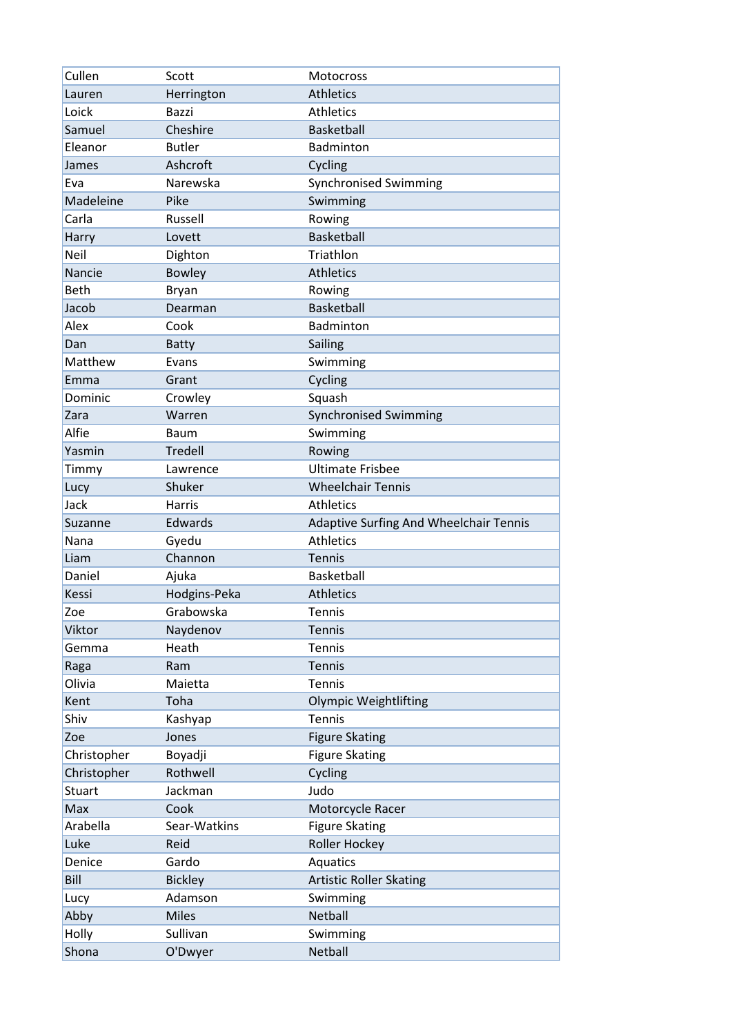| | | |
|---|---|---|
| Cullen | Scott | Motocross |
| Lauren | Herrington | Athletics |
| Loick | Bazzi | Athletics |
| Samuel | Cheshire | Basketball |
| Eleanor | Butler | Badminton |
| James | Ashcroft | Cycling |
| Eva | Narewska | Synchronised Swimming |
| Madeleine | Pike | Swimming |
| Carla | Russell | Rowing |
| Harry | Lovett | Basketball |
| Neil | Dighton | Triathlon |
| Nancie | Bowley | Athletics |
| Beth | Bryan | Rowing |
| Jacob | Dearman | Basketball |
| Alex | Cook | Badminton |
| Dan | Batty | Sailing |
| Matthew | Evans | Swimming |
| Emma | Grant | Cycling |
| Dominic | Crowley | Squash |
| Zara | Warren | Synchronised Swimming |
| Alfie | Baum | Swimming |
| Yasmin | Tredell | Rowing |
| Timmy | Lawrence | Ultimate Frisbee |
| Lucy | Shuker | Wheelchair Tennis |
| Jack | Harris | Athletics |
| Suzanne | Edwards | Adaptive Surfing And Wheelchair Tennis |
| Nana | Gyedu | Athletics |
| Liam | Channon | Tennis |
| Daniel | Ajuka | Basketball |
| Kessi | Hodgins-Peka | Athletics |
| Zoe | Grabowska | Tennis |
| Viktor | Naydenov | Tennis |
| Gemma | Heath | Tennis |
| Raga | Ram | Tennis |
| Olivia | Maietta | Tennis |
| Kent | Toha | Olympic Weightlifting |
| Shiv | Kashyap | Tennis |
| Zoe | Jones | Figure Skating |
| Christopher | Boyadji | Figure Skating |
| Christopher | Rothwell | Cycling |
| Stuart | Jackman | Judo |
| Max | Cook | Motorcycle Racer |
| Arabella | Sear-Watkins | Figure Skating |
| Luke | Reid | Roller Hockey |
| Denice | Gardo | Aquatics |
| Bill | Bickley | Artistic Roller Skating |
| Lucy | Adamson | Swimming |
| Abby | Miles | Netball |
| Holly | Sullivan | Swimming |
| Shona | O'Dwyer | Netball |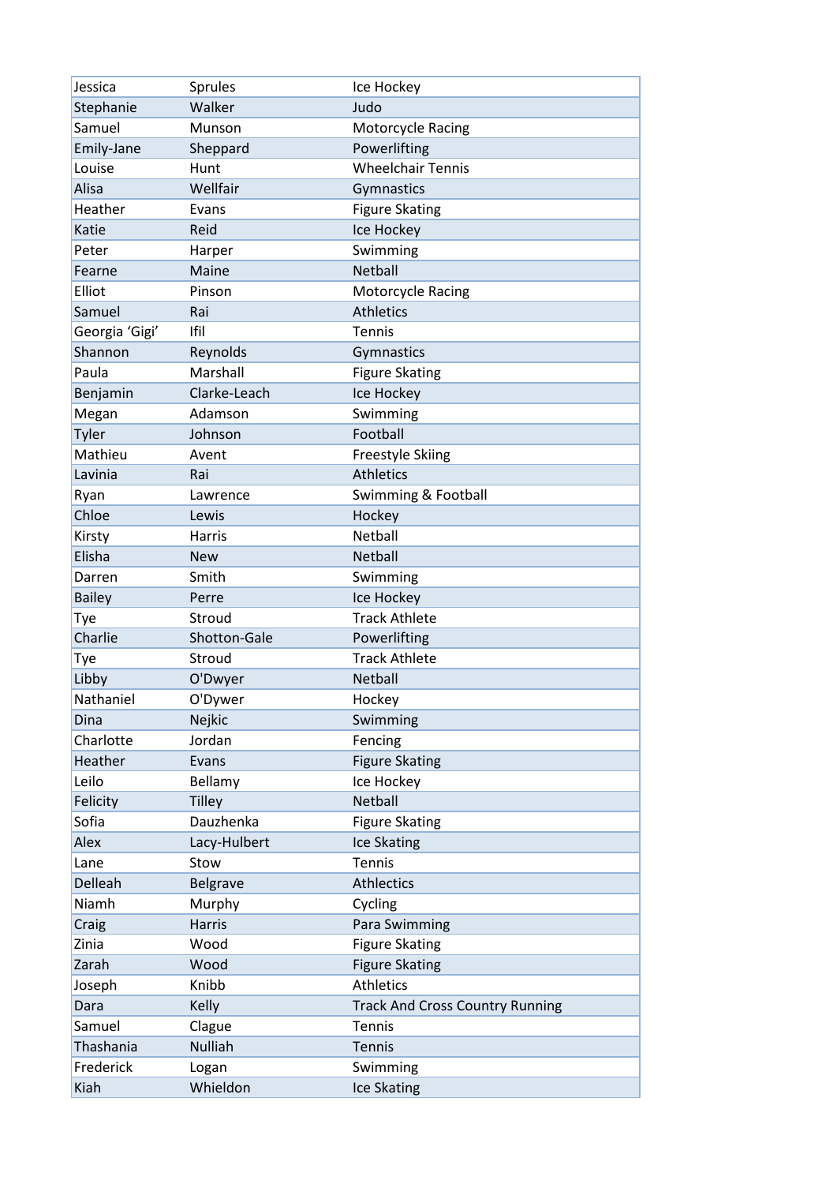| Jessica | Sprules | Ice Hockey |
|---|---|---|
| Stephanie | Walker | Judo |
| Samuel | Munson | Motorcycle Racing |
| Emily-Jane | Sheppard | Powerlifting |
| Louise | Hunt | Wheelchair Tennis |
| Alisa | Wellfair | Gymnastics |
| Heather | Evans | Figure Skating |
| Katie | Reid | Ice Hockey |
| Peter | Harper | Swimming |
| Fearne | Maine | Netball |
| Elliot | Pinson | Motorcycle Racing |
| Samuel | Rai | Athletics |
| Georgia 'Gigi' | Ifil | Tennis |
| Shannon | Reynolds | Gymnastics |
| Paula | Marshall | Figure Skating |
| Benjamin | Clarke-Leach | Ice Hockey |
| Megan | Adamson | Swimming |
| Tyler | Johnson | Football |
| Mathieu | Avent | Freestyle Skiing |
| Lavinia | Rai | Athletics |
| Ryan | Lawrence | Swimming & Football |
| Chloe | Lewis | Hockey |
| Kirsty | Harris | Netball |
| Elisha | New | Netball |
| Darren | Smith | Swimming |
| Bailey | Perre | Ice Hockey |
| Tye | Stroud | Track Athlete |
| Charlie | Shotton-Gale | Powerlifting |
| Tye | Stroud | Track Athlete |
| Libby | O'Dwyer | Netball |
| Nathaniel | O'Dywer | Hockey |
| Dina | Nejkic | Swimming |
| Charlotte | Jordan | Fencing |
| Heather | Evans | Figure Skating |
| Leilo | Bellamy | Ice Hockey |
| Felicity | Tilley | Netball |
| Sofia | Dauzhenka | Figure Skating |
| Alex | Lacy-Hulbert | Ice Skating |
| Lane | Stow | Tennis |
| Delleah | Belgrave | Athlectics |
| Niamh | Murphy | Cycling |
| Craig | Harris | Para Swimming |
| Zinia | Wood | Figure Skating |
| Zarah | Wood | Figure Skating |
| Joseph | Knibb | Athletics |
| Dara | Kelly | Track And Cross Country Running |
| Samuel | Clague | Tennis |
| Thashania | Nulliah | Tennis |
| Frederick | Logan | Swimming |
| Kiah | Whieldon | Ice Skating |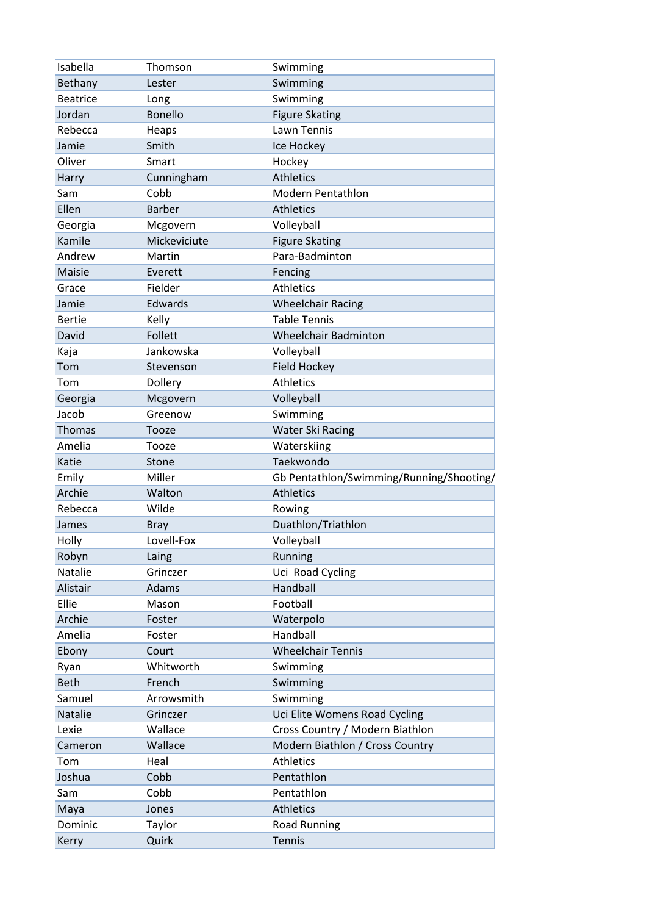| | | |
|---|---|---|
| Isabella | Thomson | Swimming |
| Bethany | Lester | Swimming |
| Beatrice | Long | Swimming |
| Jordan | Bonello | Figure Skating |
| Rebecca | Heaps | Lawn Tennis |
| Jamie | Smith | Ice Hockey |
| Oliver | Smart | Hockey |
| Harry | Cunningham | Athletics |
| Sam | Cobb | Modern Pentathlon |
| Ellen | Barber | Athletics |
| Georgia | Mcgovern | Volleyball |
| Kamile | Mickeviciute | Figure Skating |
| Andrew | Martin | Para-Badminton |
| Maisie | Everett | Fencing |
| Grace | Fielder | Athletics |
| Jamie | Edwards | Wheelchair Racing |
| Bertie | Kelly | Table Tennis |
| David | Follett | Wheelchair Badminton |
| Kaja | Jankowska | Volleyball |
| Tom | Stevenson | Field Hockey |
| Tom | Dollery | Athletics |
| Georgia | Mcgovern | Volleyball |
| Jacob | Greenow | Swimming |
| Thomas | Tooze | Water Ski Racing |
| Amelia | Tooze | Waterskiing |
| Katie | Stone | Taekwondo |
| Emily | Miller | Gb Pentathlon/Swimming/Running/Shooting/ |
| Archie | Walton | Athletics |
| Rebecca | Wilde | Rowing |
| James | Bray | Duathlon/Triathlon |
| Holly | Lovell-Fox | Volleyball |
| Robyn | Laing | Running |
| Natalie | Grinczer | Uci Road Cycling |
| Alistair | Adams | Handball |
| Ellie | Mason | Football |
| Archie | Foster | Waterpolo |
| Amelia | Foster | Handball |
| Ebony | Court | Wheelchair Tennis |
| Ryan | Whitworth | Swimming |
| Beth | French | Swimming |
| Samuel | Arrowsmith | Swimming |
| Natalie | Grinczer | Uci Elite Womens Road Cycling |
| Lexie | Wallace | Cross Country / Modern Biathlon |
| Cameron | Wallace | Modern Biathlon / Cross Country |
| Tom | Heal | Athletics |
| Joshua | Cobb | Pentathlon |
| Sam | Cobb | Pentathlon |
| Maya | Jones | Athletics |
| Dominic | Taylor | Road Running |
| Kerry | Quirk | Tennis |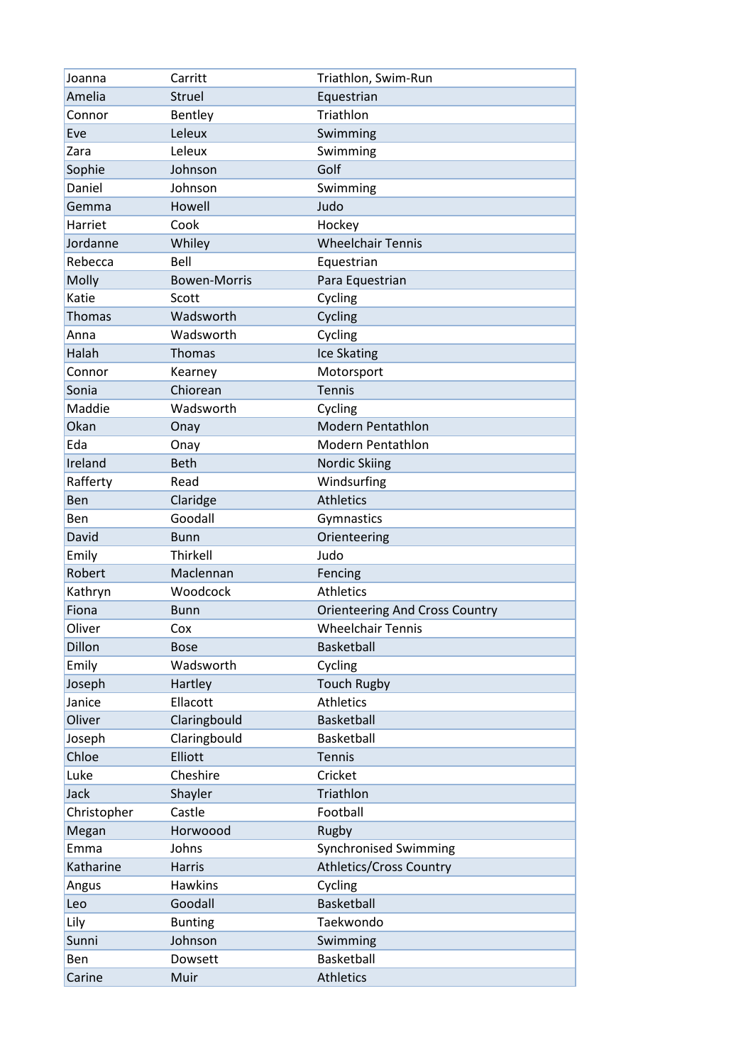| Joanna | Carritt | Triathlon, Swim-Run |
| --- | --- | --- |
| Amelia | Struel | Equestrian |
| Connor | Bentley | Triathlon |
| Eve | Leleux | Swimming |
| Zara | Leleux | Swimming |
| Sophie | Johnson | Golf |
| Daniel | Johnson | Swimming |
| Gemma | Howell | Judo |
| Harriet | Cook | Hockey |
| Jordanne | Whiley | Wheelchair Tennis |
| Rebecca | Bell | Equestrian |
| Molly | Bowen-Morris | Para Equestrian |
| Katie | Scott | Cycling |
| Thomas | Wadsworth | Cycling |
| Anna | Wadsworth | Cycling |
| Halah | Thomas | Ice Skating |
| Connor | Kearney | Motorsport |
| Sonia | Chiorean | Tennis |
| Maddie | Wadsworth | Cycling |
| Okan | Onay | Modern Pentathlon |
| Eda | Onay | Modern Pentathlon |
| Ireland | Beth | Nordic Skiing |
| Rafferty | Read | Windsurfing |
| Ben | Claridge | Athletics |
| Ben | Goodall | Gymnastics |
| David | Bunn | Orienteering |
| Emily | Thirkell | Judo |
| Robert | Maclennan | Fencing |
| Kathryn | Woodcock | Athletics |
| Fiona | Bunn | Orienteering And Cross Country |
| Oliver | Cox | Wheelchair Tennis |
| Dillon | Bose | Basketball |
| Emily | Wadsworth | Cycling |
| Joseph | Hartley | Touch Rugby |
| Janice | Ellacott | Athletics |
| Oliver | Claringbould | Basketball |
| Joseph | Claringbould | Basketball |
| Chloe | Elliott | Tennis |
| Luke | Cheshire | Cricket |
| Jack | Shayler | Triathlon |
| Christopher | Castle | Football |
| Megan | Horwoood | Rugby |
| Emma | Johns | Synchronised Swimming |
| Katharine | Harris | Athletics/Cross Country |
| Angus | Hawkins | Cycling |
| Leo | Goodall | Basketball |
| Lily | Bunting | Taekwondo |
| Sunni | Johnson | Swimming |
| Ben | Dowsett | Basketball |
| Carine | Muir | Athletics |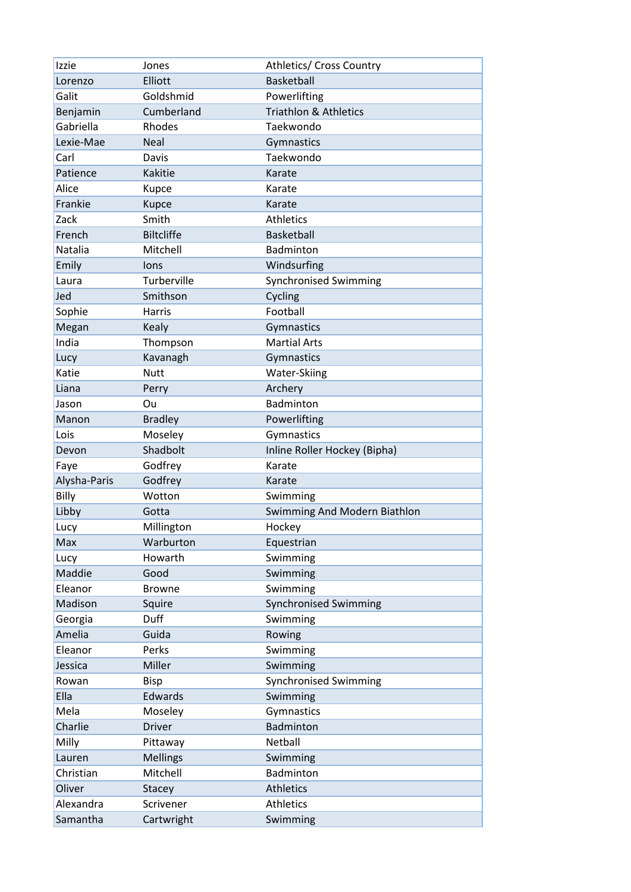| | | |
|---|---|---|
| Izzie | Jones | Athletics/ Cross Country |
| Lorenzo | Elliott | Basketball |
| Galit | Goldshmid | Powerlifting |
| Benjamin | Cumberland | Triathlon & Athletics |
| Gabriella | Rhodes | Taekwondo |
| Lexie-Mae | Neal | Gymnastics |
| Carl | Davis | Taekwondo |
| Patience | Kakitie | Karate |
| Alice | Kupce | Karate |
| Frankie | Kupce | Karate |
| Zack | Smith | Athletics |
| French | Biltcliffe | Basketball |
| Natalia | Mitchell | Badminton |
| Emily | Ions | Windsurfing |
| Laura | Turberville | Synchronised Swimming |
| Jed | Smithson | Cycling |
| Sophie | Harris | Football |
| Megan | Kealy | Gymnastics |
| India | Thompson | Martial Arts |
| Lucy | Kavanagh | Gymnastics |
| Katie | Nutt | Water-Skiing |
| Liana | Perry | Archery |
| Jason | Ou | Badminton |
| Manon | Bradley | Powerlifting |
| Lois | Moseley | Gymnastics |
| Devon | Shadbolt | Inline Roller Hockey (Bipha) |
| Faye | Godfrey | Karate |
| Alysha-Paris | Godfrey | Karate |
| Billy | Wotton | Swimming |
| Libby | Gotta | Swimming And Modern Biathlon |
| Lucy | Millington | Hockey |
| Max | Warburton | Equestrian |
| Lucy | Howarth | Swimming |
| Maddie | Good | Swimming |
| Eleanor | Browne | Swimming |
| Madison | Squire | Synchronised Swimming |
| Georgia | Duff | Swimming |
| Amelia | Guida | Rowing |
| Eleanor | Perks | Swimming |
| Jessica | Miller | Swimming |
| Rowan | Bisp | Synchronised Swimming |
| Ella | Edwards | Swimming |
| Mela | Moseley | Gymnastics |
| Charlie | Driver | Badminton |
| Milly | Pittaway | Netball |
| Lauren | Mellings | Swimming |
| Christian | Mitchell | Badminton |
| Oliver | Stacey | Athletics |
| Alexandra | Scrivener | Athletics |
| Samantha | Cartwright | Swimming |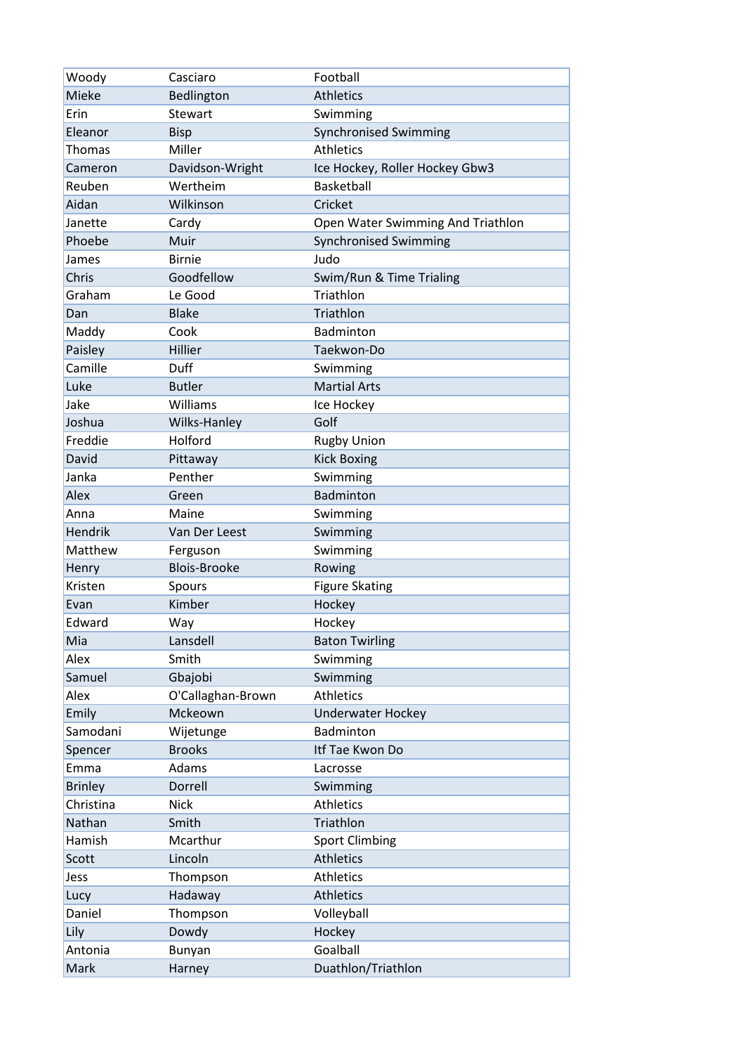| | | |
|---|---|---|
| Woody | Casciaro | Football |
| Mieke | Bedlington | Athletics |
| Erin | Stewart | Swimming |
| Eleanor | Bisp | Synchronised Swimming |
| Thomas | Miller | Athletics |
| Cameron | Davidson-Wright | Ice Hockey, Roller Hockey Gbw3 |
| Reuben | Wertheim | Basketball |
| Aidan | Wilkinson | Cricket |
| Janette | Cardy | Open Water Swimming And Triathlon |
| Phoebe | Muir | Synchronised Swimming |
| James | Birnie | Judo |
| Chris | Goodfellow | Swim/Run & Time Trialing |
| Graham | Le Good | Triathlon |
| Dan | Blake | Triathlon |
| Maddy | Cook | Badminton |
| Paisley | Hillier | Taekwon-Do |
| Camille | Duff | Swimming |
| Luke | Butler | Martial Arts |
| Jake | Williams | Ice Hockey |
| Joshua | Wilks-Hanley | Golf |
| Freddie | Holford | Rugby Union |
| David | Pittaway | Kick Boxing |
| Janka | Penther | Swimming |
| Alex | Green | Badminton |
| Anna | Maine | Swimming |
| Hendrik | Van Der Leest | Swimming |
| Matthew | Ferguson | Swimming |
| Henry | Blois-Brooke | Rowing |
| Kristen | Spours | Figure Skating |
| Evan | Kimber | Hockey |
| Edward | Way | Hockey |
| Mia | Lansdell | Baton Twirling |
| Alex | Smith | Swimming |
| Samuel | Gbajobi | Swimming |
| Alex | O'Callaghan-Brown | Athletics |
| Emily | Mckeown | Underwater Hockey |
| Samodani | Wijetunge | Badminton |
| Spencer | Brooks | Itf Tae Kwon Do |
| Emma | Adams | Lacrosse |
| Brinley | Dorrell | Swimming |
| Christina | Nick | Athletics |
| Nathan | Smith | Triathlon |
| Hamish | Mcarthur | Sport Climbing |
| Scott | Lincoln | Athletics |
| Jess | Thompson | Athletics |
| Lucy | Hadaway | Athletics |
| Daniel | Thompson | Volleyball |
| Lily | Dowdy | Hockey |
| Antonia | Bunyan | Goalball |
| Mark | Harney | Duathlon/Triathlon |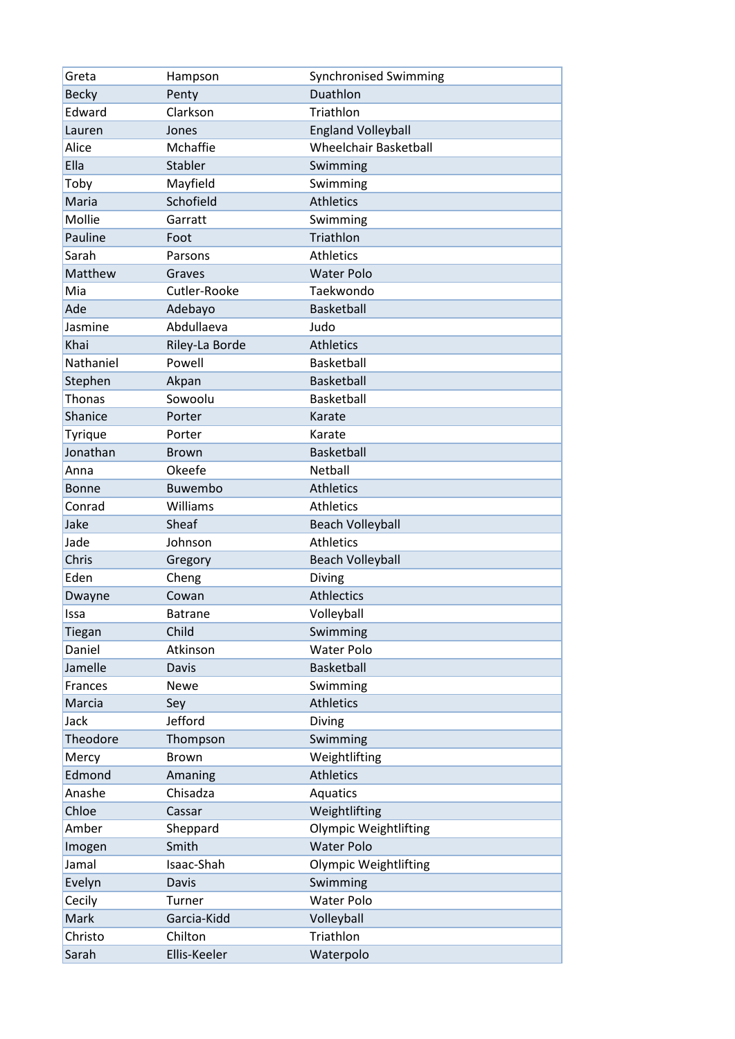| | | |
|---|---|---|
| Greta | Hampson | Synchronised Swimming |
| Becky | Penty | Duathlon |
| Edward | Clarkson | Triathlon |
| Lauren | Jones | England Volleyball |
| Alice | Mchaffie | Wheelchair Basketball |
| Ella | Stabler | Swimming |
| Toby | Mayfield | Swimming |
| Maria | Schofield | Athletics |
| Mollie | Garratt | Swimming |
| Pauline | Foot | Triathlon |
| Sarah | Parsons | Athletics |
| Matthew | Graves | Water Polo |
| Mia | Cutler-Rooke | Taekwondo |
| Ade | Adebayo | Basketball |
| Jasmine | Abdullaeva | Judo |
| Khai | Riley-La Borde | Athletics |
| Nathaniel | Powell | Basketball |
| Stephen | Akpan | Basketball |
| Thonas | Sowoolu | Basketball |
| Shanice | Porter | Karate |
| Tyrique | Porter | Karate |
| Jonathan | Brown | Basketball |
| Anna | Okeefe | Netball |
| Bonne | Buwembo | Athletics |
| Conrad | Williams | Athletics |
| Jake | Sheaf | Beach Volleyball |
| Jade | Johnson | Athletics |
| Chris | Gregory | Beach Volleyball |
| Eden | Cheng | Diving |
| Dwayne | Cowan | Athlectics |
| Issa | Batrane | Volleyball |
| Tiegan | Child | Swimming |
| Daniel | Atkinson | Water Polo |
| Jamelle | Davis | Basketball |
| Frances | Newe | Swimming |
| Marcia | Sey | Athletics |
| Jack | Jefford | Diving |
| Theodore | Thompson | Swimming |
| Mercy | Brown | Weightlifting |
| Edmond | Amaning | Athletics |
| Anashe | Chisadza | Aquatics |
| Chloe | Cassar | Weightlifting |
| Amber | Sheppard | Olympic Weightlifting |
| Imogen | Smith | Water Polo |
| Jamal | Isaac-Shah | Olympic Weightlifting |
| Evelyn | Davis | Swimming |
| Cecily | Turner | Water Polo |
| Mark | Garcia-Kidd | Volleyball |
| Christo | Chilton | Triathlon |
| Sarah | Ellis-Keeler | Waterpolo |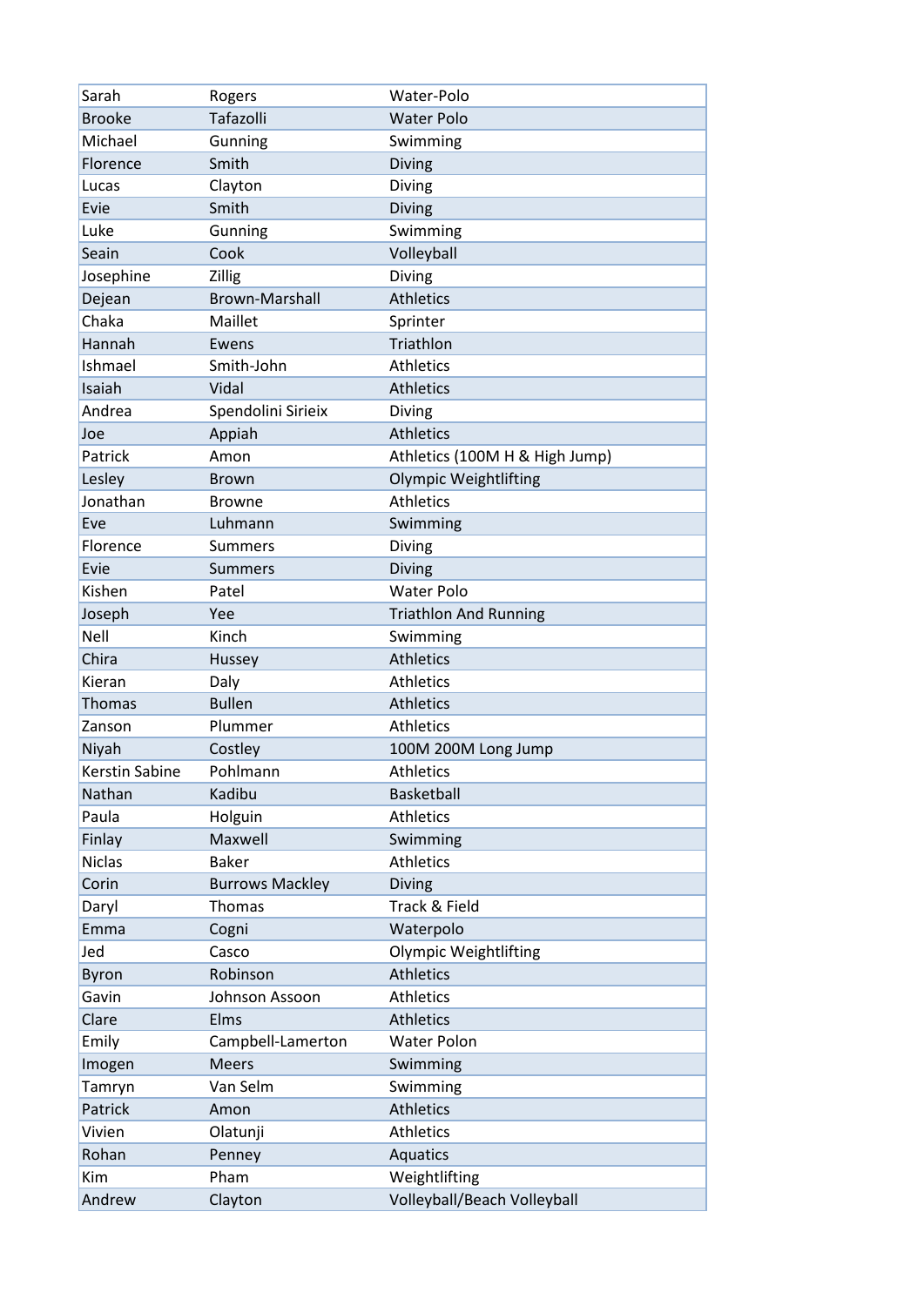| | | |
|---|---|---|
| Sarah | Rogers | Water-Polo |
| Brooke | Tafazolli | Water Polo |
| Michael | Gunning | Swimming |
| Florence | Smith | Diving |
| Lucas | Clayton | Diving |
| Evie | Smith | Diving |
| Luke | Gunning | Swimming |
| Seain | Cook | Volleyball |
| Josephine | Zillig | Diving |
| Dejean | Brown-Marshall | Athletics |
| Chaka | Maillet | Sprinter |
| Hannah | Ewens | Triathlon |
| Ishmael | Smith-John | Athletics |
| Isaiah | Vidal | Athletics |
| Andrea | Spendolini Sirieix | Diving |
| Joe | Appiah | Athletics |
| Patrick | Amon | Athletics (100M H & High Jump) |
| Lesley | Brown | Olympic Weightlifting |
| Jonathan | Browne | Athletics |
| Eve | Luhmann | Swimming |
| Florence | Summers | Diving |
| Evie | Summers | Diving |
| Kishen | Patel | Water Polo |
| Joseph | Yee | Triathlon And Running |
| Nell | Kinch | Swimming |
| Chira | Hussey | Athletics |
| Kieran | Daly | Athletics |
| Thomas | Bullen | Athletics |
| Zanson | Plummer | Athletics |
| Niyah | Costley | 100M 200M Long Jump |
| Kerstin Sabine | Pohlmann | Athletics |
| Nathan | Kadibu | Basketball |
| Paula | Holguin | Athletics |
| Finlay | Maxwell | Swimming |
| Niclas | Baker | Athletics |
| Corin | Burrows Mackley | Diving |
| Daryl | Thomas | Track & Field |
| Emma | Cogni | Waterpolo |
| Jed | Casco | Olympic Weightlifting |
| Byron | Robinson | Athletics |
| Gavin | Johnson Assoon | Athletics |
| Clare | Elms | Athletics |
| Emily | Campbell-Lamerton | Water Polon |
| Imogen | Meers | Swimming |
| Tamryn | Van Selm | Swimming |
| Patrick | Amon | Athletics |
| Vivien | Olatunji | Athletics |
| Rohan | Penney | Aquatics |
| Kim | Pham | Weightlifting |
| Andrew | Clayton | Volleyball/Beach Volleyball |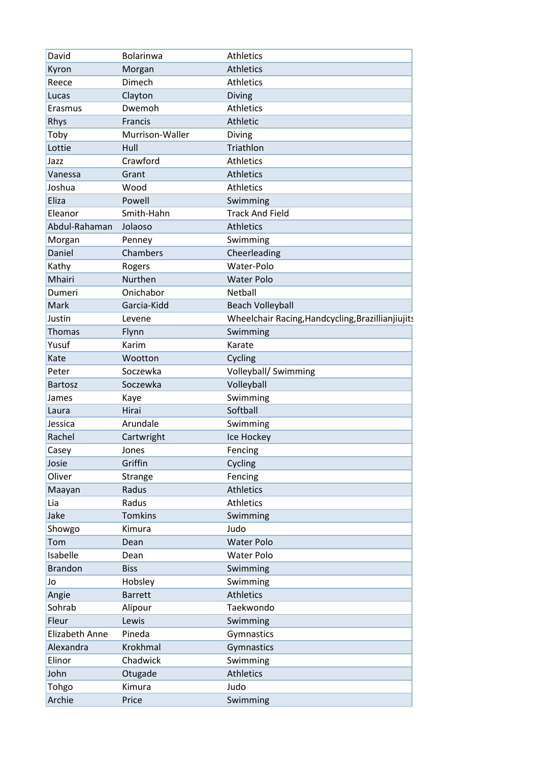| | | |
|---|---|---|
| David | Bolarinwa | Athletics |
| Kyron | Morgan | Athletics |
| Reece | Dimech | Athletics |
| Lucas | Clayton | Diving |
| Erasmus | Dwemoh | Athletics |
| Rhys | Francis | Athletic |
| Toby | Murrison-Waller | Diving |
| Lottie | Hull | Triathlon |
| Jazz | Crawford | Athletics |
| Vanessa | Grant | Athletics |
| Joshua | Wood | Athletics |
| Eliza | Powell | Swimming |
| Eleanor | Smith-Hahn | Track And Field |
| Abdul-Rahaman | Jolaoso | Athletics |
| Morgan | Penney | Swimming |
| Daniel | Chambers | Cheerleading |
| Kathy | Rogers | Water-Polo |
| Mhairi | Nurthen | Water Polo |
| Dumeri | Onichabor | Netball |
| Mark | Garcia-Kidd | Beach Volleyball |
| Justin | Levene | Wheelchair Racing,Handcycling,Brazillianjiujits |
| Thomas | Flynn | Swimming |
| Yusuf | Karim | Karate |
| Kate | Wootton | Cycling |
| Peter | Soczewka | Volleyball/ Swimming |
| Bartosz | Soczewka | Volleyball |
| James | Kaye | Swimming |
| Laura | Hirai | Softball |
| Jessica | Arundale | Swimming |
| Rachel | Cartwright | Ice Hockey |
| Casey | Jones | Fencing |
| Josie | Griffin | Cycling |
| Oliver | Strange | Fencing |
| Maayan | Radus | Athletics |
| Lia | Radus | Athletics |
| Jake | Tomkins | Swimming |
| Showgo | Kimura | Judo |
| Tom | Dean | Water Polo |
| Isabelle | Dean | Water Polo |
| Brandon | Biss | Swimming |
| Jo | Hobsley | Swimming |
| Angie | Barrett | Athletics |
| Sohrab | Alipour | Taekwondo |
| Fleur | Lewis | Swimming |
| Elizabeth Anne | Pineda | Gymnastics |
| Alexandra | Krokhmal | Gymnastics |
| Elinor | Chadwick | Swimming |
| John | Otugade | Athletics |
| Tohgo | Kimura | Judo |
| Archie | Price | Swimming |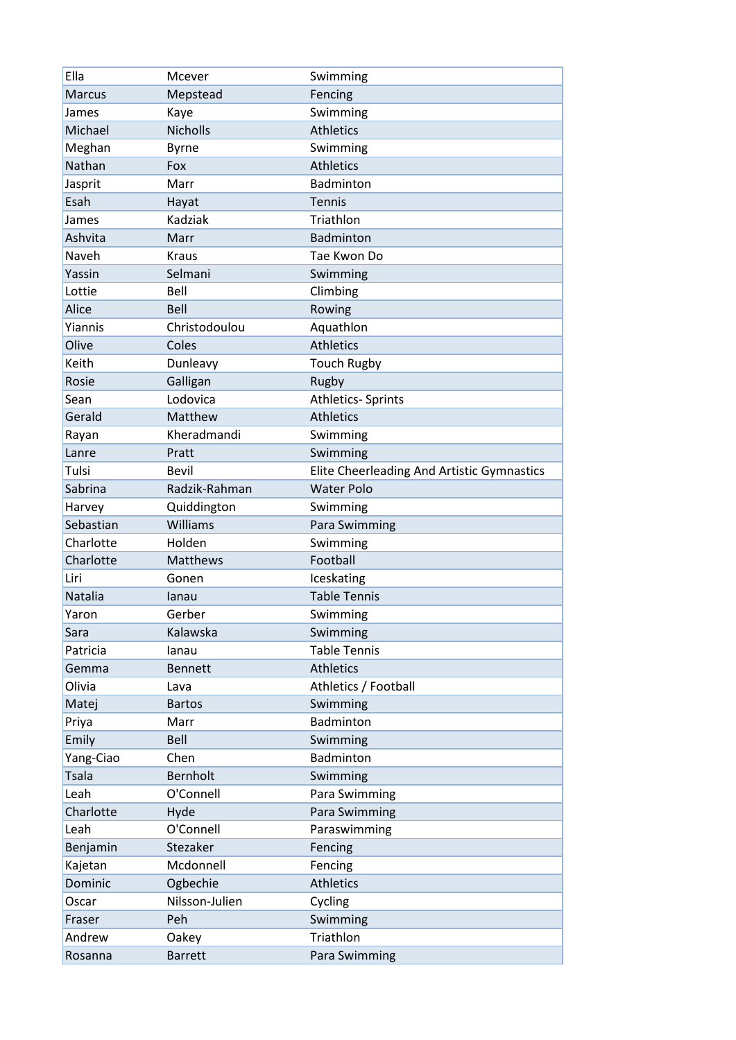| Ella | Mcever | Swimming |
|---|---|---|
| Marcus | Mepstead | Fencing |
| James | Kaye | Swimming |
| Michael | Nicholls | Athletics |
| Meghan | Byrne | Swimming |
| Nathan | Fox | Athletics |
| Jasprit | Marr | Badminton |
| Esah | Hayat | Tennis |
| James | Kadziak | Triathlon |
| Ashvita | Marr | Badminton |
| Naveh | Kraus | Tae Kwon Do |
| Yassin | Selmani | Swimming |
| Lottie | Bell | Climbing |
| Alice | Bell | Rowing |
| Yiannis | Christodoulou | Aquathlon |
| Olive | Coles | Athletics |
| Keith | Dunleavy | Touch Rugby |
| Rosie | Galligan | Rugby |
| Sean | Lodovica | Athletics- Sprints |
| Gerald | Matthew | Athletics |
| Rayan | Kheradmandi | Swimming |
| Lanre | Pratt | Swimming |
| Tulsi | Bevil | Elite Cheerleading And Artistic Gymnastics |
| Sabrina | Radzik-Rahman | Water Polo |
| Harvey | Quiddington | Swimming |
| Sebastian | Williams | Para Swimming |
| Charlotte | Holden | Swimming |
| Charlotte | Matthews | Football |
| Liri | Gonen | Iceskating |
| Natalia | Ianau | Table Tennis |
| Yaron | Gerber | Swimming |
| Sara | Kalawska | Swimming |
| Patricia | Ianau | Table Tennis |
| Gemma | Bennett | Athletics |
| Olivia | Lava | Athletics / Football |
| Matej | Bartos | Swimming |
| Priya | Marr | Badminton |
| Emily | Bell | Swimming |
| Yang-Ciao | Chen | Badminton |
| Tsala | Bernholt | Swimming |
| Leah | O'Connell | Para Swimming |
| Charlotte | Hyde | Para Swimming |
| Leah | O'Connell | Paraswimming |
| Benjamin | Stezaker | Fencing |
| Kajetan | Mcdonnell | Fencing |
| Dominic | Ogbechie | Athletics |
| Oscar | Nilsson-Julien | Cycling |
| Fraser | Peh | Swimming |
| Andrew | Oakey | Triathlon |
| Rosanna | Barrett | Para Swimming |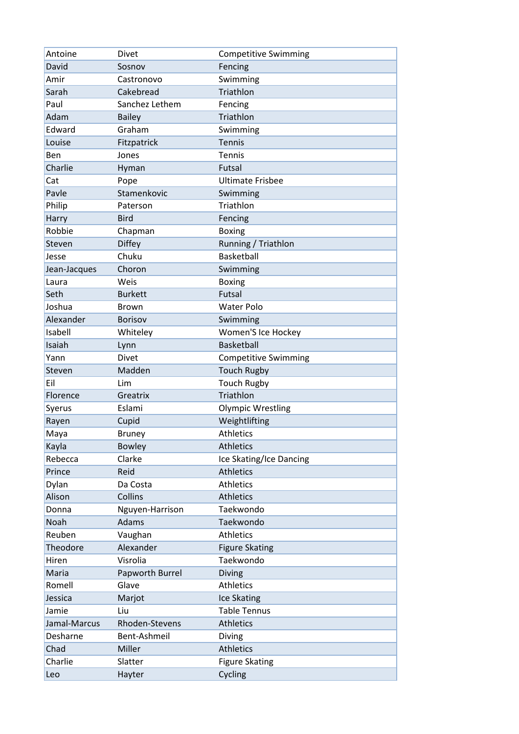| Antoine | Divet | Competitive Swimming |
| --- | --- | --- |
| David | Sosnov | Fencing |
| Amir | Castronovo | Swimming |
| Sarah | Cakebread | Triathlon |
| Paul | Sanchez Lethem | Fencing |
| Adam | Bailey | Triathlon |
| Edward | Graham | Swimming |
| Louise | Fitzpatrick | Tennis |
| Ben | Jones | Tennis |
| Charlie | Hyman | Futsal |
| Cat | Pope | Ultimate Frisbee |
| Pavle | Stamenkovic | Swimming |
| Philip | Paterson | Triathlon |
| Harry | Bird | Fencing |
| Robbie | Chapman | Boxing |
| Steven | Diffey | Running / Triathlon |
| Jesse | Chuku | Basketball |
| Jean-Jacques | Choron | Swimming |
| Laura | Weis | Boxing |
| Seth | Burkett | Futsal |
| Joshua | Brown | Water Polo |
| Alexander | Borisov | Swimming |
| Isabell | Whiteley | Women'S Ice Hockey |
| Isaiah | Lynn | Basketball |
| Yann | Divet | Competitive Swimming |
| Steven | Madden | Touch Rugby |
| Eil | Lim | Touch Rugby |
| Florence | Greatrix | Triathlon |
| Syerus | Eslami | Olympic Wrestling |
| Rayen | Cupid | Weightlifting |
| Maya | Bruney | Athletics |
| Kayla | Bowley | Athletics |
| Rebecca | Clarke | Ice Skating/Ice Dancing |
| Prince | Reid | Athletics |
| Dylan | Da Costa | Athletics |
| Alison | Collins | Athletics |
| Donna | Nguyen-Harrison | Taekwondo |
| Noah | Adams | Taekwondo |
| Reuben | Vaughan | Athletics |
| Theodore | Alexander | Figure Skating |
| Hiren | Visrolia | Taekwondo |
| Maria | Papworth Burrel | Diving |
| Romell | Glave | Athletics |
| Jessica | Marjot | Ice Skating |
| Jamie | Liu | Table Tennus |
| Jamal-Marcus | Rhoden-Stevens | Athletics |
| Desharne | Bent-Ashmeil | Diving |
| Chad | Miller | Athletics |
| Charlie | Slatter | Figure Skating |
| Leo | Hayter | Cycling |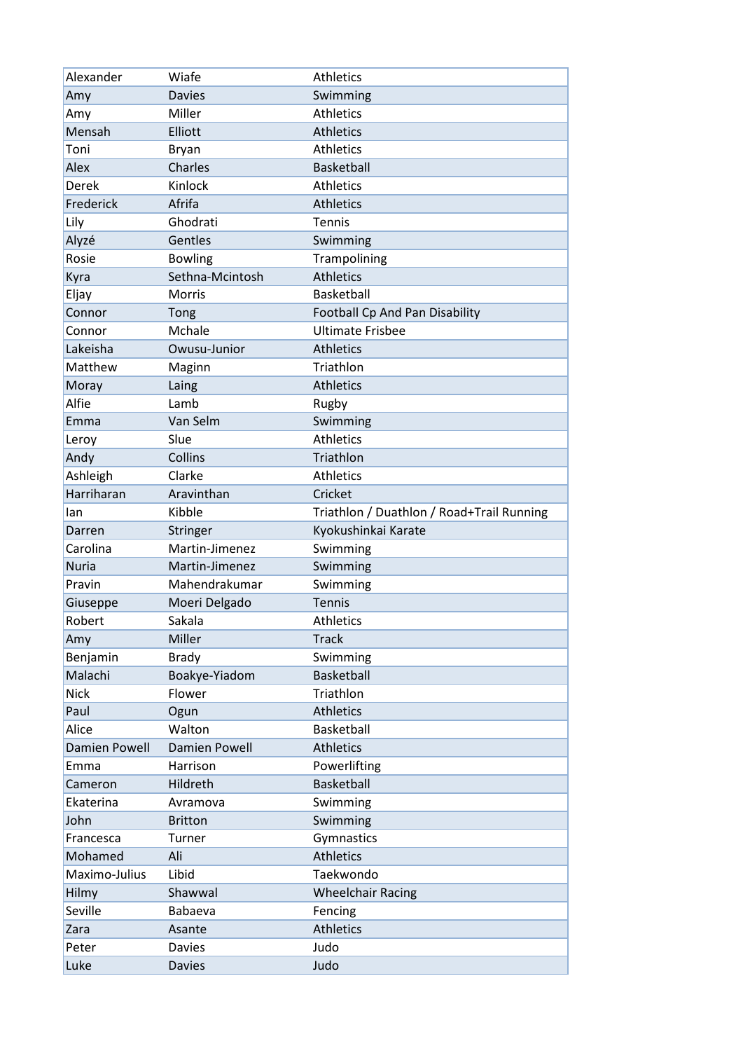| | | |
|---|---|---|
| Alexander | Wiafe | Athletics |
| Amy | Davies | Swimming |
| Amy | Miller | Athletics |
| Mensah | Elliott | Athletics |
| Toni | Bryan | Athletics |
| Alex | Charles | Basketball |
| Derek | Kinlock | Athletics |
| Frederick | Afrifa | Athletics |
| Lily | Ghodrati | Tennis |
| Alyzé | Gentles | Swimming |
| Rosie | Bowling | Trampolining |
| Kyra | Sethna-Mcintosh | Athletics |
| Eljay | Morris | Basketball |
| Connor | Tong | Football Cp And Pan Disability |
| Connor | Mchale | Ultimate Frisbee |
| Lakeisha | Owusu-Junior | Athletics |
| Matthew | Maginn | Triathlon |
| Moray | Laing | Athletics |
| Alfie | Lamb | Rugby |
| Emma | Van Selm | Swimming |
| Leroy | Slue | Athletics |
| Andy | Collins | Triathlon |
| Ashleigh | Clarke | Athletics |
| Harriharan | Aravinthan | Cricket |
| Ian | Kibble | Triathlon / Duathlon / Road+Trail Running |
| Darren | Stringer | Kyokushinkai Karate |
| Carolina | Martin-Jimenez | Swimming |
| Nuria | Martin-Jimenez | Swimming |
| Pravin | Mahendrakumar | Swimming |
| Giuseppe | Moeri Delgado | Tennis |
| Robert | Sakala | Athletics |
| Amy | Miller | Track |
| Benjamin | Brady | Swimming |
| Malachi | Boakye-Yiadom | Basketball |
| Nick | Flower | Triathlon |
| Paul | Ogun | Athletics |
| Alice | Walton | Basketball |
| Damien Powell | Damien Powell | Athletics |
| Emma | Harrison | Powerlifting |
| Cameron | Hildreth | Basketball |
| Ekaterina | Avramova | Swimming |
| John | Britton | Swimming |
| Francesca | Turner | Gymnastics |
| Mohamed | Ali | Athletics |
| Maximo-Julius | Libid | Taekwondo |
| Hilmy | Shawwal | Wheelchair Racing |
| Seville | Babaeva | Fencing |
| Zara | Asante | Athletics |
| Peter | Davies | Judo |
| Luke | Davies | Judo |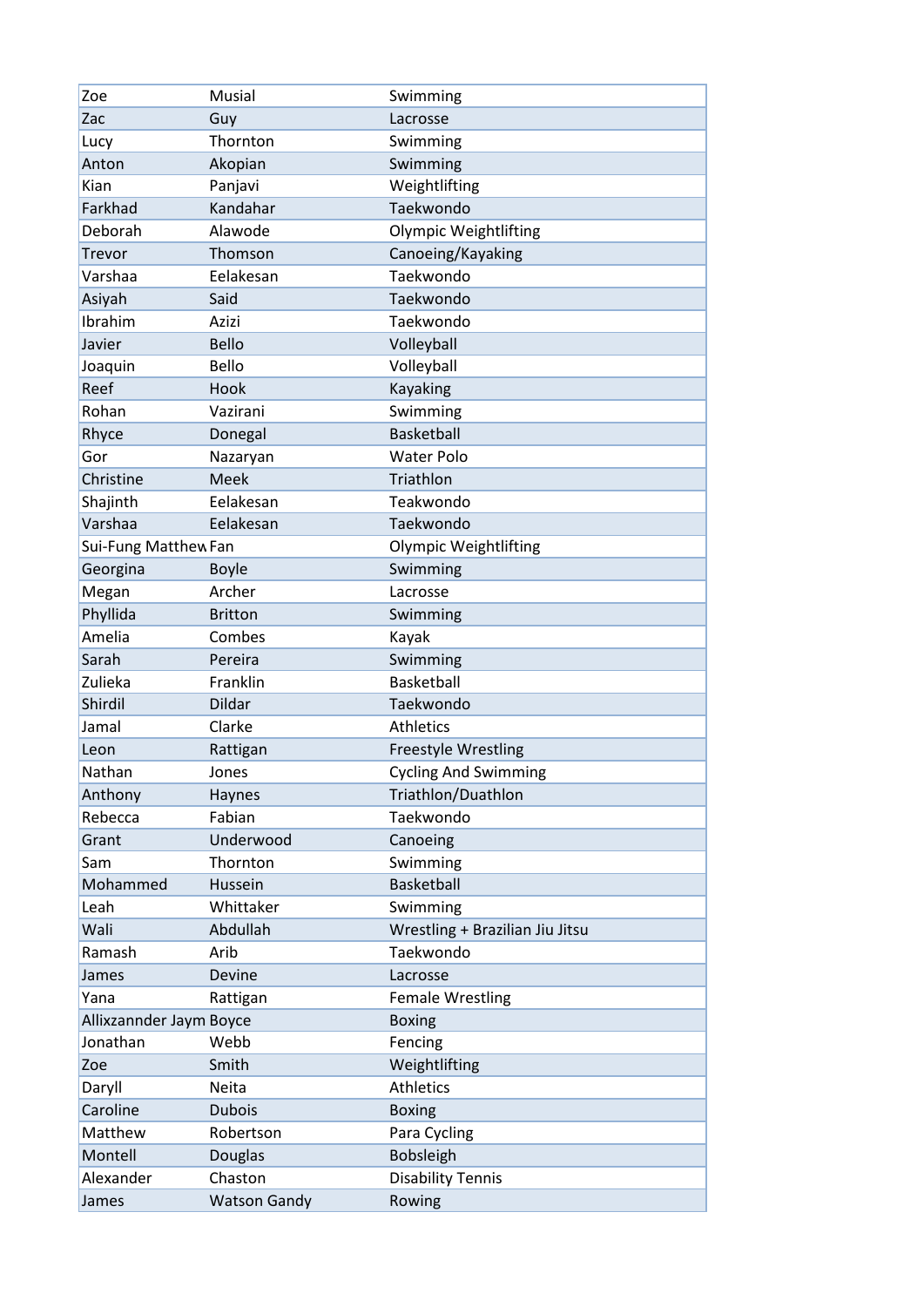| Zoe | Musial | Swimming |
|---|---|---|
| Zac | Guy | Lacrosse |
| Lucy | Thornton | Swimming |
| Anton | Akopian | Swimming |
| Kian | Panjavi | Weightlifting |
| Farkhad | Kandahar | Taekwondo |
| Deborah | Alawode | Olympic Weightlifting |
| Trevor | Thomson | Canoeing/Kayaking |
| Varshaa | Eelakesan | Taekwondo |
| Asiyah | Said | Taekwondo |
| Ibrahim | Azizi | Taekwondo |
| Javier | Bello | Volleyball |
| Joaquin | Bello | Volleyball |
| Reef | Hook | Kayaking |
| Rohan | Vazirani | Swimming |
| Rhyce | Donegal | Basketball |
| Gor | Nazaryan | Water Polo |
| Christine | Meek | Triathlon |
| Shajinth | Eelakesan | Teakwondo |
| Varshaa | Eelakesan | Taekwondo |
| Sui-Fung Matthew | Fan | Olympic Weightlifting |
| Georgina | Boyle | Swimming |
| Megan | Archer | Lacrosse |
| Phyllida | Britton | Swimming |
| Amelia | Combes | Kayak |
| Sarah | Pereira | Swimming |
| Zulieka | Franklin | Basketball |
| Shirdil | Dildar | Taekwondo |
| Jamal | Clarke | Athletics |
| Leon | Rattigan | Freestyle Wrestling |
| Nathan | Jones | Cycling And Swimming |
| Anthony | Haynes | Triathlon/Duathlon |
| Rebecca | Fabian | Taekwondo |
| Grant | Underwood | Canoeing |
| Sam | Thornton | Swimming |
| Mohammed | Hussein | Basketball |
| Leah | Whittaker | Swimming |
| Wali | Abdullah | Wrestling + Brazilian Jiu Jitsu |
| Ramash | Arib | Taekwondo |
| James | Devine | Lacrosse |
| Yana | Rattigan | Female Wrestling |
| Allixzannder Jaym | Boyce | Boxing |
| Jonathan | Webb | Fencing |
| Zoe | Smith | Weightlifting |
| Daryll | Neita | Athletics |
| Caroline | Dubois | Boxing |
| Matthew | Robertson | Para Cycling |
| Montell | Douglas | Bobsleigh |
| Alexander | Chaston | Disability Tennis |
| James | Watson Gandy | Rowing |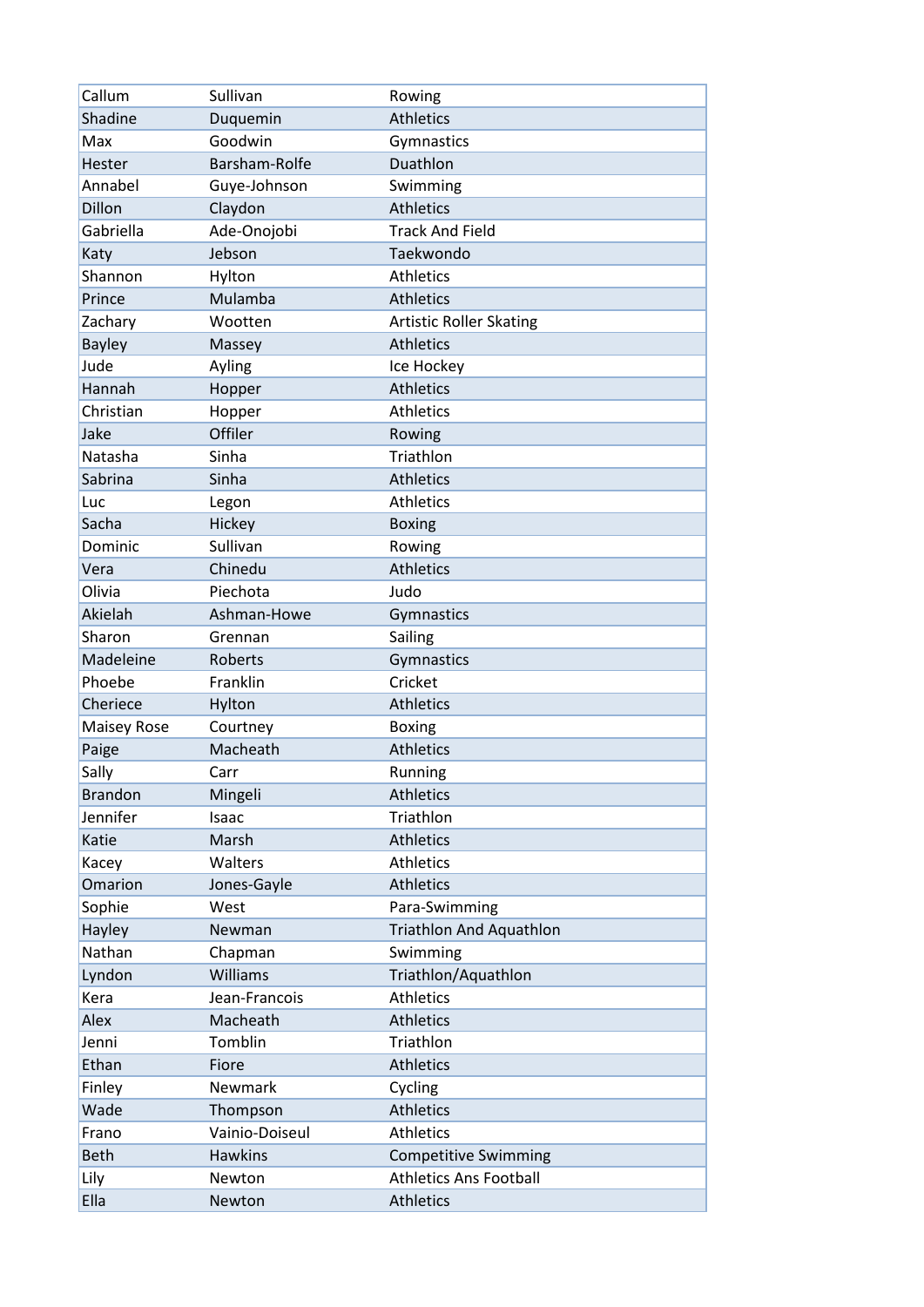| | | |
|---|---|---|
| Callum | Sullivan | Rowing |
| Shadine | Duquemin | Athletics |
| Max | Goodwin | Gymnastics |
| Hester | Barsham-Rolfe | Duathlon |
| Annabel | Guye-Johnson | Swimming |
| Dillon | Claydon | Athletics |
| Gabriella | Ade-Onojobi | Track And Field |
| Katy | Jebson | Taekwondo |
| Shannon | Hylton | Athletics |
| Prince | Mulamba | Athletics |
| Zachary | Wootten | Artistic Roller Skating |
| Bayley | Massey | Athletics |
| Jude | Ayling | Ice Hockey |
| Hannah | Hopper | Athletics |
| Christian | Hopper | Athletics |
| Jake | Offiler | Rowing |
| Natasha | Sinha | Triathlon |
| Sabrina | Sinha | Athletics |
| Luc | Legon | Athletics |
| Sacha | Hickey | Boxing |
| Dominic | Sullivan | Rowing |
| Vera | Chinedu | Athletics |
| Olivia | Piechota | Judo |
| Akielah | Ashman-Howe | Gymnastics |
| Sharon | Grennan | Sailing |
| Madeleine | Roberts | Gymnastics |
| Phoebe | Franklin | Cricket |
| Cheriece | Hylton | Athletics |
| Maisey Rose | Courtney | Boxing |
| Paige | Macheath | Athletics |
| Sally | Carr | Running |
| Brandon | Mingeli | Athletics |
| Jennifer | Isaac | Triathlon |
| Katie | Marsh | Athletics |
| Kacey | Walters | Athletics |
| Omarion | Jones-Gayle | Athletics |
| Sophie | West | Para-Swimming |
| Hayley | Newman | Triathlon And Aquathlon |
| Nathan | Chapman | Swimming |
| Lyndon | Williams | Triathlon/Aquathlon |
| Kera | Jean-Francois | Athletics |
| Alex | Macheath | Athletics |
| Jenni | Tomblin | Triathlon |
| Ethan | Fiore | Athletics |
| Finley | Newmark | Cycling |
| Wade | Thompson | Athletics |
| Frano | Vainio-Doiseul | Athletics |
| Beth | Hawkins | Competitive Swimming |
| Lily | Newton | Athletics Ans Football |
| Ella | Newton | Athletics |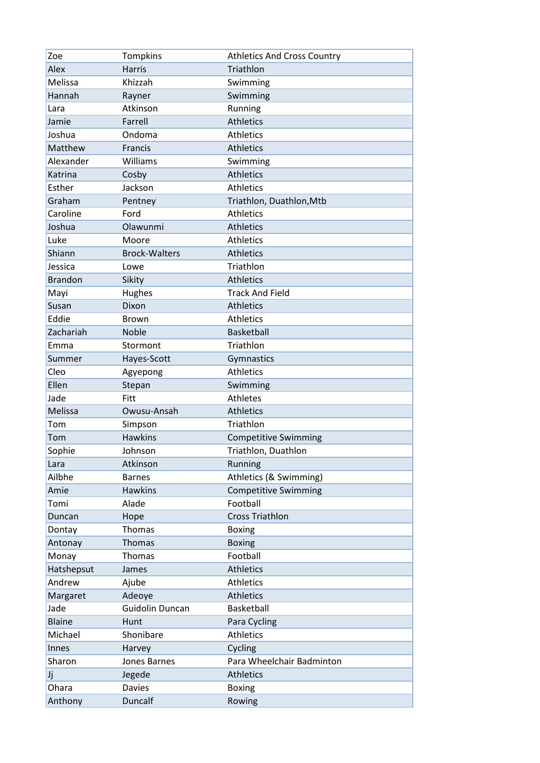| | | |
|---|---|---|
| Zoe | Tompkins | Athletics And Cross Country |
| Alex | Harris | Triathlon |
| Melissa | Khizzah | Swimming |
| Hannah | Rayner | Swimming |
| Lara | Atkinson | Running |
| Jamie | Farrell | Athletics |
| Joshua | Ondoma | Athletics |
| Matthew | Francis | Athletics |
| Alexander | Williams | Swimming |
| Katrina | Cosby | Athletics |
| Esther | Jackson | Athletics |
| Graham | Pentney | Triathlon, Duathlon,Mtb |
| Caroline | Ford | Athletics |
| Joshua | Olawunmi | Athletics |
| Luke | Moore | Athletics |
| Shiann | Brock-Walters | Athletics |
| Jessica | Lowe | Triathlon |
| Brandon | Sikity | Athletics |
| Mayi | Hughes | Track And Field |
| Susan | Dixon | Athletics |
| Eddie | Brown | Athletics |
| Zachariah | Noble | Basketball |
| Emma | Stormont | Triathlon |
| Summer | Hayes-Scott | Gymnastics |
| Cleo | Agyepong | Athletics |
| Ellen | Stepan | Swimming |
| Jade | Fitt | Athletes |
| Melissa | Owusu-Ansah | Athletics |
| Tom | Simpson | Triathlon |
| Tom | Hawkins | Competitive Swimming |
| Sophie | Johnson | Triathlon, Duathlon |
| Lara | Atkinson | Running |
| Ailbhe | Barnes | Athletics (& Swimming) |
| Amie | Hawkins | Competitive Swimming |
| Tomi | Alade | Football |
| Duncan | Hope | Cross Triathlon |
| Dontay | Thomas | Boxing |
| Antonay | Thomas | Boxing |
| Monay | Thomas | Football |
| Hatshepsut | James | Athletics |
| Andrew | Ajube | Athletics |
| Margaret | Adeoye | Athletics |
| Jade | Guidolin Duncan | Basketball |
| Blaine | Hunt | Para Cycling |
| Michael | Shonibare | Athletics |
| Innes | Harvey | Cycling |
| Sharon | Jones Barnes | Para Wheelchair Badminton |
| Jj | Jegede | Athletics |
| Ohara | Davies | Boxing |
| Anthony | Duncalf | Rowing |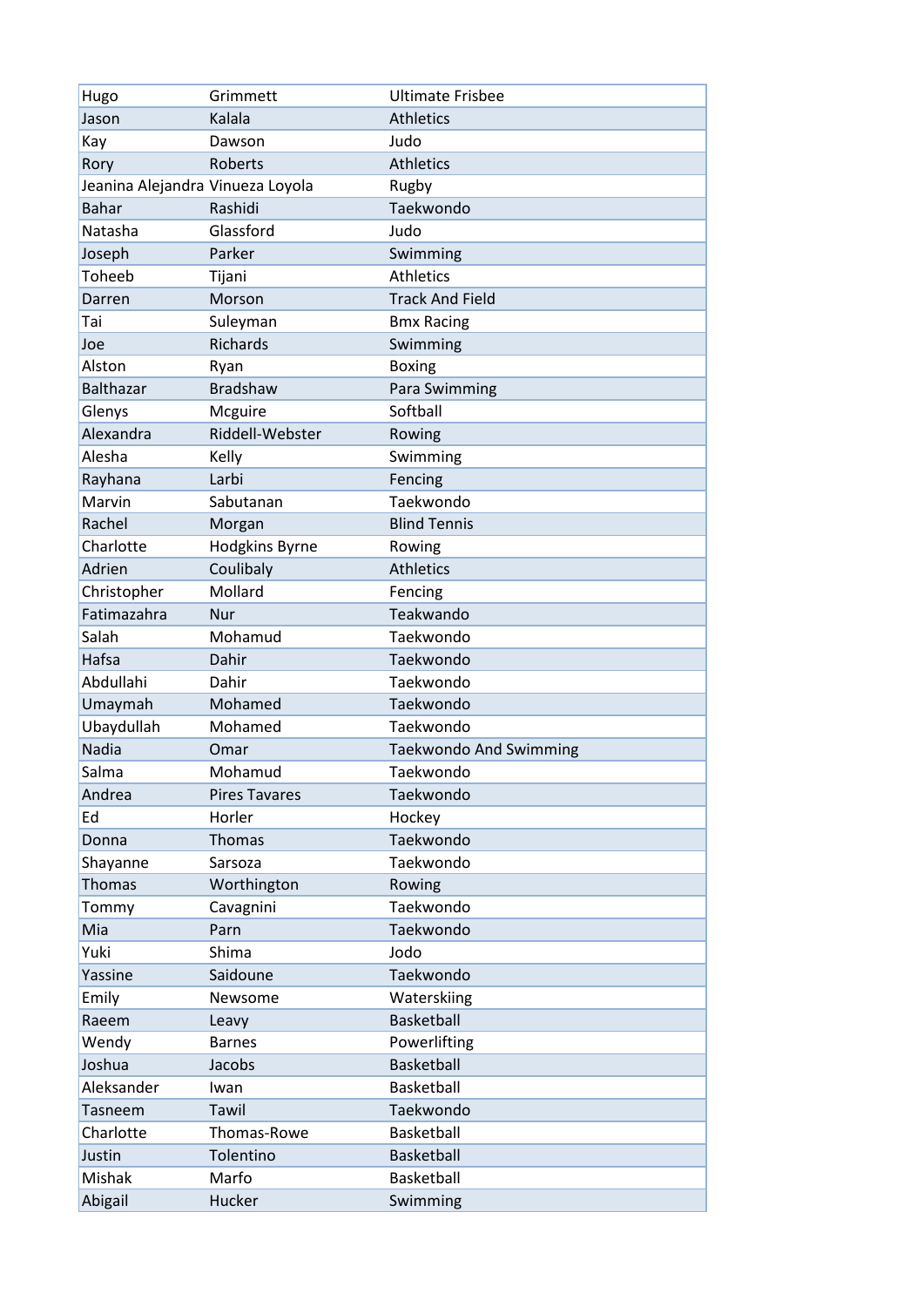| Hugo | Grimmett | Ultimate Frisbee |
|---|---|---|
| Jason | Kalala | Athletics |
| Kay | Dawson | Judo |
| Rory | Roberts | Athletics |
| Jeanina Alejandra | Vinueza Loyola | Rugby |
| Bahar | Rashidi | Taekwondo |
| Natasha | Glassford | Judo |
| Joseph | Parker | Swimming |
| Toheeb | Tijani | Athletics |
| Darren | Morson | Track And Field |
| Tai | Suleyman | Bmx Racing |
| Joe | Richards | Swimming |
| Alston | Ryan | Boxing |
| Balthazar | Bradshaw | Para Swimming |
| Glenys | Mcguire | Softball |
| Alexandra | Riddell-Webster | Rowing |
| Alesha | Kelly | Swimming |
| Rayhana | Larbi | Fencing |
| Marvin | Sabutanan | Taekwondo |
| Rachel | Morgan | Blind Tennis |
| Charlotte | Hodgkins Byrne | Rowing |
| Adrien | Coulibaly | Athletics |
| Christopher | Mollard | Fencing |
| Fatimazahra | Nur | Teakwando |
| Salah | Mohamud | Taekwondo |
| Hafsa | Dahir | Taekwondo |
| Abdullahi | Dahir | Taekwondo |
| Umaymah | Mohamed | Taekwondo |
| Ubaydullah | Mohamed | Taekwondo |
| Nadia | Omar | Taekwondo And Swimming |
| Salma | Mohamud | Taekwondo |
| Andrea | Pires Tavares | Taekwondo |
| Ed | Horler | Hockey |
| Donna | Thomas | Taekwondo |
| Shayanne | Sarsoza | Taekwondo |
| Thomas | Worthington | Rowing |
| Tommy | Cavagnini | Taekwondo |
| Mia | Parn | Taekwondo |
| Yuki | Shima | Jodo |
| Yassine | Saidoune | Taekwondo |
| Emily | Newsome | Waterskiing |
| Raeem | Leavy | Basketball |
| Wendy | Barnes | Powerlifting |
| Joshua | Jacobs | Basketball |
| Aleksander | Iwan | Basketball |
| Tasneem | Tawil | Taekwondo |
| Charlotte | Thomas-Rowe | Basketball |
| Justin | Tolentino | Basketball |
| Mishak | Marfo | Basketball |
| Abigail | Hucker | Swimming |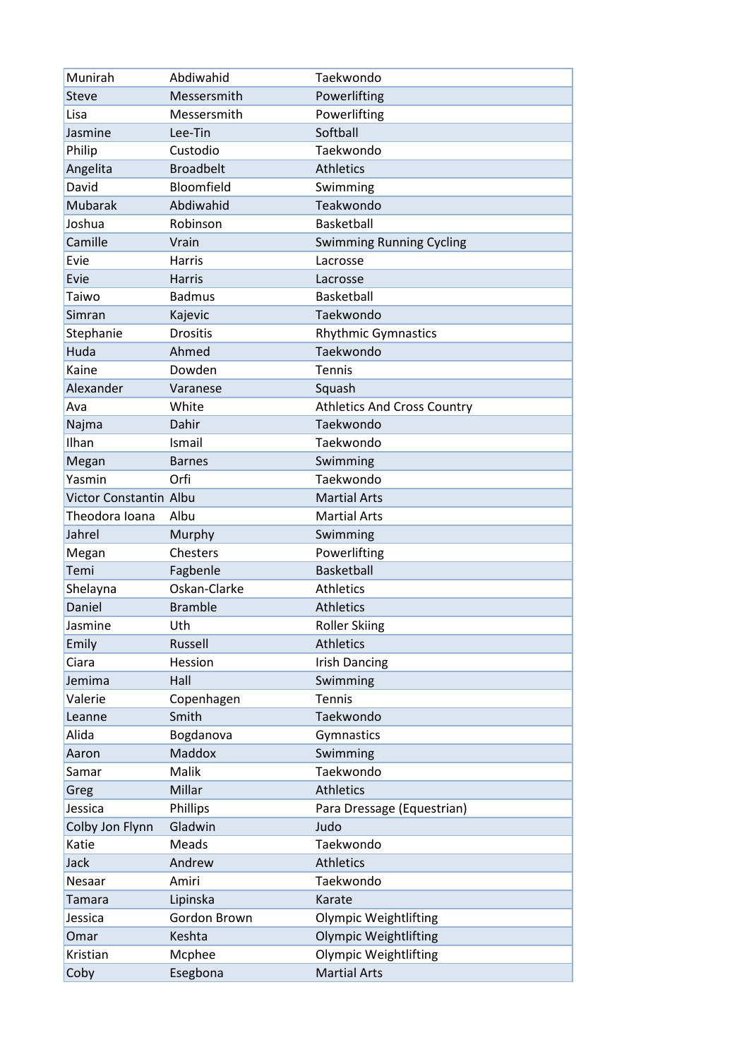| | | |
|---|---|---|
| Munirah | Abdiwahid | Taekwondo |
| Steve | Messersmith | Powerlifting |
| Lisa | Messersmith | Powerlifting |
| Jasmine | Lee-Tin | Softball |
| Philip | Custodio | Taekwondo |
| Angelita | Broadbelt | Athletics |
| David | Bloomfield | Swimming |
| Mubarak | Abdiwahid | Teakwondo |
| Joshua | Robinson | Basketball |
| Camille | Vrain | Swimming Running Cycling |
| Evie | Harris | Lacrosse |
| Evie | Harris | Lacrosse |
| Taiwo | Badmus | Basketball |
| Simran | Kajevic | Taekwondo |
| Stephanie | Drositis | Rhythmic Gymnastics |
| Huda | Ahmed | Taekwondo |
| Kaine | Dowden | Tennis |
| Alexander | Varanese | Squash |
| Ava | White | Athletics And Cross Country |
| Najma | Dahir | Taekwondo |
| Ilhan | Ismail | Taekwondo |
| Megan | Barnes | Swimming |
| Yasmin | Orfi | Taekwondo |
| Victor Constantin | Albu | Martial Arts |
| Theodora Ioana | Albu | Martial Arts |
| Jahrel | Murphy | Swimming |
| Megan | Chesters | Powerlifting |
| Temi | Fagbenle | Basketball |
| Shelayna | Oskan-Clarke | Athletics |
| Daniel | Bramble | Athletics |
| Jasmine | Uth | Roller Skiing |
| Emily | Russell | Athletics |
| Ciara | Hession | Irish Dancing |
| Jemima | Hall | Swimming |
| Valerie | Copenhagen | Tennis |
| Leanne | Smith | Taekwondo |
| Alida | Bogdanova | Gymnastics |
| Aaron | Maddox | Swimming |
| Samar | Malik | Taekwondo |
| Greg | Millar | Athletics |
| Jessica | Phillips | Para Dressage (Equestrian) |
| Colby Jon Flynn | Gladwin | Judo |
| Katie | Meads | Taekwondo |
| Jack | Andrew | Athletics |
| Nesaar | Amiri | Taekwondo |
| Tamara | Lipinska | Karate |
| Jessica | Gordon Brown | Olympic Weightlifting |
| Omar | Keshta | Olympic Weightlifting |
| Kristian | Mcphee | Olympic Weightlifting |
| Coby | Esegbona | Martial Arts |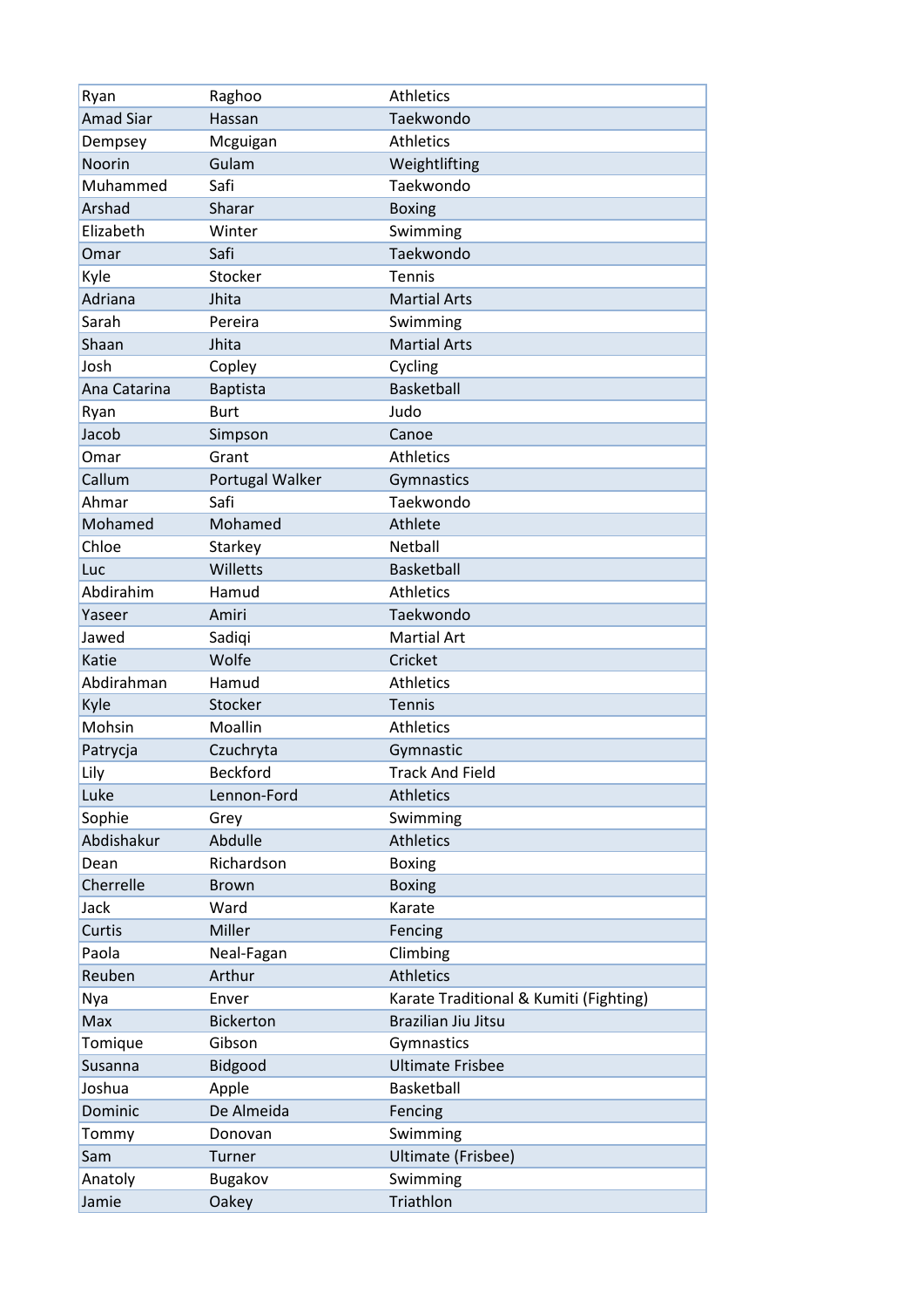| Ryan | Raghoo | Athletics |
|---|---|---|
| Amad Siar | Hassan | Taekwondo |
| Dempsey | Mcguigan | Athletics |
| Noorin | Gulam | Weightlifting |
| Muhammed | Safi | Taekwondo |
| Arshad | Sharar | Boxing |
| Elizabeth | Winter | Swimming |
| Omar | Safi | Taekwondo |
| Kyle | Stocker | Tennis |
| Adriana | Jhita | Martial Arts |
| Sarah | Pereira | Swimming |
| Shaan | Jhita | Martial Arts |
| Josh | Copley | Cycling |
| Ana Catarina | Baptista | Basketball |
| Ryan | Burt | Judo |
| Jacob | Simpson | Canoe |
| Omar | Grant | Athletics |
| Callum | Portugal Walker | Gymnastics |
| Ahmar | Safi | Taekwondo |
| Mohamed | Mohamed | Athlete |
| Chloe | Starkey | Netball |
| Luc | Willetts | Basketball |
| Abdirahim | Hamud | Athletics |
| Yaseer | Amiri | Taekwondo |
| Jawed | Sadiqi | Martial Art |
| Katie | Wolfe | Cricket |
| Abdirahman | Hamud | Athletics |
| Kyle | Stocker | Tennis |
| Mohsin | Moallin | Athletics |
| Patrycja | Czuchryta | Gymnastic |
| Lily | Beckford | Track And Field |
| Luke | Lennon-Ford | Athletics |
| Sophie | Grey | Swimming |
| Abdishakur | Abdulle | Athletics |
| Dean | Richardson | Boxing |
| Cherrelle | Brown | Boxing |
| Jack | Ward | Karate |
| Curtis | Miller | Fencing |
| Paola | Neal-Fagan | Climbing |
| Reuben | Arthur | Athletics |
| Nya | Enver | Karate Traditional & Kumiti (Fighting) |
| Max | Bickerton | Brazilian Jiu Jitsu |
| Tomique | Gibson | Gymnastics |
| Susanna | Bidgood | Ultimate Frisbee |
| Joshua | Apple | Basketball |
| Dominic | De Almeida | Fencing |
| Tommy | Donovan | Swimming |
| Sam | Turner | Ultimate (Frisbee) |
| Anatoly | Bugakov | Swimming |
| Jamie | Oakey | Triathlon |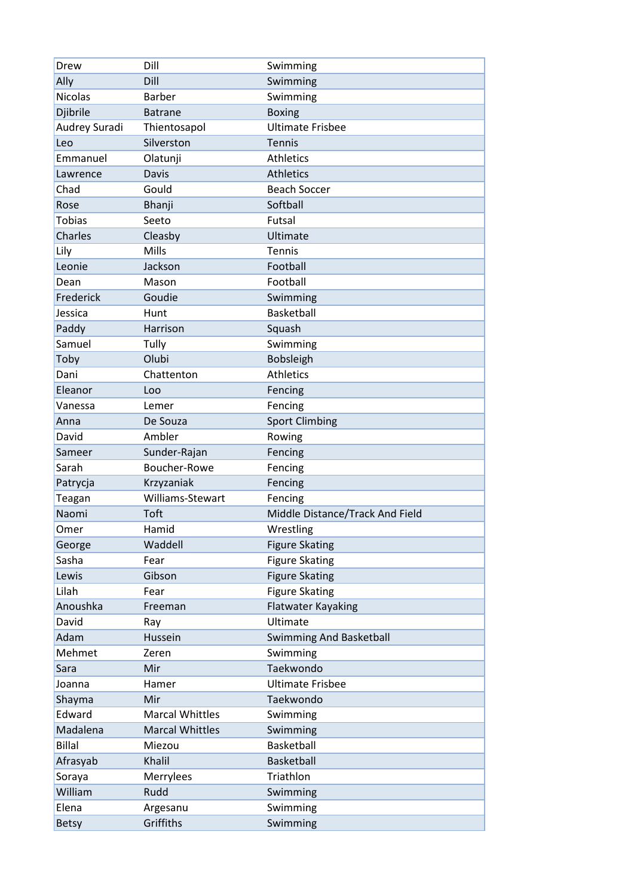| Drew | Dill | Swimming |
|---|---|---|
| Ally | Dill | Swimming |
| Nicolas | Barber | Swimming |
| Djibrile | Batrane | Boxing |
| Audrey Suradi | Thientosapol | Ultimate Frisbee |
| Leo | Silverston | Tennis |
| Emmanuel | Olatunji | Athletics |
| Lawrence | Davis | Athletics |
| Chad | Gould | Beach Soccer |
| Rose | Bhanji | Softball |
| Tobias | Seeto | Futsal |
| Charles | Cleasby | Ultimate |
| Lily | Mills | Tennis |
| Leonie | Jackson | Football |
| Dean | Mason | Football |
| Frederick | Goudie | Swimming |
| Jessica | Hunt | Basketball |
| Paddy | Harrison | Squash |
| Samuel | Tully | Swimming |
| Toby | Olubi | Bobsleigh |
| Dani | Chattenton | Athletics |
| Eleanor | Loo | Fencing |
| Vanessa | Lemer | Fencing |
| Anna | De Souza | Sport Climbing |
| David | Ambler | Rowing |
| Sameer | Sunder-Rajan | Fencing |
| Sarah | Boucher-Rowe | Fencing |
| Patrycja | Krzyzaniak | Fencing |
| Teagan | Williams-Stewart | Fencing |
| Naomi | Toft | Middle Distance/Track And Field |
| Omer | Hamid | Wrestling |
| George | Waddell | Figure Skating |
| Sasha | Fear | Figure Skating |
| Lewis | Gibson | Figure Skating |
| Lilah | Fear | Figure Skating |
| Anoushka | Freeman | Flatwater Kayaking |
| David | Ray | Ultimate |
| Adam | Hussein | Swimming And Basketball |
| Mehmet | Zeren | Swimming |
| Sara | Mir | Taekwondo |
| Joanna | Hamer | Ultimate Frisbee |
| Shayma | Mir | Taekwondo |
| Edward | Marcal Whittles | Swimming |
| Madalena | Marcal Whittles | Swimming |
| Billal | Miezou | Basketball |
| Afrasyab | Khalil | Basketball |
| Soraya | Merrylees | Triathlon |
| William | Rudd | Swimming |
| Elena | Argesanu | Swimming |
| Betsy | Griffiths | Swimming |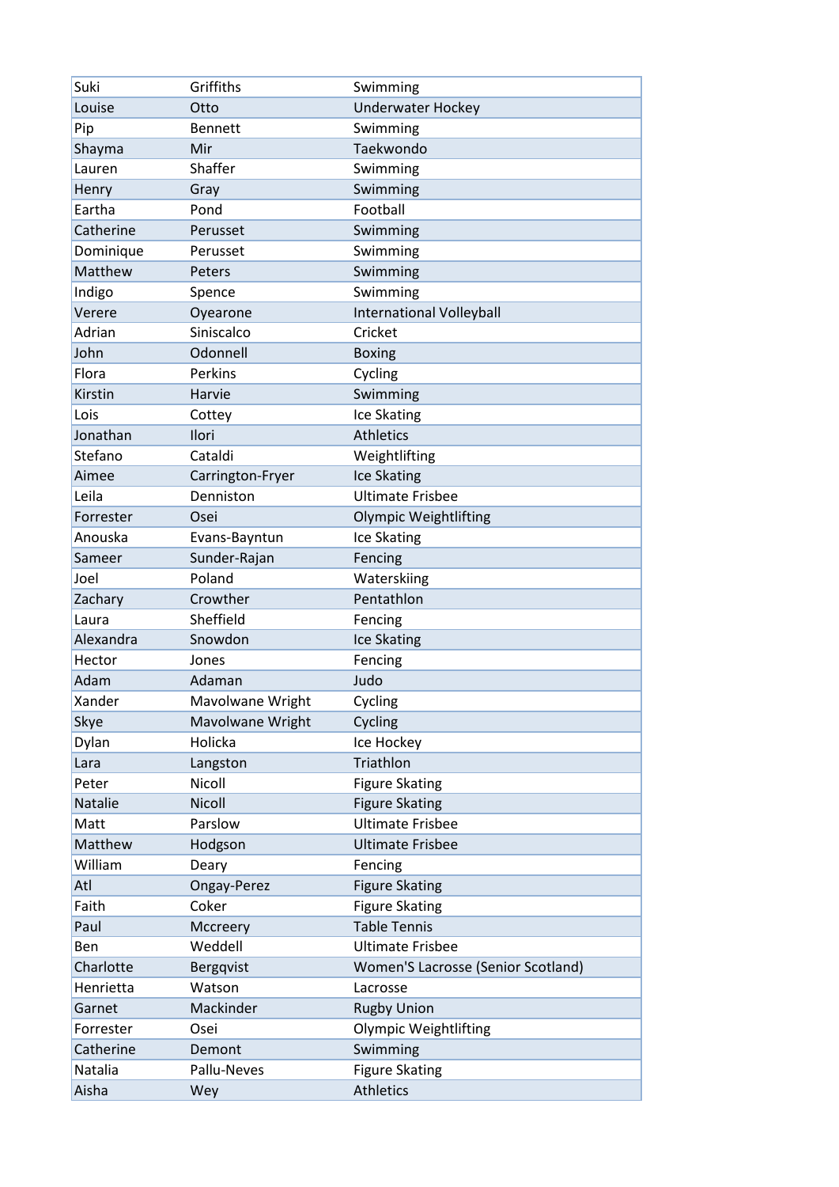| | | |
|---|---|---|
| Suki | Griffiths | Swimming |
| Louise | Otto | Underwater Hockey |
| Pip | Bennett | Swimming |
| Shayma | Mir | Taekwondo |
| Lauren | Shaffer | Swimming |
| Henry | Gray | Swimming |
| Eartha | Pond | Football |
| Catherine | Perusset | Swimming |
| Dominique | Perusset | Swimming |
| Matthew | Peters | Swimming |
| Indigo | Spence | Swimming |
| Verere | Oyearone | International Volleyball |
| Adrian | Siniscalco | Cricket |
| John | Odonnell | Boxing |
| Flora | Perkins | Cycling |
| Kirstin | Harvie | Swimming |
| Lois | Cottey | Ice Skating |
| Jonathan | Ilori | Athletics |
| Stefano | Cataldi | Weightlifting |
| Aimee | Carrington-Fryer | Ice Skating |
| Leila | Denniston | Ultimate Frisbee |
| Forrester | Osei | Olympic Weightlifting |
| Anouska | Evans-Bayntun | Ice Skating |
| Sameer | Sunder-Rajan | Fencing |
| Joel | Poland | Waterskiing |
| Zachary | Crowther | Pentathlon |
| Laura | Sheffield | Fencing |
| Alexandra | Snowdon | Ice Skating |
| Hector | Jones | Fencing |
| Adam | Adaman | Judo |
| Xander | Mavolwane Wright | Cycling |
| Skye | Mavolwane Wright | Cycling |
| Dylan | Holicka | Ice Hockey |
| Lara | Langston | Triathlon |
| Peter | Nicoll | Figure Skating |
| Natalie | Nicoll | Figure Skating |
| Matt | Parslow | Ultimate Frisbee |
| Matthew | Hodgson | Ultimate Frisbee |
| William | Deary | Fencing |
| Atl | Ongay-Perez | Figure Skating |
| Faith | Coker | Figure Skating |
| Paul | Mccreery | Table Tennis |
| Ben | Weddell | Ultimate Frisbee |
| Charlotte | Bergqvist | Women'S Lacrosse (Senior Scotland) |
| Henrietta | Watson | Lacrosse |
| Garnet | Mackinder | Rugby Union |
| Forrester | Osei | Olympic Weightlifting |
| Catherine | Demont | Swimming |
| Natalia | Pallu-Neves | Figure Skating |
| Aisha | Wey | Athletics |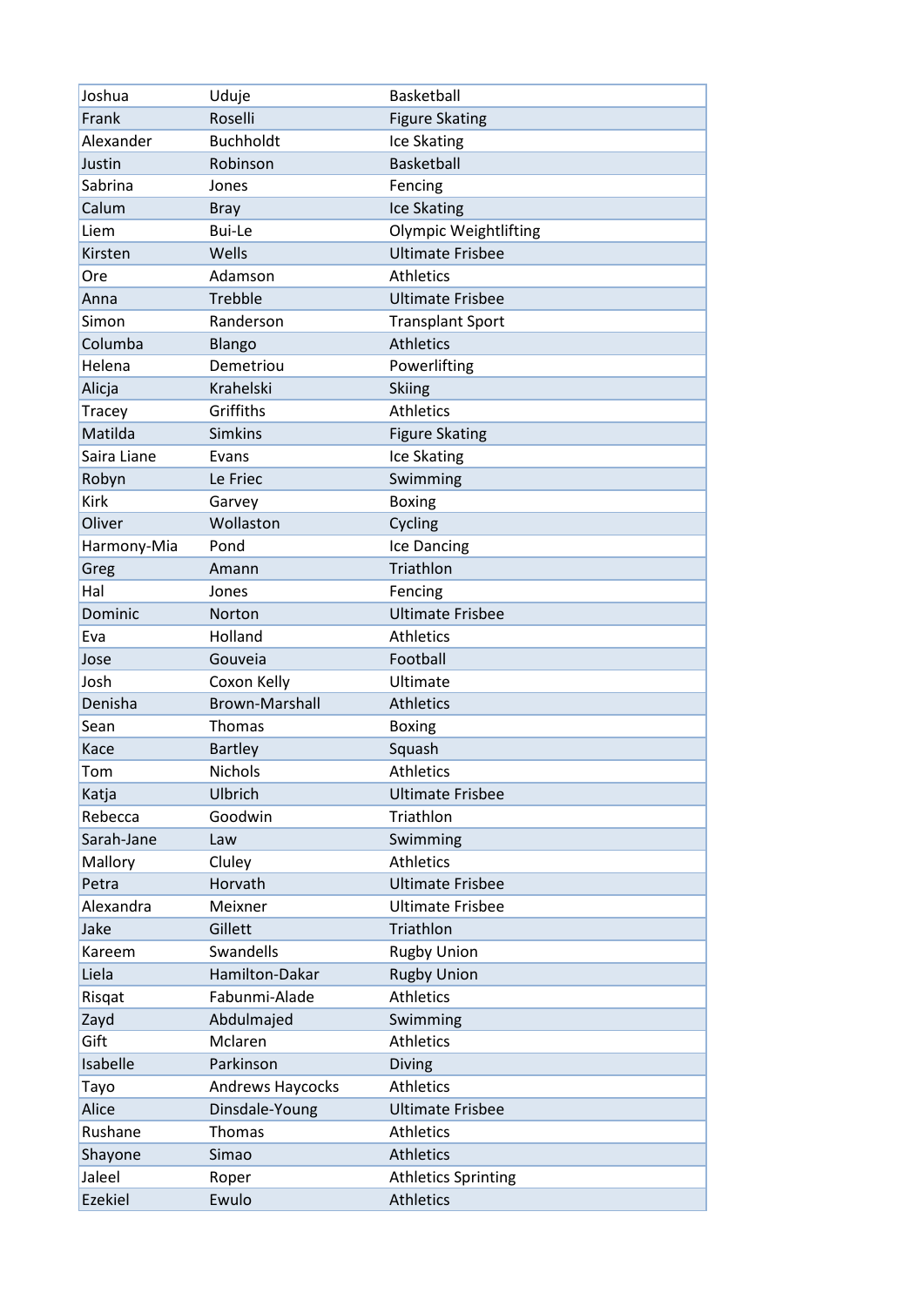| Joshua | Uduje | Basketball |
|---|---|---|
| Frank | Roselli | Figure Skating |
| Alexander | Buchholdt | Ice Skating |
| Justin | Robinson | Basketball |
| Sabrina | Jones | Fencing |
| Calum | Bray | Ice Skating |
| Liem | Bui-Le | Olympic Weightlifting |
| Kirsten | Wells | Ultimate Frisbee |
| Ore | Adamson | Athletics |
| Anna | Trebble | Ultimate Frisbee |
| Simon | Randerson | Transplant Sport |
| Columba | Blango | Athletics |
| Helena | Demetriou | Powerlifting |
| Alicja | Krahelski | Skiing |
| Tracey | Griffiths | Athletics |
| Matilda | Simkins | Figure Skating |
| Saira Liane | Evans | Ice Skating |
| Robyn | Le Friec | Swimming |
| Kirk | Garvey | Boxing |
| Oliver | Wollaston | Cycling |
| Harmony-Mia | Pond | Ice Dancing |
| Greg | Amann | Triathlon |
| Hal | Jones | Fencing |
| Dominic | Norton | Ultimate Frisbee |
| Eva | Holland | Athletics |
| Jose | Gouveia | Football |
| Josh | Coxon Kelly | Ultimate |
| Denisha | Brown-Marshall | Athletics |
| Sean | Thomas | Boxing |
| Kace | Bartley | Squash |
| Tom | Nichols | Athletics |
| Katja | Ulbrich | Ultimate Frisbee |
| Rebecca | Goodwin | Triathlon |
| Sarah-Jane | Law | Swimming |
| Mallory | Cluley | Athletics |
| Petra | Horvath | Ultimate Frisbee |
| Alexandra | Meixner | Ultimate Frisbee |
| Jake | Gillett | Triathlon |
| Kareem | Swandells | Rugby Union |
| Liela | Hamilton-Dakar | Rugby Union |
| Risqat | Fabunmi-Alade | Athletics |
| Zayd | Abdulmajed | Swimming |
| Gift | Mclaren | Athletics |
| Isabelle | Parkinson | Diving |
| Tayo | Andrews Haycocks | Athletics |
| Alice | Dinsdale-Young | Ultimate Frisbee |
| Rushane | Thomas | Athletics |
| Shayone | Simao | Athletics |
| Jaleel | Roper | Athletics Sprinting |
| Ezekiel | Ewulo | Athletics |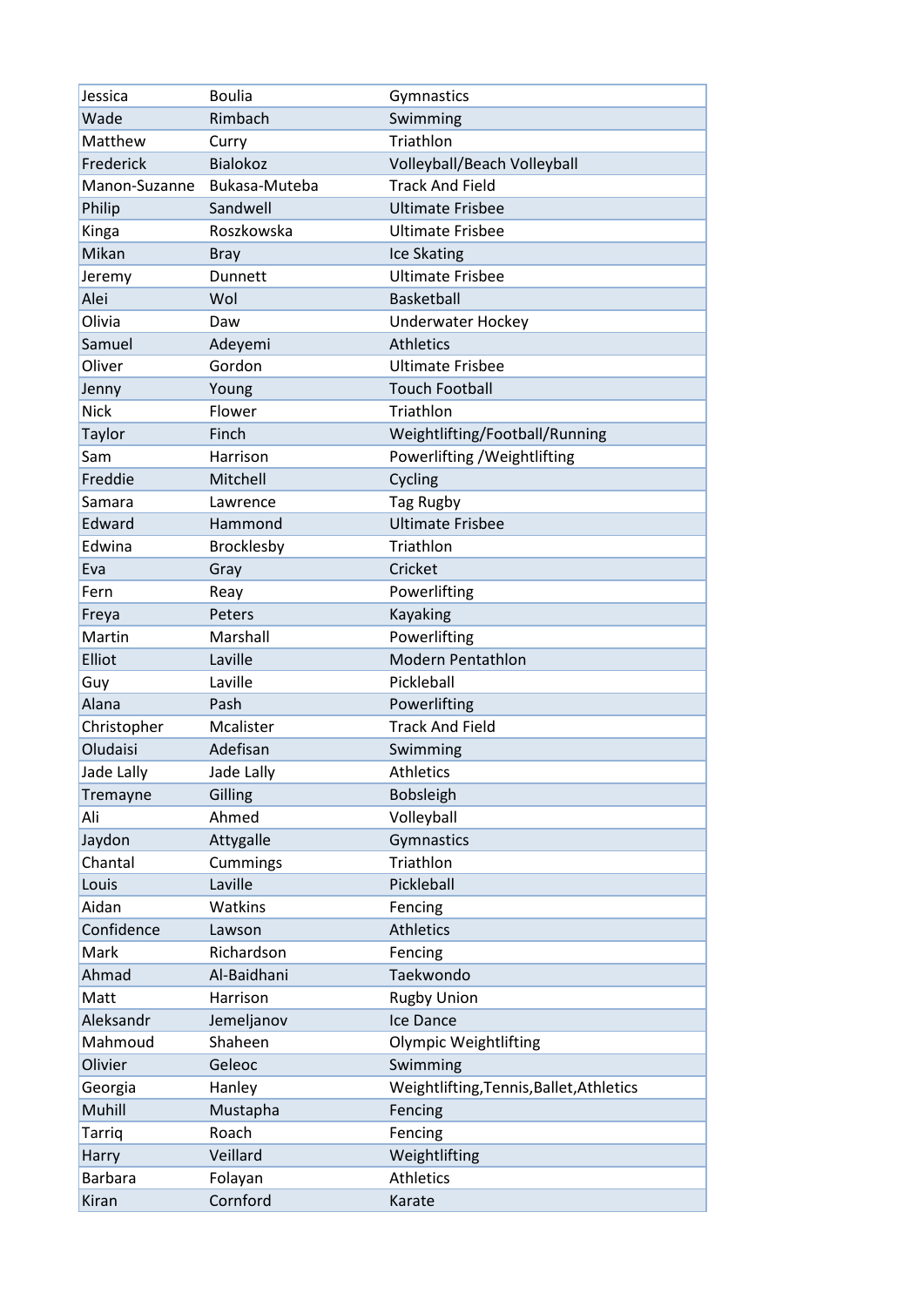| | | |
|---|---|---|
| Jessica | Boulia | Gymnastics |
| Wade | Rimbach | Swimming |
| Matthew | Curry | Triathlon |
| Frederick | Bialokoz | Volleyball/Beach Volleyball |
| Manon-Suzanne | Bukasa-Muteba | Track And Field |
| Philip | Sandwell | Ultimate Frisbee |
| Kinga | Roszkowska | Ultimate Frisbee |
| Mikan | Bray | Ice Skating |
| Jeremy | Dunnett | Ultimate Frisbee |
| Alei | Wol | Basketball |
| Olivia | Daw | Underwater Hockey |
| Samuel | Adeyemi | Athletics |
| Oliver | Gordon | Ultimate Frisbee |
| Jenny | Young | Touch Football |
| Nick | Flower | Triathlon |
| Taylor | Finch | Weightlifting/Football/Running |
| Sam | Harrison | Powerlifting /Weightlifting |
| Freddie | Mitchell | Cycling |
| Samara | Lawrence | Tag Rugby |
| Edward | Hammond | Ultimate Frisbee |
| Edwina | Brocklesby | Triathlon |
| Eva | Gray | Cricket |
| Fern | Reay | Powerlifting |
| Freya | Peters | Kayaking |
| Martin | Marshall | Powerlifting |
| Elliot | Laville | Modern Pentathlon |
| Guy | Laville | Pickleball |
| Alana | Pash | Powerlifting |
| Christopher | Mcalister | Track And Field |
| Oludaisi | Adefisan | Swimming |
| Jade Lally | Jade Lally | Athletics |
| Tremayne | Gilling | Bobsleigh |
| Ali | Ahmed | Volleyball |
| Jaydon | Attygalle | Gymnastics |
| Chantal | Cummings | Triathlon |
| Louis | Laville | Pickleball |
| Aidan | Watkins | Fencing |
| Confidence | Lawson | Athletics |
| Mark | Richardson | Fencing |
| Ahmad | Al-Baidhani | Taekwondo |
| Matt | Harrison | Rugby Union |
| Aleksandr | Jemeljanov | Ice Dance |
| Mahmoud | Shaheen | Olympic Weightlifting |
| Olivier | Geleoc | Swimming |
| Georgia | Hanley | Weightlifting,Tennis,Ballet,Athletics |
| Muhill | Mustapha | Fencing |
| Tarriq | Roach | Fencing |
| Harry | Veillard | Weightlifting |
| Barbara | Folayan | Athletics |
| Kiran | Cornford | Karate |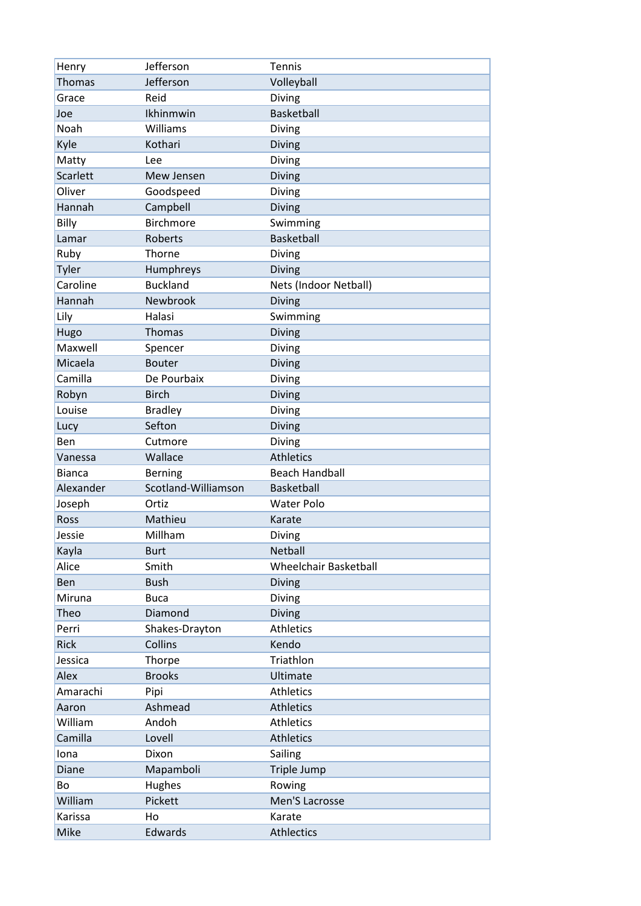| Henry | Jefferson | Tennis |
|---|---|---|
| Thomas | Jefferson | Volleyball |
| Grace | Reid | Diving |
| Joe | Ikhinmwin | Basketball |
| Noah | Williams | Diving |
| Kyle | Kothari | Diving |
| Matty | Lee | Diving |
| Scarlett | Mew Jensen | Diving |
| Oliver | Goodspeed | Diving |
| Hannah | Campbell | Diving |
| Billy | Birchmore | Swimming |
| Lamar | Roberts | Basketball |
| Ruby | Thorne | Diving |
| Tyler | Humphreys | Diving |
| Caroline | Buckland | Nets (Indoor Netball) |
| Hannah | Newbrook | Diving |
| Lily | Halasi | Swimming |
| Hugo | Thomas | Diving |
| Maxwell | Spencer | Diving |
| Micaela | Bouter | Diving |
| Camilla | De Pourbaix | Diving |
| Robyn | Birch | Diving |
| Louise | Bradley | Diving |
| Lucy | Sefton | Diving |
| Ben | Cutmore | Diving |
| Vanessa | Wallace | Athletics |
| Bianca | Berning | Beach Handball |
| Alexander | Scotland-Williamson | Basketball |
| Joseph | Ortiz | Water Polo |
| Ross | Mathieu | Karate |
| Jessie | Millham | Diving |
| Kayla | Burt | Netball |
| Alice | Smith | Wheelchair Basketball |
| Ben | Bush | Diving |
| Miruna | Buca | Diving |
| Theo | Diamond | Diving |
| Perri | Shakes-Drayton | Athletics |
| Rick | Collins | Kendo |
| Jessica | Thorpe | Triathlon |
| Alex | Brooks | Ultimate |
| Amarachi | Pipi | Athletics |
| Aaron | Ashmead | Athletics |
| William | Andoh | Athletics |
| Camilla | Lovell | Athletics |
| Iona | Dixon | Sailing |
| Diane | Mapamboli | Triple Jump |
| Bo | Hughes | Rowing |
| William | Pickett | Men'S Lacrosse |
| Karissa | Ho | Karate |
| Mike | Edwards | Athlectics |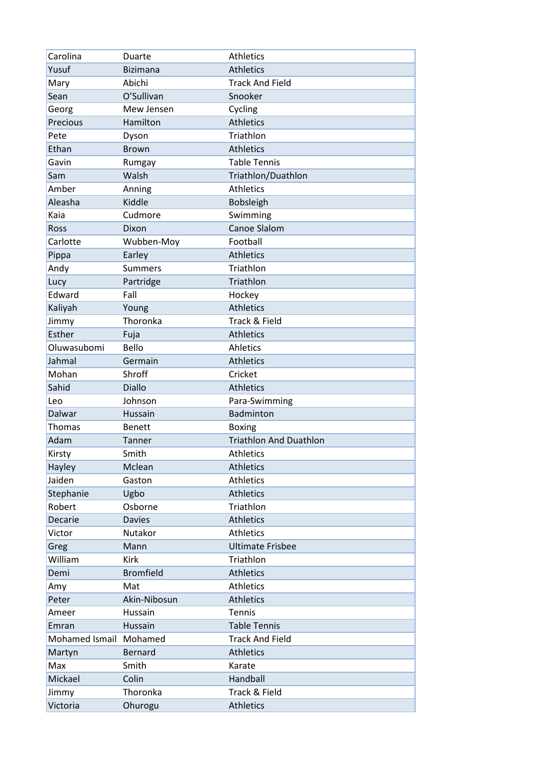| Carolina | Duarte | Athletics |
| --- | --- | --- |
| Yusuf | Bizimana | Athletics |
| Mary | Abichi | Track And Field |
| Sean | O'Sullivan | Snooker |
| Georg | Mew Jensen | Cycling |
| Precious | Hamilton | Athletics |
| Pete | Dyson | Triathlon |
| Ethan | Brown | Athletics |
| Gavin | Rumgay | Table Tennis |
| Sam | Walsh | Triathlon/Duathlon |
| Amber | Anning | Athletics |
| Aleasha | Kiddle | Bobsleigh |
| Kaia | Cudmore | Swimming |
| Ross | Dixon | Canoe Slalom |
| Carlotte | Wubben-Moy | Football |
| Pippa | Earley | Athletics |
| Andy | Summers | Triathlon |
| Lucy | Partridge | Triathlon |
| Edward | Fall | Hockey |
| Kaliyah | Young | Athletics |
| Jimmy | Thoronka | Track & Field |
| Esther | Fuja | Athletics |
| Oluwasubomi | Bello | Ahletics |
| Jahmal | Germain | Athletics |
| Mohan | Shroff | Cricket |
| Sahid | Diallo | Athletics |
| Leo | Johnson | Para-Swimming |
| Dalwar | Hussain | Badminton |
| Thomas | Benett | Boxing |
| Adam | Tanner | Triathlon And Duathlon |
| Kirsty | Smith | Athletics |
| Hayley | Mclean | Athletics |
| Jaiden | Gaston | Athletics |
| Stephanie | Ugbo | Athletics |
| Robert | Osborne | Triathlon |
| Decarie | Davies | Athletics |
| Victor | Nutakor | Athletics |
| Greg | Mann | Ultimate Frisbee |
| William | Kirk | Triathlon |
| Demi | Bromfield | Athletics |
| Amy | Mat | Athletics |
| Peter | Akin-Nibosun | Athletics |
| Ameer | Hussain | Tennis |
| Emran | Hussain | Table Tennis |
| Mohamed Ismail | Mohamed | Track And Field |
| Martyn | Bernard | Athletics |
| Max | Smith | Karate |
| Mickael | Colin | Handball |
| Jimmy | Thoronka | Track & Field |
| Victoria | Ohurogu | Athletics |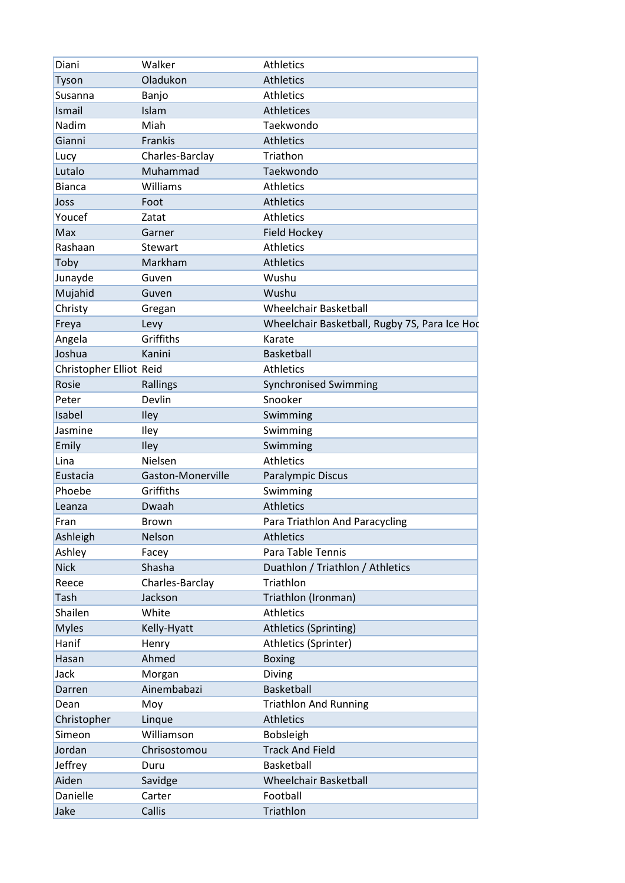| | | |
|---|---|---|
| Diani | Walker | Athletics |
| Tyson | Oladukon | Athletics |
| Susanna | Banjo | Athletics |
| Ismail | Islam | Athletices |
| Nadim | Miah | Taekwondo |
| Gianni | Frankis | Athletics |
| Lucy | Charles-Barclay | Triathon |
| Lutalo | Muhammad | Taekwondo |
| Bianca | Williams | Athletics |
| Joss | Foot | Athletics |
| Youcef | Zatat | Athletics |
| Max | Garner | Field Hockey |
| Rashaan | Stewart | Athletics |
| Toby | Markham | Athletics |
| Junayde | Guven | Wushu |
| Mujahid | Guven | Wushu |
| Christy | Gregan | Wheelchair Basketball |
| Freya | Levy | Wheelchair Basketball, Rugby 7S, Para Ice Hoc |
| Angela | Griffiths | Karate |
| Joshua | Kanini | Basketball |
| Christopher Elliot | Reid | Athletics |
| Rosie | Rallings | Synchronised Swimming |
| Peter | Devlin | Snooker |
| Isabel | Iley | Swimming |
| Jasmine | Iley | Swimming |
| Emily | Iley | Swimming |
| Lina | Nielsen | Athletics |
| Eustacia | Gaston-Monerville | Paralympic Discus |
| Phoebe | Griffiths | Swimming |
| Leanza | Dwaah | Athletics |
| Fran | Brown | Para Triathlon And Paracycling |
| Ashleigh | Nelson | Athletics |
| Ashley | Facey | Para Table Tennis |
| Nick | Shasha | Duathlon / Triathlon / Athletics |
| Reece | Charles-Barclay | Triathlon |
| Tash | Jackson | Triathlon (Ironman) |
| Shailen | White | Athletics |
| Myles | Kelly-Hyatt | Athletics (Sprinting) |
| Hanif | Henry | Athletics (Sprinter) |
| Hasan | Ahmed | Boxing |
| Jack | Morgan | Diving |
| Darren | Ainembabazi | Basketball |
| Dean | Moy | Triathlon And Running |
| Christopher | Linque | Athletics |
| Simeon | Williamson | Bobsleigh |
| Jordan | Chrisostomou | Track And Field |
| Jeffrey | Duru | Basketball |
| Aiden | Savidge | Wheelchair Basketball |
| Danielle | Carter | Football |
| Jake | Callis | Triathlon |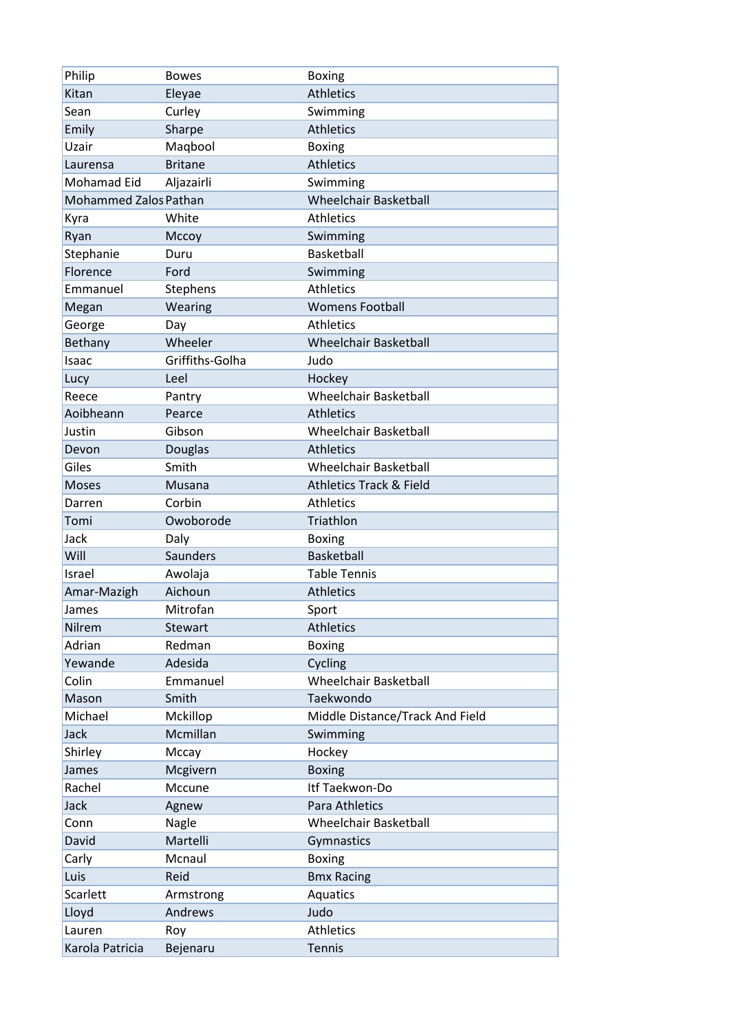| Philip | Bowes | Boxing |
|---|---|---|
| Kitan | Eleyae | Athletics |
| Sean | Curley | Swimming |
| Emily | Sharpe | Athletics |
| Uzair | Maqbool | Boxing |
| Laurensa | Britane | Athletics |
| Mohamad Eid | Aljazairli | Swimming |
| Mohammed Zalos | Pathan | Wheelchair Basketball |
| Kyra | White | Athletics |
| Ryan | Mccoy | Swimming |
| Stephanie | Duru | Basketball |
| Florence | Ford | Swimming |
| Emmanuel | Stephens | Athletics |
| Megan | Wearing | Womens Football |
| George | Day | Athletics |
| Bethany | Wheeler | Wheelchair Basketball |
| Isaac | Griffiths-Golha | Judo |
| Lucy | Leel | Hockey |
| Reece | Pantry | Wheelchair Basketball |
| Aoibheann | Pearce | Athletics |
| Justin | Gibson | Wheelchair Basketball |
| Devon | Douglas | Athletics |
| Giles | Smith | Wheelchair Basketball |
| Moses | Musana | Athletics Track & Field |
| Darren | Corbin | Athletics |
| Tomi | Owoborode | Triathlon |
| Jack | Daly | Boxing |
| Will | Saunders | Basketball |
| Israel | Awolaja | Table Tennis |
| Amar-Mazigh | Aichoun | Athletics |
| James | Mitrofan | Sport |
| Nilrem | Stewart | Athletics |
| Adrian | Redman | Boxing |
| Yewande | Adesida | Cycling |
| Colin | Emmanuel | Wheelchair Basketball |
| Mason | Smith | Taekwondo |
| Michael | Mckillop | Middle Distance/Track And Field |
| Jack | Mcmillan | Swimming |
| Shirley | Mccay | Hockey |
| James | Mcgivern | Boxing |
| Rachel | Mccune | Itf Taekwon-Do |
| Jack | Agnew | Para Athletics |
| Conn | Nagle | Wheelchair Basketball |
| David | Martelli | Gymnastics |
| Carly | Mcnaul | Boxing |
| Luis | Reid | Bmx Racing |
| Scarlett | Armstrong | Aquatics |
| Lloyd | Andrews | Judo |
| Lauren | Roy | Athletics |
| Karola Patricia | Bejenaru | Tennis |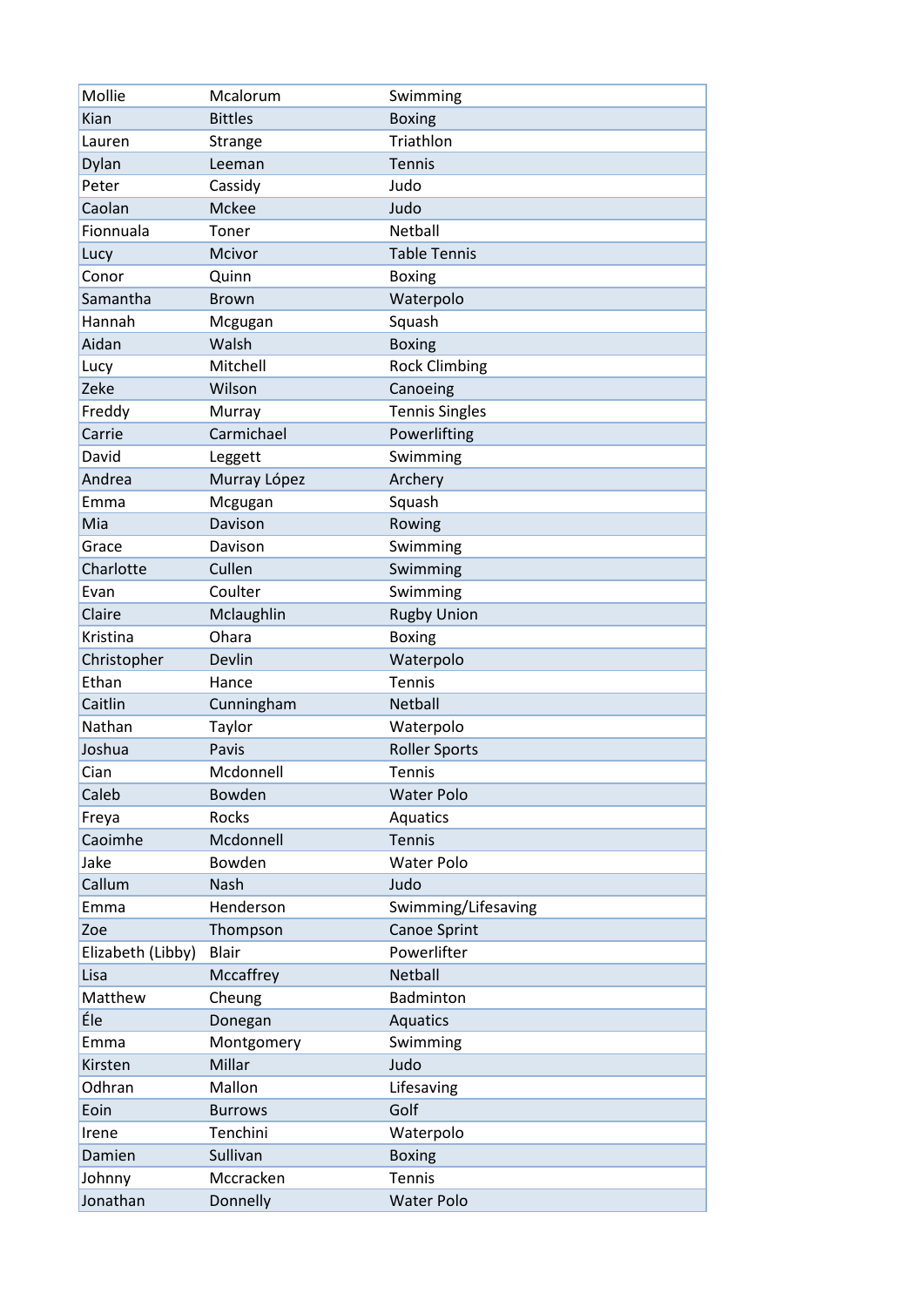| Mollie | Mcalorum | Swimming |
| --- | --- | --- |
| Kian | Bittles | Boxing |
| Lauren | Strange | Triathlon |
| Dylan | Leeman | Tennis |
| Peter | Cassidy | Judo |
| Caolan | Mckee | Judo |
| Fionnuala | Toner | Netball |
| Lucy | Mcivor | Table Tennis |
| Conor | Quinn | Boxing |
| Samantha | Brown | Waterpolo |
| Hannah | Mcgugan | Squash |
| Aidan | Walsh | Boxing |
| Lucy | Mitchell | Rock Climbing |
| Zeke | Wilson | Canoeing |
| Freddy | Murray | Tennis Singles |
| Carrie | Carmichael | Powerlifting |
| David | Leggett | Swimming |
| Andrea | Murray López | Archery |
| Emma | Mcgugan | Squash |
| Mia | Davison | Rowing |
| Grace | Davison | Swimming |
| Charlotte | Cullen | Swimming |
| Evan | Coulter | Swimming |
| Claire | Mclaughlin | Rugby Union |
| Kristina | Ohara | Boxing |
| Christopher | Devlin | Waterpolo |
| Ethan | Hance | Tennis |
| Caitlin | Cunningham | Netball |
| Nathan | Taylor | Waterpolo |
| Joshua | Pavis | Roller Sports |
| Cian | Mcdonnell | Tennis |
| Caleb | Bowden | Water Polo |
| Freya | Rocks | Aquatics |
| Caoimhe | Mcdonnell | Tennis |
| Jake | Bowden | Water Polo |
| Callum | Nash | Judo |
| Emma | Henderson | Swimming/Lifesaving |
| Zoe | Thompson | Canoe Sprint |
| Elizabeth (Libby) | Blair | Powerlifter |
| Lisa | Mccaffrey | Netball |
| Matthew | Cheung | Badminton |
| Éle | Donegan | Aquatics |
| Emma | Montgomery | Swimming |
| Kirsten | Millar | Judo |
| Odhran | Mallon | Lifesaving |
| Eoin | Burrows | Golf |
| Irene | Tenchini | Waterpolo |
| Damien | Sullivan | Boxing |
| Johnny | Mccracken | Tennis |
| Jonathan | Donnelly | Water Polo |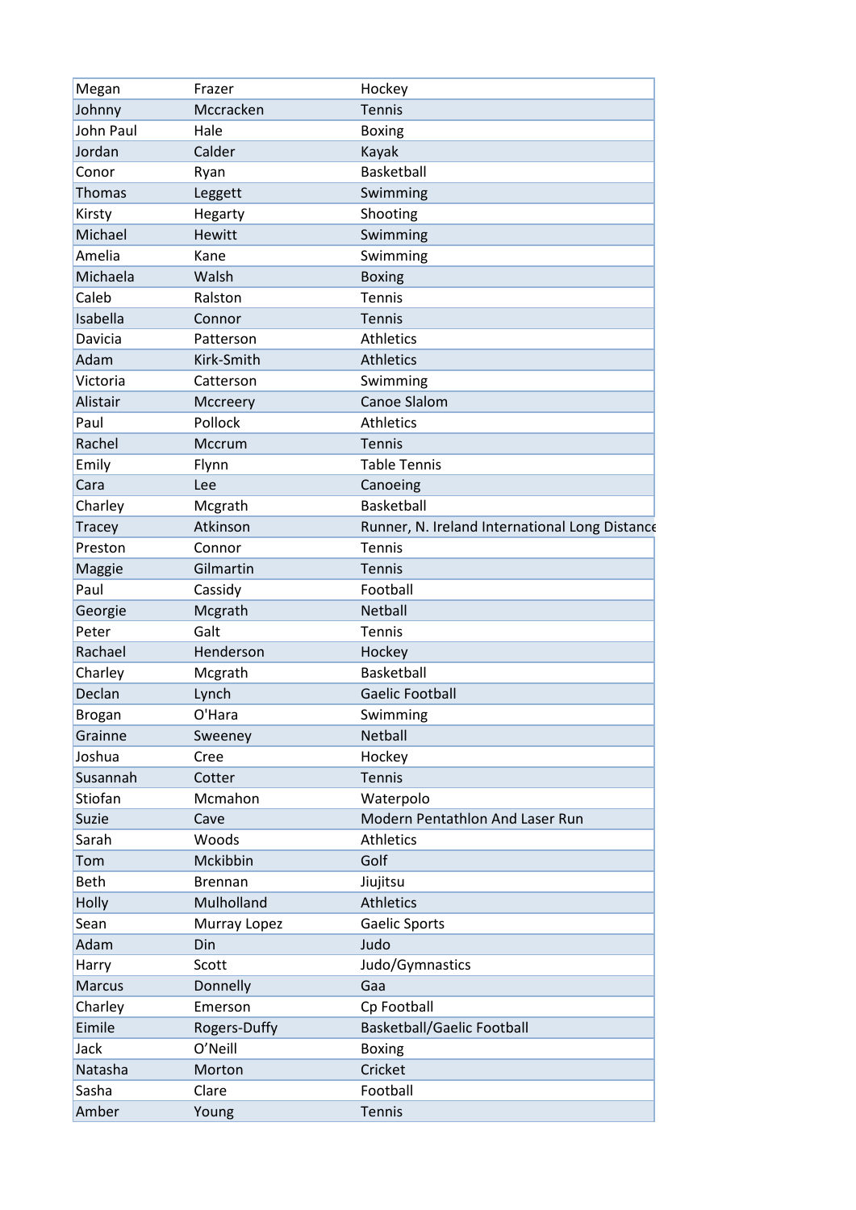| | | |
|---|---|---|
| Megan | Frazer | Hockey |
| Johnny | Mccracken | Tennis |
| John Paul | Hale | Boxing |
| Jordan | Calder | Kayak |
| Conor | Ryan | Basketball |
| Thomas | Leggett | Swimming |
| Kirsty | Hegarty | Shooting |
| Michael | Hewitt | Swimming |
| Amelia | Kane | Swimming |
| Michaela | Walsh | Boxing |
| Caleb | Ralston | Tennis |
| Isabella | Connor | Tennis |
| Davicia | Patterson | Athletics |
| Adam | Kirk-Smith | Athletics |
| Victoria | Catterson | Swimming |
| Alistair | Mccreery | Canoe Slalom |
| Paul | Pollock | Athletics |
| Rachel | Mccrum | Tennis |
| Emily | Flynn | Table Tennis |
| Cara | Lee | Canoeing |
| Charley | Mcgrath | Basketball |
| Tracey | Atkinson | Runner, N. Ireland International Long Distance |
| Preston | Connor | Tennis |
| Maggie | Gilmartin | Tennis |
| Paul | Cassidy | Football |
| Georgie | Mcgrath | Netball |
| Peter | Galt | Tennis |
| Rachael | Henderson | Hockey |
| Charley | Mcgrath | Basketball |
| Declan | Lynch | Gaelic Football |
| Brogan | O'Hara | Swimming |
| Grainne | Sweeney | Netball |
| Joshua | Cree | Hockey |
| Susannah | Cotter | Tennis |
| Stiofan | Mcmahon | Waterpolo |
| Suzie | Cave | Modern Pentathlon And Laser Run |
| Sarah | Woods | Athletics |
| Tom | Mckibbin | Golf |
| Beth | Brennan | Jiujitsu |
| Holly | Mulholland | Athletics |
| Sean | Murray Lopez | Gaelic Sports |
| Adam | Din | Judo |
| Harry | Scott | Judo/Gymnastics |
| Marcus | Donnelly | Gaa |
| Charley | Emerson | Cp Football |
| Eimile | Rogers-Duffy | Basketball/Gaelic Football |
| Jack | O’Neill | Boxing |
| Natasha | Morton | Cricket |
| Sasha | Clare | Football |
| Amber | Young | Tennis |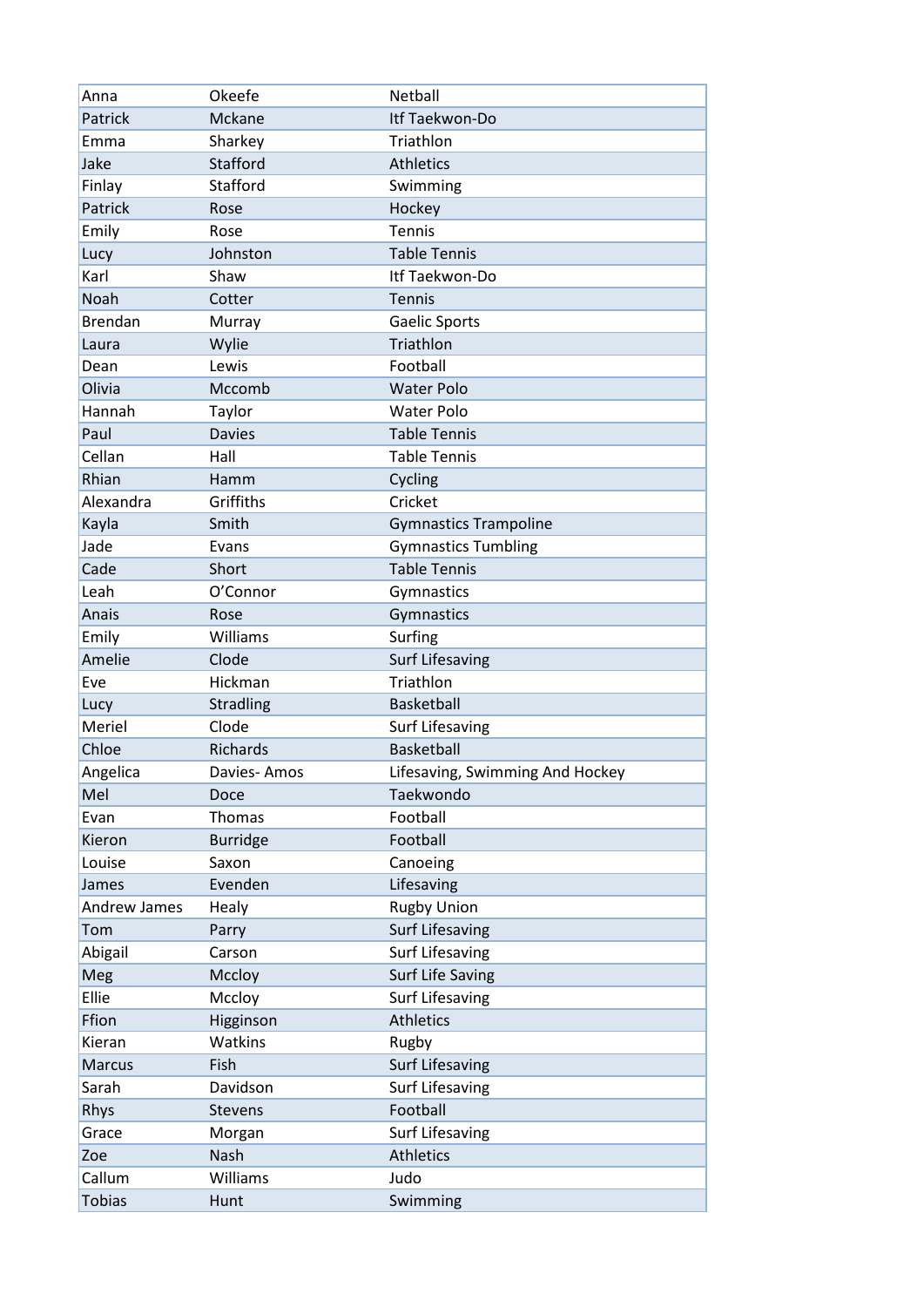| Anna | Okeefe | Netball |
|---|---|---|
| Patrick | Mckane | Itf Taekwon-Do |
| Emma | Sharkey | Triathlon |
| Jake | Stafford | Athletics |
| Finlay | Stafford | Swimming |
| Patrick | Rose | Hockey |
| Emily | Rose | Tennis |
| Lucy | Johnston | Table Tennis |
| Karl | Shaw | Itf Taekwon-Do |
| Noah | Cotter | Tennis |
| Brendan | Murray | Gaelic Sports |
| Laura | Wylie | Triathlon |
| Dean | Lewis | Football |
| Olivia | Mccomb | Water Polo |
| Hannah | Taylor | Water Polo |
| Paul | Davies | Table Tennis |
| Cellan | Hall | Table Tennis |
| Rhian | Hamm | Cycling |
| Alexandra | Griffiths | Cricket |
| Kayla | Smith | Gymnastics Trampoline |
| Jade | Evans | Gymnastics Tumbling |
| Cade | Short | Table Tennis |
| Leah | O’Connor | Gymnastics |
| Anais | Rose | Gymnastics |
| Emily | Williams | Surfing |
| Amelie | Clode | Surf Lifesaving |
| Eve | Hickman | Triathlon |
| Lucy | Stradling | Basketball |
| Meriel | Clode | Surf Lifesaving |
| Chloe | Richards | Basketball |
| Angelica | Davies- Amos | Lifesaving, Swimming And Hockey |
| Mel | Doce | Taekwondo |
| Evan | Thomas | Football |
| Kieron | Burridge | Football |
| Louise | Saxon | Canoeing |
| James | Evenden | Lifesaving |
| Andrew James | Healy | Rugby Union |
| Tom | Parry | Surf Lifesaving |
| Abigail | Carson | Surf Lifesaving |
| Meg | Mccloy | Surf Life Saving |
| Ellie | Mccloy | Surf Lifesaving |
| Ffion | Higginson | Athletics |
| Kieran | Watkins | Rugby |
| Marcus | Fish | Surf Lifesaving |
| Sarah | Davidson | Surf Lifesaving |
| Rhys | Stevens | Football |
| Grace | Morgan | Surf Lifesaving |
| Zoe | Nash | Athletics |
| Callum | Williams | Judo |
| Tobias | Hunt | Swimming |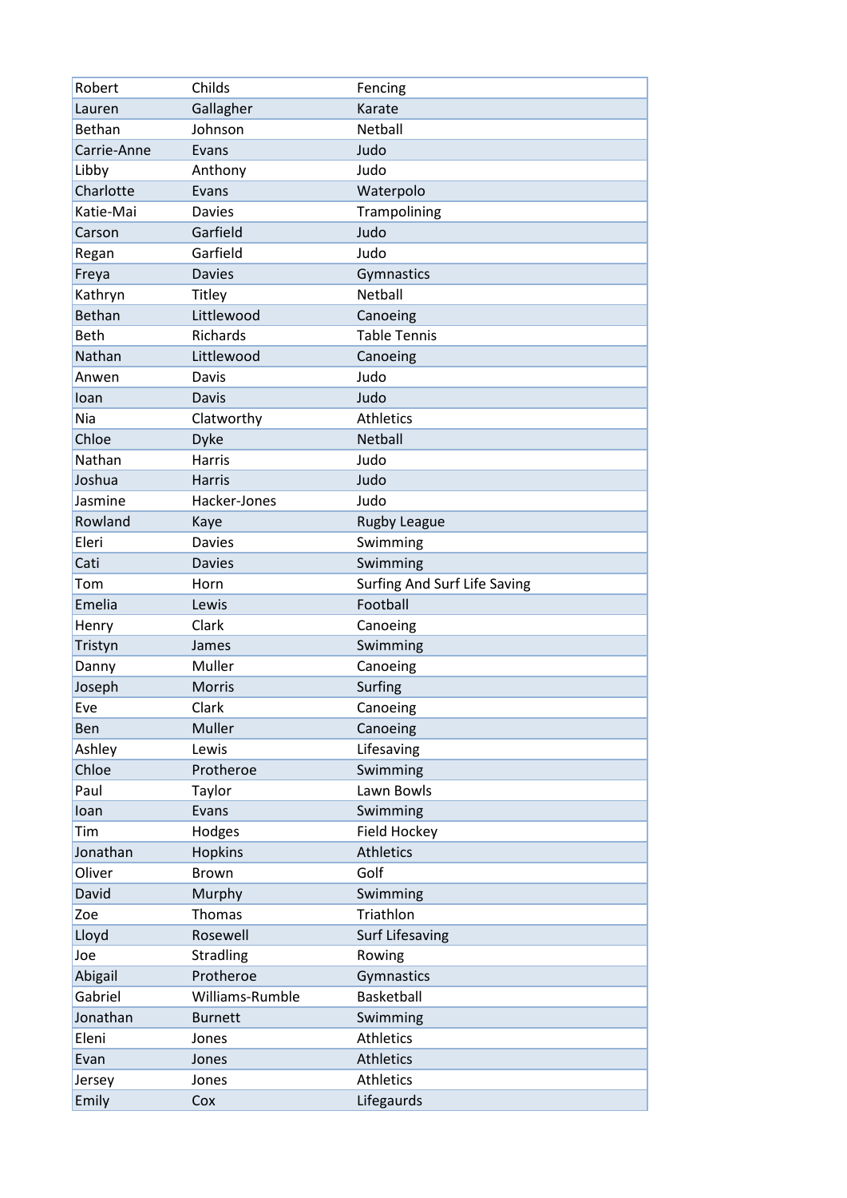| | | |
|---|---|---|
| Robert | Childs | Fencing |
| Lauren | Gallagher | Karate |
| Bethan | Johnson | Netball |
| Carrie-Anne | Evans | Judo |
| Libby | Anthony | Judo |
| Charlotte | Evans | Waterpolo |
| Katie-Mai | Davies | Trampolining |
| Carson | Garfield | Judo |
| Regan | Garfield | Judo |
| Freya | Davies | Gymnastics |
| Kathryn | Titley | Netball |
| Bethan | Littlewood | Canoeing |
| Beth | Richards | Table Tennis |
| Nathan | Littlewood | Canoeing |
| Anwen | Davis | Judo |
| Ioan | Davis | Judo |
| Nia | Clatworthy | Athletics |
| Chloe | Dyke | Netball |
| Nathan | Harris | Judo |
| Joshua | Harris | Judo |
| Jasmine | Hacker-Jones | Judo |
| Rowland | Kaye | Rugby League |
| Eleri | Davies | Swimming |
| Cati | Davies | Swimming |
| Tom | Horn | Surfing And Surf Life Saving |
| Emelia | Lewis | Football |
| Henry | Clark | Canoeing |
| Tristyn | James | Swimming |
| Danny | Muller | Canoeing |
| Joseph | Morris | Surfing |
| Eve | Clark | Canoeing |
| Ben | Muller | Canoeing |
| Ashley | Lewis | Lifesaving |
| Chloe | Protheroe | Swimming |
| Paul | Taylor | Lawn Bowls |
| Ioan | Evans | Swimming |
| Tim | Hodges | Field Hockey |
| Jonathan | Hopkins | Athletics |
| Oliver | Brown | Golf |
| David | Murphy | Swimming |
| Zoe | Thomas | Triathlon |
| Lloyd | Rosewell | Surf Lifesaving |
| Joe | Stradling | Rowing |
| Abigail | Protheroe | Gymnastics |
| Gabriel | Williams-Rumble | Basketball |
| Jonathan | Burnett | Swimming |
| Eleni | Jones | Athletics |
| Evan | Jones | Athletics |
| Jersey | Jones | Athletics |
| Emily | Cox | Lifegaurds |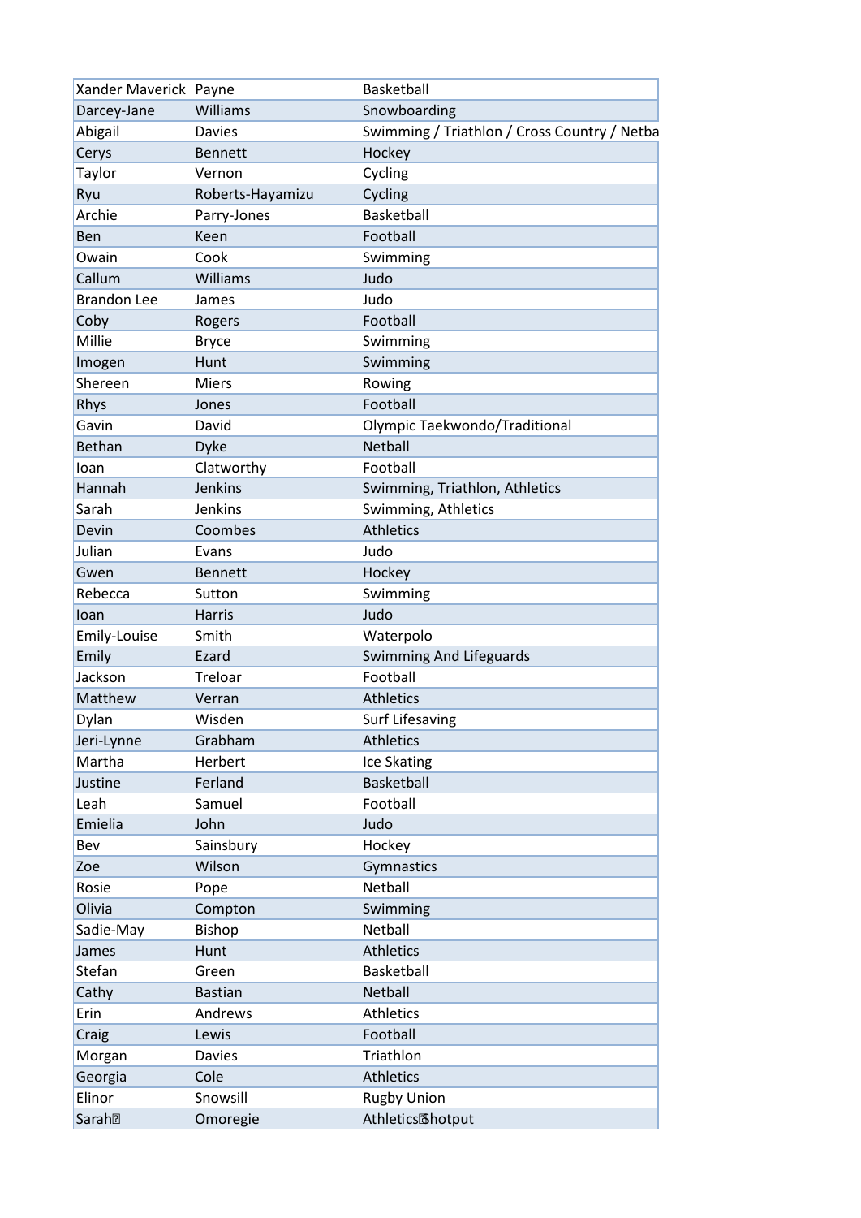| | | |
|---|---|---|
| Xander Maverick | Payne | Basketball |
| Darcey-Jane | Williams | Snowboarding |
| Abigail | Davies | Swimming / Triathlon / Cross Country / Netba |
| Cerys | Bennett | Hockey |
| Taylor | Vernon | Cycling |
| Ryu | Roberts-Hayamizu | Cycling |
| Archie | Parry-Jones | Basketball |
| Ben | Keen | Football |
| Owain | Cook | Swimming |
| Callum | Williams | Judo |
| Brandon Lee | James | Judo |
| Coby | Rogers | Football |
| Millie | Bryce | Swimming |
| Imogen | Hunt | Swimming |
| Shereen | Miers | Rowing |
| Rhys | Jones | Football |
| Gavin | David | Olympic Taekwondo/Traditional |
| Bethan | Dyke | Netball |
| Ioan | Clatworthy | Football |
| Hannah | Jenkins | Swimming, Triathlon, Athletics |
| Sarah | Jenkins | Swimming, Athletics |
| Devin | Coombes | Athletics |
| Julian | Evans | Judo |
| Gwen | Bennett | Hockey |
| Rebecca | Sutton | Swimming |
| Ioan | Harris | Judo |
| Emily-Louise | Smith | Waterpolo |
| Emily | Ezard | Swimming And Lifeguards |
| Jackson | Treloar | Football |
| Matthew | Verran | Athletics |
| Dylan | Wisden | Surf Lifesaving |
| Jeri-Lynne | Grabham | Athletics |
| Martha | Herbert | Ice Skating |
| Justine | Ferland | Basketball |
| Leah | Samuel | Football |
| Emielia | John | Judo |
| Bev | Sainsbury | Hockey |
| Zoe | Wilson | Gymnastics |
| Rosie | Pope | Netball |
| Olivia | Compton | Swimming |
| Sadie-May | Bishop | Netball |
| James | Hunt | Athletics |
| Stefan | Green | Basketball |
| Cathy | Bastian | Netball |
| Erin | Andrews | Athletics |
| Craig | Lewis | Football |
| Morgan | Davies | Triathlon |
| Georgia | Cole | Athletics |
| Elinor | Snowsill | Rugby Union |
| Sarah | Omoregie | Athletics Shotput |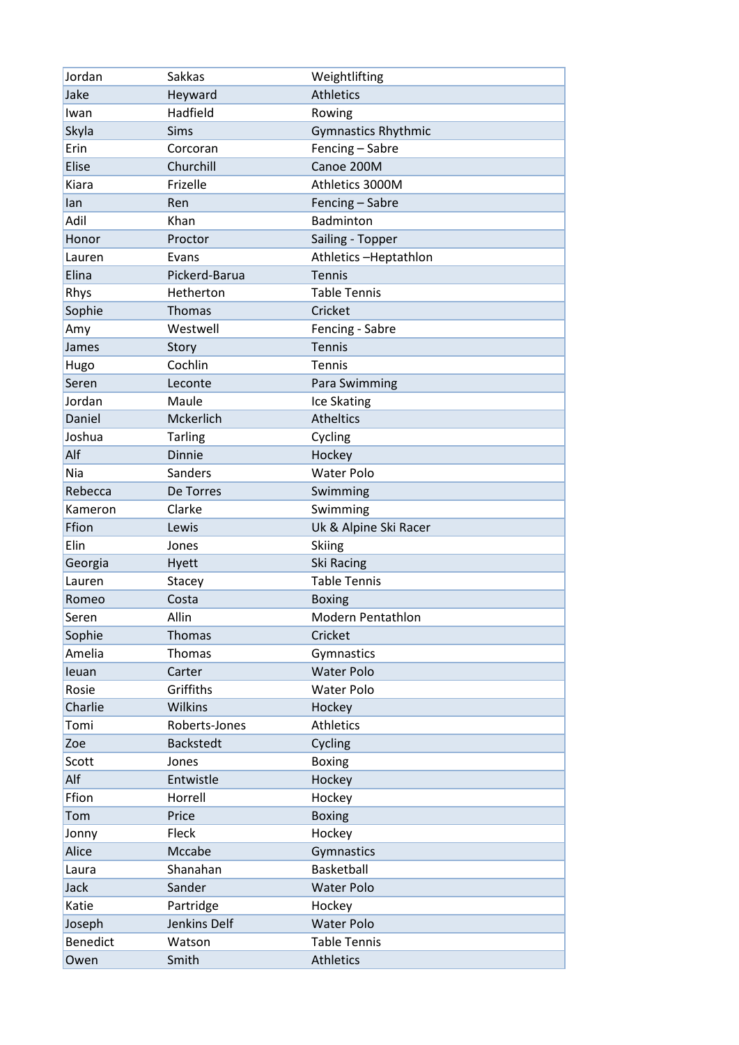| | | |
|---|---|---|
| Jordan | Sakkas | Weightlifting |
| Jake | Heyward | Athletics |
| Iwan | Hadfield | Rowing |
| Skyla | Sims | Gymnastics Rhythmic |
| Erin | Corcoran | Fencing – Sabre |
| Elise | Churchill | Canoe 200M |
| Kiara | Frizelle | Athletics 3000M |
| Ian | Ren | Fencing – Sabre |
| Adil | Khan | Badminton |
| Honor | Proctor | Sailing - Topper |
| Lauren | Evans | Athletics –Heptathlon |
| Elina | Pickerd-Barua | Tennis |
| Rhys | Hetherton | Table Tennis |
| Sophie | Thomas | Cricket |
| Amy | Westwell | Fencing - Sabre |
| James | Story | Tennis |
| Hugo | Cochlin | Tennis |
| Seren | Leconte | Para Swimming |
| Jordan | Maule | Ice Skating |
| Daniel | Mckerlich | Atheltics |
| Joshua | Tarling | Cycling |
| Alf | Dinnie | Hockey |
| Nia | Sanders | Water Polo |
| Rebecca | De Torres | Swimming |
| Kameron | Clarke | Swimming |
| Ffion | Lewis | Uk & Alpine Ski Racer |
| Elin | Jones | Skiing |
| Georgia | Hyett | Ski Racing |
| Lauren | Stacey | Table Tennis |
| Romeo | Costa | Boxing |
| Seren | Allin | Modern Pentathlon |
| Sophie | Thomas | Cricket |
| Amelia | Thomas | Gymnastics |
| Ieuan | Carter | Water Polo |
| Rosie | Griffiths | Water Polo |
| Charlie | Wilkins | Hockey |
| Tomi | Roberts-Jones | Athletics |
| Zoe | Backstedt | Cycling |
| Scott | Jones | Boxing |
| Alf | Entwistle | Hockey |
| Ffion | Horrell | Hockey |
| Tom | Price | Boxing |
| Jonny | Fleck | Hockey |
| Alice | Mccabe | Gymnastics |
| Laura | Shanahan | Basketball |
| Jack | Sander | Water Polo |
| Katie | Partridge | Hockey |
| Joseph | Jenkins Delf | Water Polo |
| Benedict | Watson | Table Tennis |
| Owen | Smith | Athletics |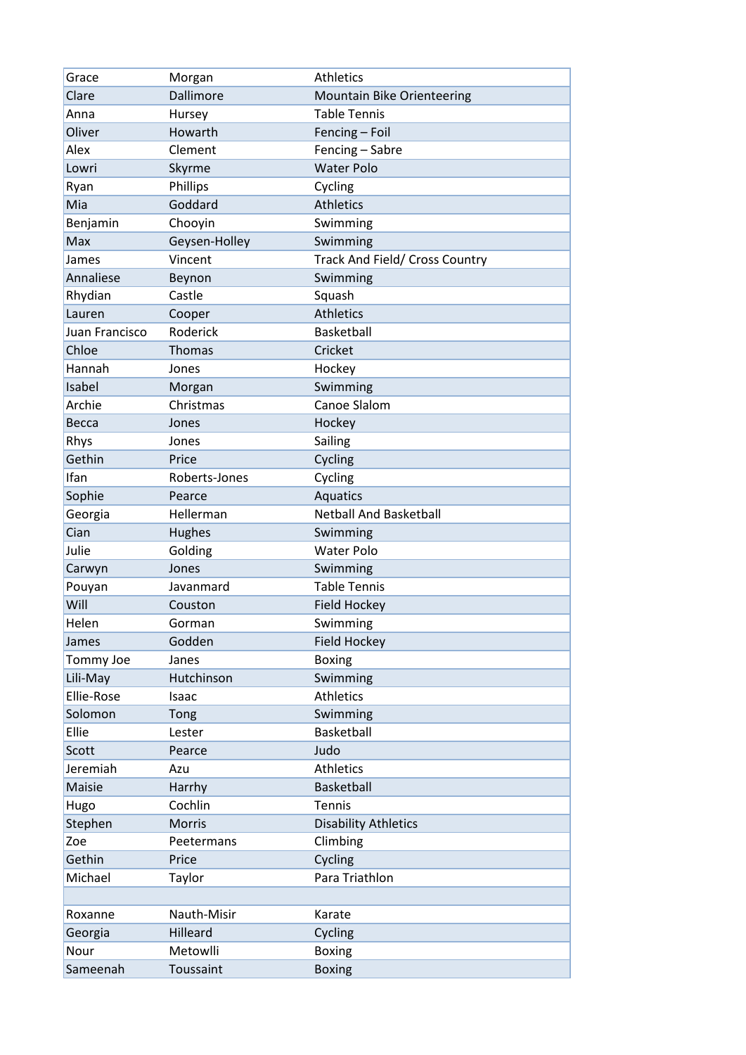| Grace | Morgan | Athletics |
|---|---|---|
| Clare | Dallimore | Mountain Bike Orienteering |
| Anna | Hursey | Table Tennis |
| Oliver | Howarth | Fencing – Foil |
| Alex | Clement | Fencing – Sabre |
| Lowri | Skyrme | Water Polo |
| Ryan | Phillips | Cycling |
| Mia | Goddard | Athletics |
| Benjamin | Chooyin | Swimming |
| Max | Geysen-Holley | Swimming |
| James | Vincent | Track And Field/ Cross Country |
| Annaliese | Beynon | Swimming |
| Rhydian | Castle | Squash |
| Lauren | Cooper | Athletics |
| Juan Francisco | Roderick | Basketball |
| Chloe | Thomas | Cricket |
| Hannah | Jones | Hockey |
| Isabel | Morgan | Swimming |
| Archie | Christmas | Canoe Slalom |
| Becca | Jones | Hockey |
| Rhys | Jones | Sailing |
| Gethin | Price | Cycling |
| Ifan | Roberts-Jones | Cycling |
| Sophie | Pearce | Aquatics |
| Georgia | Hellerman | Netball And Basketball |
| Cian | Hughes | Swimming |
| Julie | Golding | Water Polo |
| Carwyn | Jones | Swimming |
| Pouyan | Javanmard | Table Tennis |
| Will | Couston | Field Hockey |
| Helen | Gorman | Swimming |
| James | Godden | Field Hockey |
| Tommy Joe | Janes | Boxing |
| Lili-May | Hutchinson | Swimming |
| Ellie-Rose | Isaac | Athletics |
| Solomon | Tong | Swimming |
| Ellie | Lester | Basketball |
| Scott | Pearce | Judo |
| Jeremiah | Azu | Athletics |
| Maisie | Harrhy | Basketball |
| Hugo | Cochlin | Tennis |
| Stephen | Morris | Disability Athletics |
| Zoe | Peetermans | Climbing |
| Gethin | Price | Cycling |
| Michael | Taylor | Para Triathlon |
| | | |
| Roxanne | Nauth-Misir | Karate |
| Georgia | Hilleard | Cycling |
| Nour | Metowlli | Boxing |
| Sameenah | Toussaint | Boxing |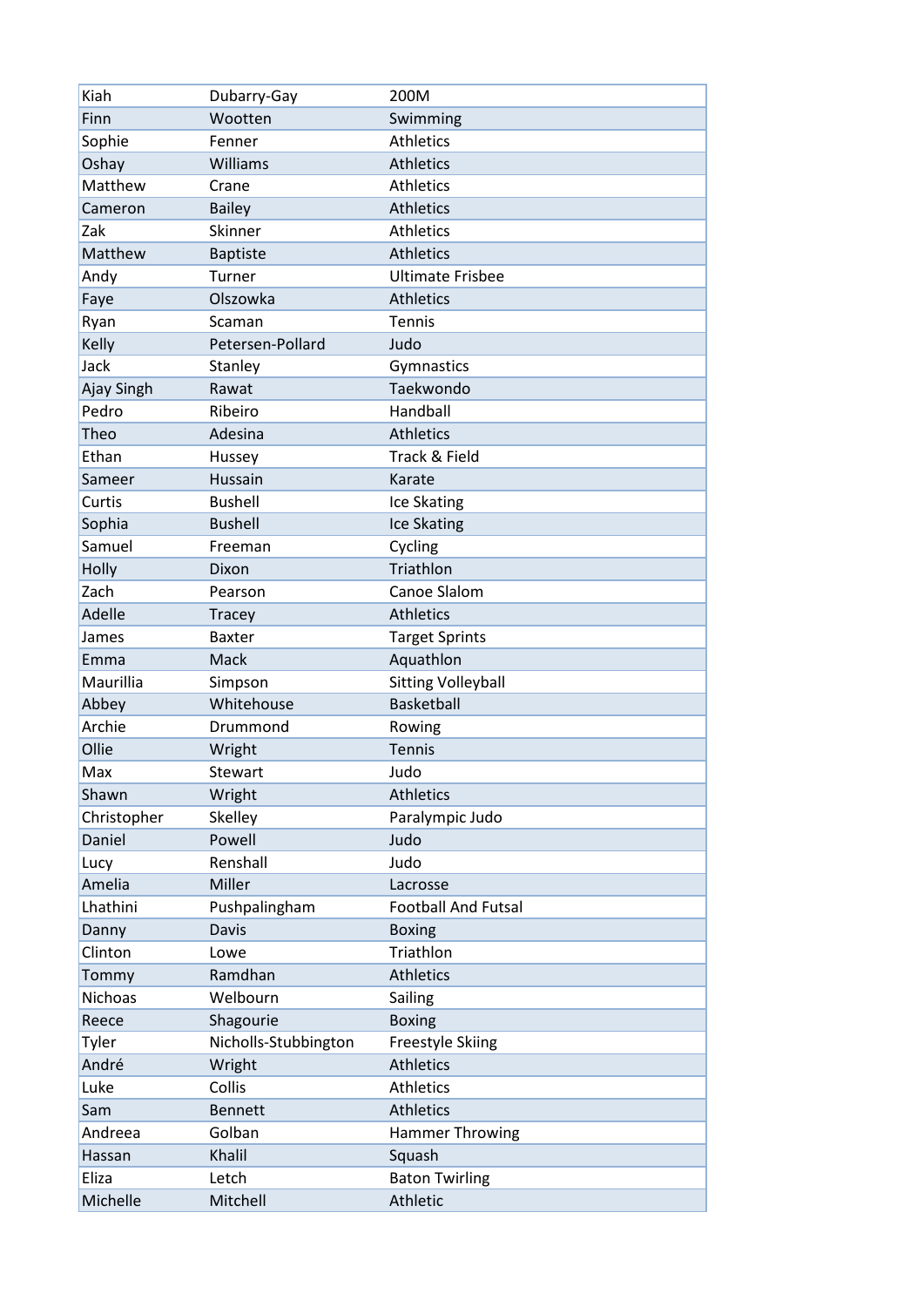| Kiah | Dubarry-Gay | 200M |
|---|---|---|
| Finn | Wootten | Swimming |
| Sophie | Fenner | Athletics |
| Oshay | Williams | Athletics |
| Matthew | Crane | Athletics |
| Cameron | Bailey | Athletics |
| Zak | Skinner | Athletics |
| Matthew | Baptiste | Athletics |
| Andy | Turner | Ultimate Frisbee |
| Faye | Olszowka | Athletics |
| Ryan | Scaman | Tennis |
| Kelly | Petersen-Pollard | Judo |
| Jack | Stanley | Gymnastics |
| Ajay Singh | Rawat | Taekwondo |
| Pedro | Ribeiro | Handball |
| Theo | Adesina | Athletics |
| Ethan | Hussey | Track & Field |
| Sameer | Hussain | Karate |
| Curtis | Bushell | Ice Skating |
| Sophia | Bushell | Ice Skating |
| Samuel | Freeman | Cycling |
| Holly | Dixon | Triathlon |
| Zach | Pearson | Canoe Slalom |
| Adelle | Tracey | Athletics |
| James | Baxter | Target Sprints |
| Emma | Mack | Aquathlon |
| Maurillia | Simpson | Sitting Volleyball |
| Abbey | Whitehouse | Basketball |
| Archie | Drummond | Rowing |
| Ollie | Wright | Tennis |
| Max | Stewart | Judo |
| Shawn | Wright | Athletics |
| Christopher | Skelley | Paralympic Judo |
| Daniel | Powell | Judo |
| Lucy | Renshall | Judo |
| Amelia | Miller | Lacrosse |
| Lhathini | Pushpalingham | Football And Futsal |
| Danny | Davis | Boxing |
| Clinton | Lowe | Triathlon |
| Tommy | Ramdhan | Athletics |
| Nichoas | Welbourn | Sailing |
| Reece | Shagourie | Boxing |
| Tyler | Nicholls-Stubbington | Freestyle Skiing |
| André | Wright | Athletics |
| Luke | Collis | Athletics |
| Sam | Bennett | Athletics |
| Andreea | Golban | Hammer Throwing |
| Hassan | Khalil | Squash |
| Eliza | Letch | Baton Twirling |
| Michelle | Mitchell | Athletic |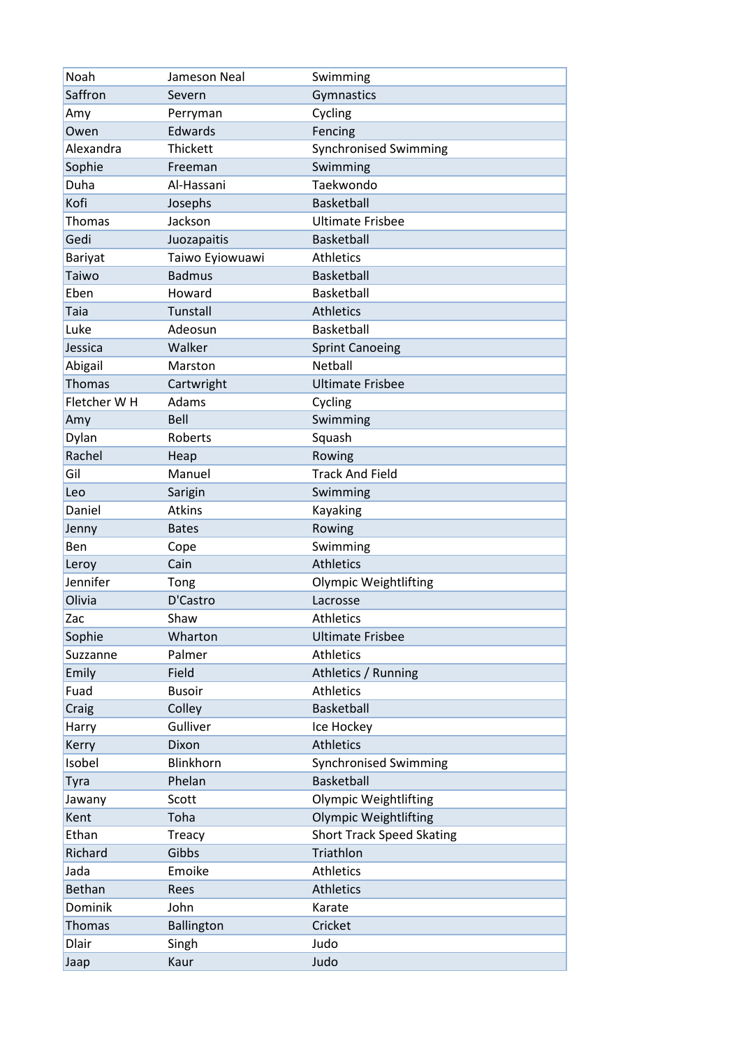| Noah | Jameson Neal | Swimming |
|---|---|---|
| Saffron | Severn | Gymnastics |
| Amy | Perryman | Cycling |
| Owen | Edwards | Fencing |
| Alexandra | Thickett | Synchronised Swimming |
| Sophie | Freeman | Swimming |
| Duha | Al-Hassani | Taekwondo |
| Kofi | Josephs | Basketball |
| Thomas | Jackson | Ultimate Frisbee |
| Gedi | Juozapaitis | Basketball |
| Bariyat | Taiwo Eyiowuawi | Athletics |
| Taiwo | Badmus | Basketball |
| Eben | Howard | Basketball |
| Taia | Tunstall | Athletics |
| Luke | Adeosun | Basketball |
| Jessica | Walker | Sprint Canoeing |
| Abigail | Marston | Netball |
| Thomas | Cartwright | Ultimate Frisbee |
| Fletcher W H | Adams | Cycling |
| Amy | Bell | Swimming |
| Dylan | Roberts | Squash |
| Rachel | Heap | Rowing |
| Gil | Manuel | Track And Field |
| Leo | Sarigin | Swimming |
| Daniel | Atkins | Kayaking |
| Jenny | Bates | Rowing |
| Ben | Cope | Swimming |
| Leroy | Cain | Athletics |
| Jennifer | Tong | Olympic Weightlifting |
| Olivia | D'Castro | Lacrosse |
| Zac | Shaw | Athletics |
| Sophie | Wharton | Ultimate Frisbee |
| Suzzanne | Palmer | Athletics |
| Emily | Field | Athletics / Running |
| Fuad | Busoir | Athletics |
| Craig | Colley | Basketball |
| Harry | Gulliver | Ice Hockey |
| Kerry | Dixon | Athletics |
| Isobel | Blinkhorn | Synchronised Swimming |
| Tyra | Phelan | Basketball |
| Jawany | Scott | Olympic Weightlifting |
| Kent | Toha | Olympic Weightlifting |
| Ethan | Treacy | Short Track Speed Skating |
| Richard | Gibbs | Triathlon |
| Jada | Emoike | Athletics |
| Bethan | Rees | Athletics |
| Dominik | John | Karate |
| Thomas | Ballington | Cricket |
| Dlair | Singh | Judo |
| Jaap | Kaur | Judo |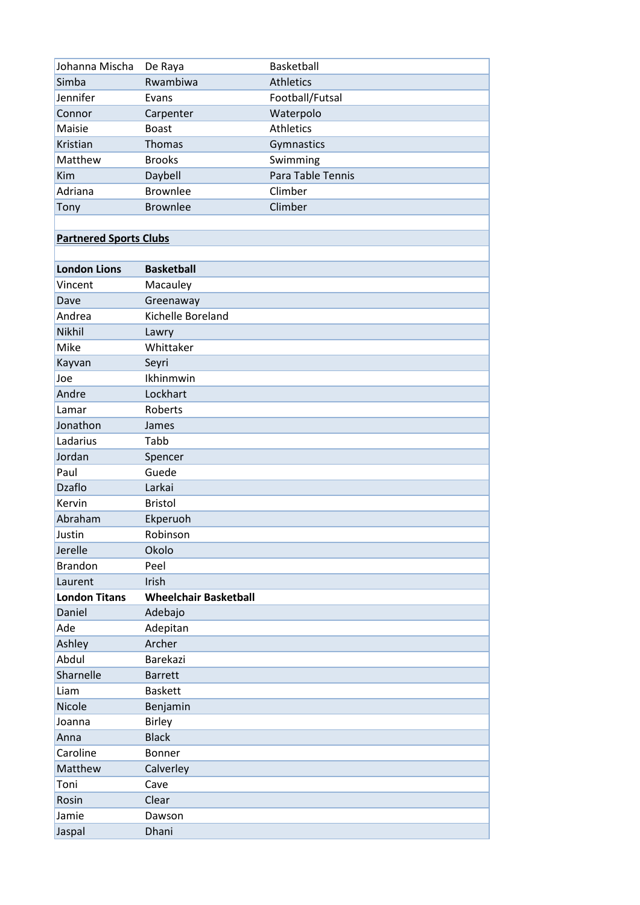| | | |
|---|---|---|
| Johanna Mischa | De Raya | Basketball |
| Simba | Rwambiwa | Athletics |
| Jennifer | Evans | Football/Futsal |
| Connor | Carpenter | Waterpolo |
| Maisie | Boast | Athletics |
| Kristian | Thomas | Gymnastics |
| Matthew | Brooks | Swimming |
| Kim | Daybell | Para Table Tennis |
| Adriana | Brownlee | Climber |
| Tony | Brownlee | Climber |
| | | |
| **Partnered Sports Clubs** | | |
| | | |
| **London Lions** | **Basketball** | |
| Vincent | Macauley | |
| Dave | Greenaway | |
| Andrea | Kichelle Boreland | |
| Nikhil | Lawry | |
| Mike | Whittaker | |
| Kayvan | Seyri | |
| Joe | Ikhinmwin | |
| Andre | Lockhart | |
| Lamar | Roberts | |
| Jonathon | James | |
| Ladarius | Tabb | |
| Jordan | Spencer | |
| Paul | Guede | |
| Dzaflo | Larkai | |
| Kervin | Bristol | |
| Abraham | Ekperuoh | |
| Justin | Robinson | |
| Jerelle | Okolo | |
| Brandon | Peel | |
| Laurent | Irish | |
| **London Titans** | **Wheelchair Basketball** | |
| Daniel | Adebajo | |
| Ade | Adepitan | |
| Ashley | Archer | |
| Abdul | Barekazi | |
| Sharnelle | Barrett | |
| Liam | Baskett | |
| Nicole | Benjamin | |
| Joanna | Birley | |
| Anna | Black | |
| Caroline | Bonner | |
| Matthew | Calverley | |
| Toni | Cave | |
| Rosin | Clear | |
| Jamie | Dawson | |
| Jaspal | Dhani | |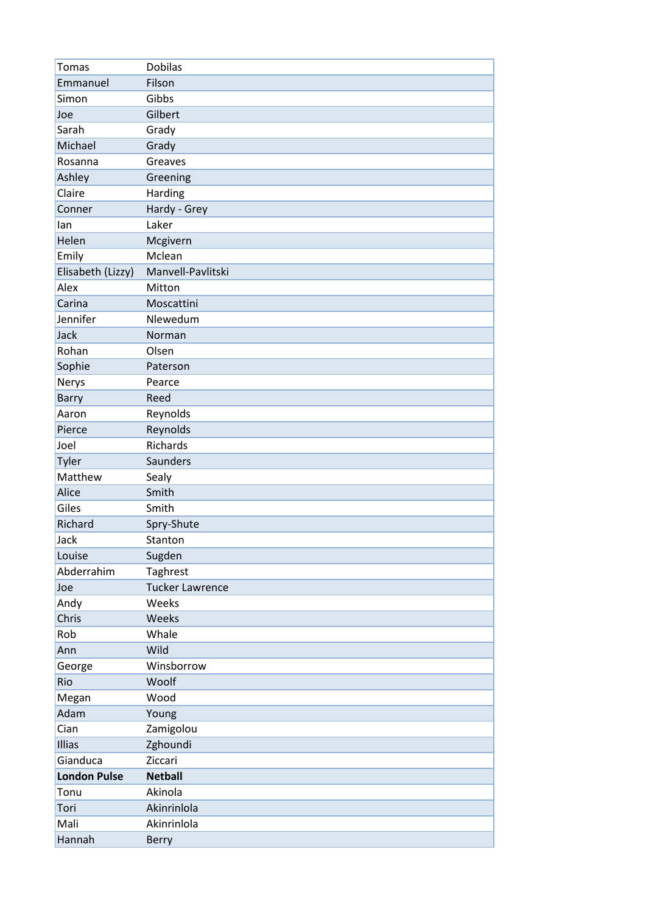| Tomas | Dobilas |
|---|---|
| Emmanuel | Filson |
| Simon | Gibbs |
| Joe | Gilbert |
| Sarah | Grady |
| Michael | Grady |
| Rosanna | Greaves |
| Ashley | Greening |
| Claire | Harding |
| Conner | Hardy - Grey |
| Ian | Laker |
| Helen | Mcgivern |
| Emily | Mclean |
| Elisabeth (Lizzy) | Manvell-Pavlitski |
| Alex | Mitton |
| Carina | Moscattini |
| Jennifer | Nlewedum |
| Jack | Norman |
| Rohan | Olsen |
| Sophie | Paterson |
| Nerys | Pearce |
| Barry | Reed |
| Aaron | Reynolds |
| Pierce | Reynolds |
| Joel | Richards |
| Tyler | Saunders |
| Matthew | Sealy |
| Alice | Smith |
| Giles | Smith |
| Richard | Spry-Shute |
| Jack | Stanton |
| Louise | Sugden |
| Abderrahim | Taghrest |
| Joe | Tucker Lawrence |
| Andy | Weeks |
| Chris | Weeks |
| Rob | Whale |
| Ann | Wild |
| George | Winsborrow |
| Rio | Woolf |
| Megan | Wood |
| Adam | Young |
| Cian | Zamigolou |
| Illias | Zghoundi |
| Gianduca | Ziccari |
| **London Pulse** | **Netball** |
| Tonu | Akinola |
| Tori | Akinrinlola |
| Mali | Akinrinlola |
| Hannah | Berry |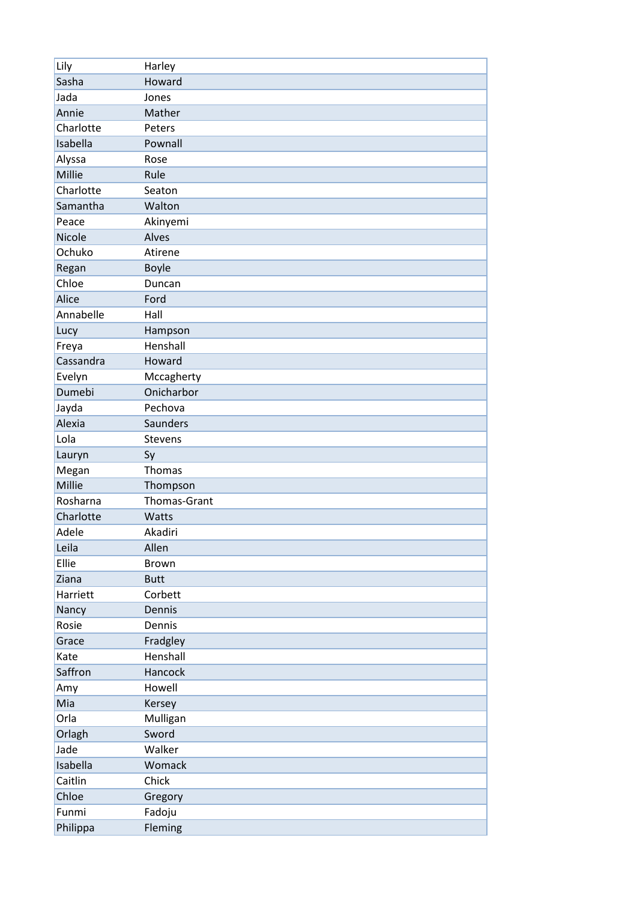| Lily | Harley |
|---|---|
| Sasha | Howard |
| Jada | Jones |
| Annie | Mather |
| Charlotte | Peters |
| Isabella | Pownall |
| Alyssa | Rose |
| Millie | Rule |
| Charlotte | Seaton |
| Samantha | Walton |
| Peace | Akinyemi |
| Nicole | Alves |
| Ochuko | Atirene |
| Regan | Boyle |
| Chloe | Duncan |
| Alice | Ford |
| Annabelle | Hall |
| Lucy | Hampson |
| Freya | Henshall |
| Cassandra | Howard |
| Evelyn | Mccagherty |
| Dumebi | Onicharbor |
| Jayda | Pechova |
| Alexia | Saunders |
| Lola | Stevens |
| Lauryn | Sy |
| Megan | Thomas |
| Millie | Thompson |
| Rosharna | Thomas-Grant |
| Charlotte | Watts |
| Adele | Akadiri |
| Leila | Allen |
| Ellie | Brown |
| Ziana | Butt |
| Harriett | Corbett |
| Nancy | Dennis |
| Rosie | Dennis |
| Grace | Fradgley |
| Kate | Henshall |
| Saffron | Hancock |
| Amy | Howell |
| Mia | Kersey |
| Orla | Mulligan |
| Orlagh | Sword |
| Jade | Walker |
| Isabella | Womack |
| Caitlin | Chick |
| Chloe | Gregory |
| Funmi | Fadoju |
| Philippa | Fleming |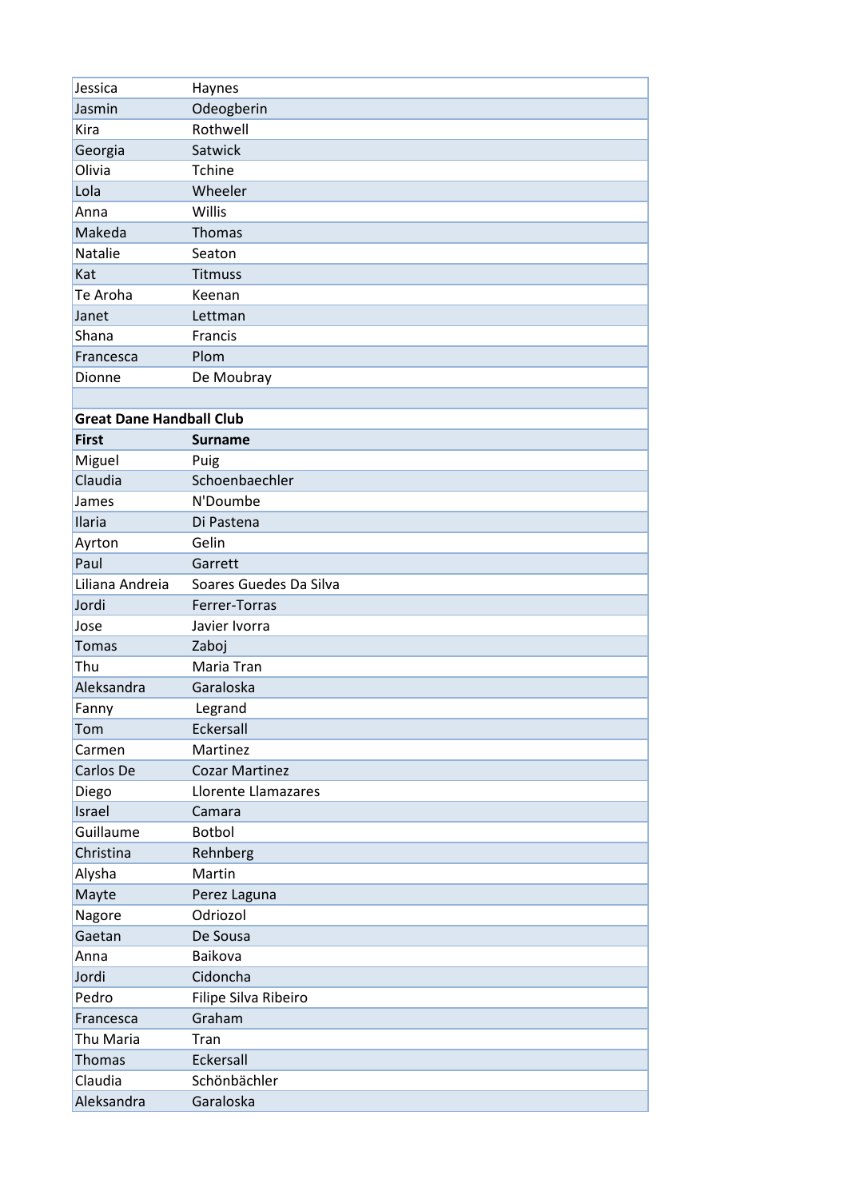| | |
|---|---|
| Jessica | Haynes |
| Jasmin | Odeogberin |
| Kira | Rothwell |
| Georgia | Satwick |
| Olivia | Tchine |
| Lola | Wheeler |
| Anna | Willis |
| Makeda | Thomas |
| Natalie | Seaton |
| Kat | Titmuss |
| Te Aroha | Keenan |
| Janet | Lettman |
| Shana | Francis |
| Francesca | Plom |
| Dionne | De Moubray |
| | |
| **Great Dane Handball Club** | |
| **First** | **Surname** |
| Miguel | Puig |
| Claudia | Schoenbaechler |
| James | N'Doumbe |
| Ilaria | Di Pastena |
| Ayrton | Gelin |
| Paul | Garrett |
| Liliana Andreia | Soares Guedes Da Silva |
| Jordi | Ferrer-Torras |
| Jose | Javier Ivorra |
| Tomas | Zaboj |
| Thu | Maria Tran |
| Aleksandra | Garaloska |
| Fanny | Legrand |
| Tom | Eckersall |
| Carmen | Martinez |
| Carlos De | Cozar Martinez |
| Diego | Llorente Llamazares |
| Israel | Camara |
| Guillaume | Botbol |
| Christina | Rehnberg |
| Alysha | Martin |
| Mayte | Perez Laguna |
| Nagore | Odriozol |
| Gaetan | De Sousa |
| Anna | Baikova |
| Jordi | Cidoncha |
| Pedro | Filipe Silva Ribeiro |
| Francesca | Graham |
| Thu Maria | Tran |
| Thomas | Eckersall |
| Claudia | Schönbächler |
| Aleksandra | Garaloska |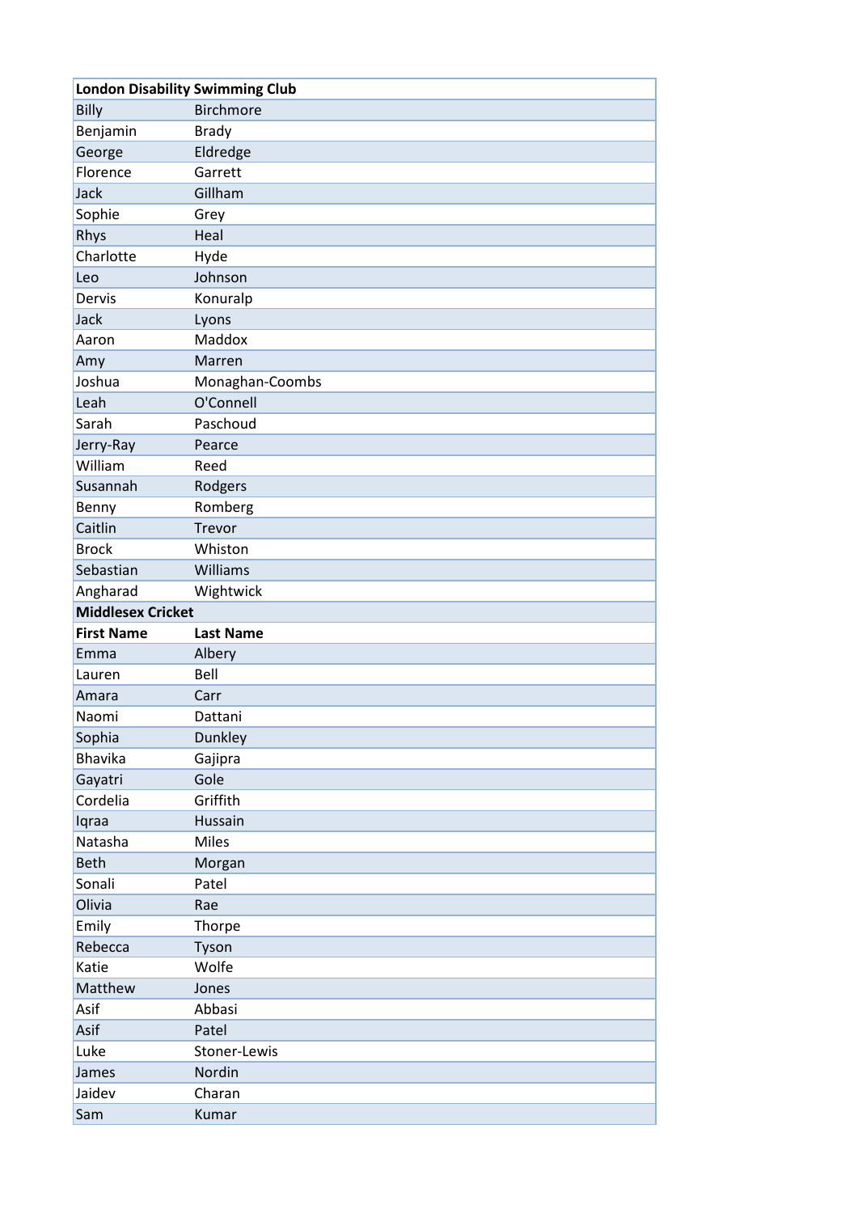| London Disability Swimming Club | |
|---|---|
| Billy | Birchmore |
| Benjamin | Brady |
| George | Eldredge |
| Florence | Garrett |
| Jack | Gillham |
| Sophie | Grey |
| Rhys | Heal |
| Charlotte | Hyde |
| Leo | Johnson |
| Dervis | Konuralp |
| Jack | Lyons |
| Aaron | Maddox |
| Amy | Marren |
| Joshua | Monaghan-Coombs |
| Leah | O'Connell |
| Sarah | Paschoud |
| Jerry-Ray | Pearce |
| William | Reed |
| Susannah | Rodgers |
| Benny | Romberg |
| Caitlin | Trevor |
| Brock | Whiston |
| Sebastian | Williams |
| Angharad | Wightwick |
| **Middlesex Cricket** | |
| **First Name** | **Last Name** |
| Emma | Albery |
| Lauren | Bell |
| Amara | Carr |
| Naomi | Dattani |
| Sophia | Dunkley |
| Bhavika | Gajipra |
| Gayatri | Gole |
| Cordelia | Griffith |
| Iqraa | Hussain |
| Natasha | Miles |
| Beth | Morgan |
| Sonali | Patel |
| Olivia | Rae |
| Emily | Thorpe |
| Rebecca | Tyson |
| Katie | Wolfe |
| Matthew | Jones |
| Asif | Abbasi |
| Asif | Patel |
| Luke | Stoner-Lewis |
| James | Nordin |
| Jaidev | Charan |
| Sam | Kumar |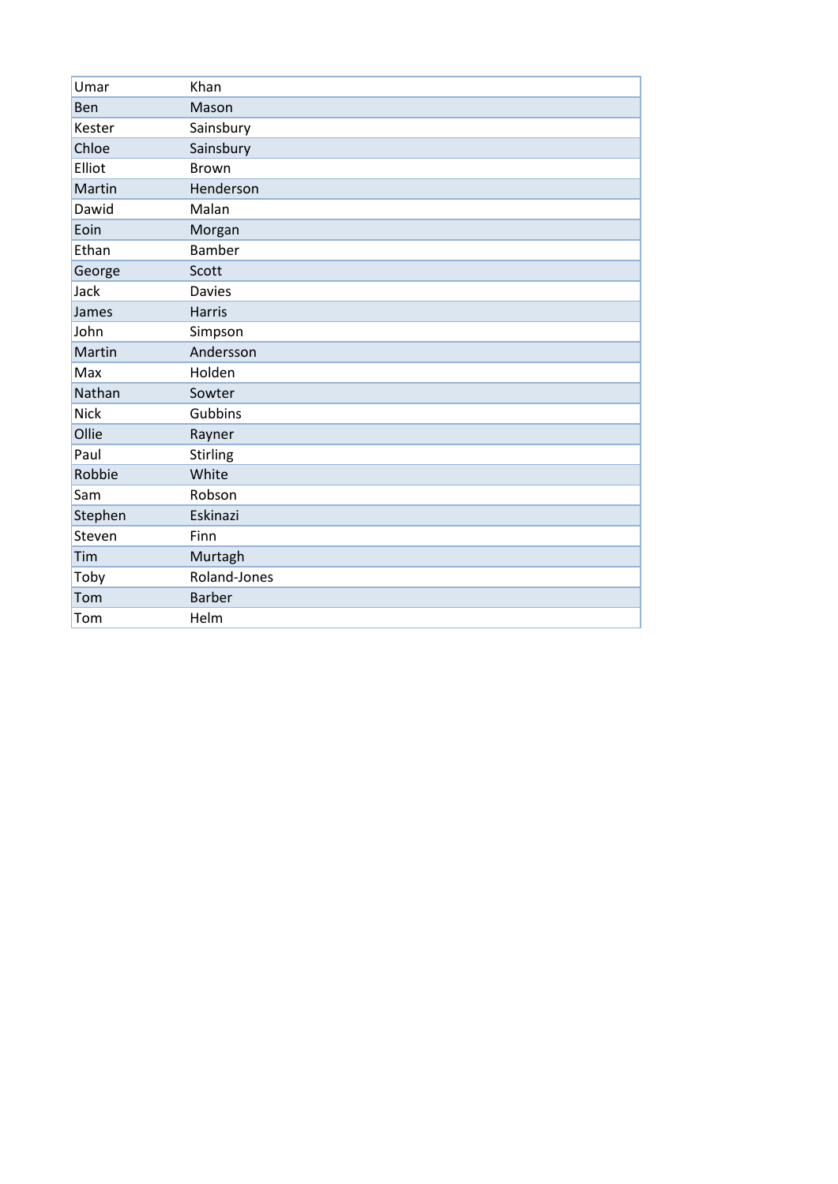| | |
|---|---|
| Umar | Khan |
| Ben | Mason |
| Kester | Sainsbury |
| Chloe | Sainsbury |
| Elliot | Brown |
| Martin | Henderson |
| Dawid | Malan |
| Eoin | Morgan |
| Ethan | Bamber |
| George | Scott |
| Jack | Davies |
| James | Harris |
| John | Simpson |
| Martin | Andersson |
| Max | Holden |
| Nathan | Sowter |
| Nick | Gubbins |
| Ollie | Rayner |
| Paul | Stirling |
| Robbie | White |
| Sam | Robson |
| Stephen | Eskinazi |
| Steven | Finn |
| Tim | Murtagh |
| Toby | Roland-Jones |
| Tom | Barber |
| Tom | Helm |